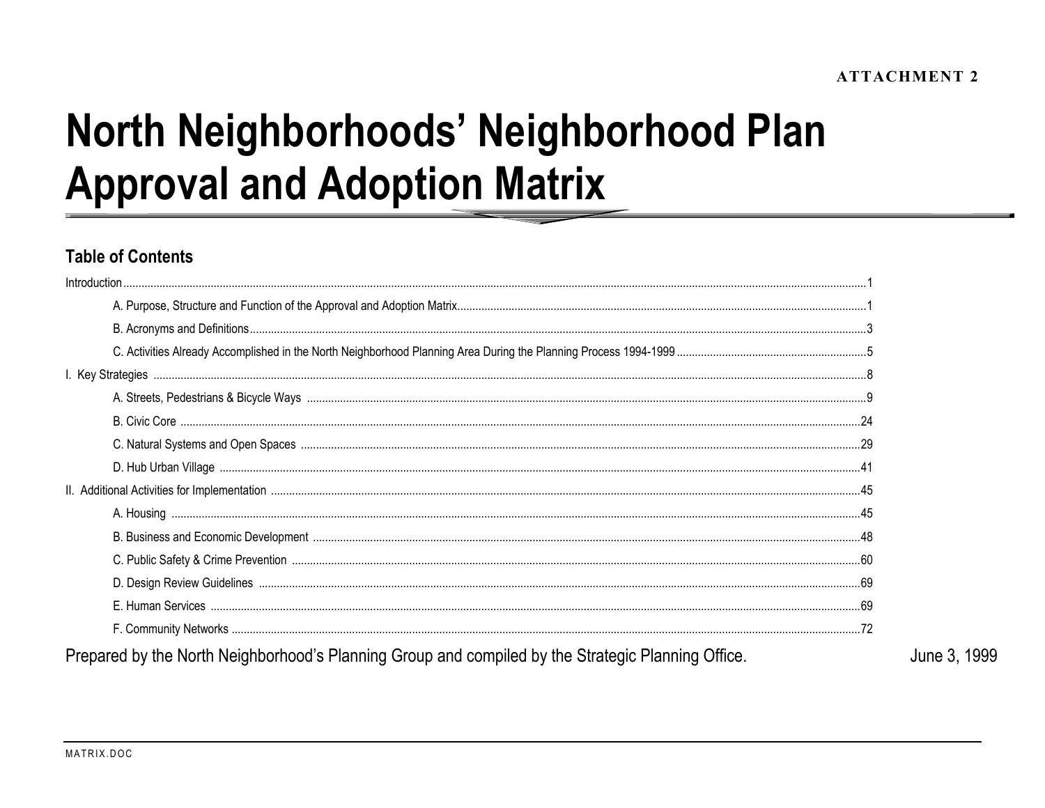ATTACHMENT 2

# North Neighborhoods' Neighborhood Plan Approval and Adoption Matrix

## Table of Contents

Introduction.....1

- A. Purpose, Structure and Function of the Approval and Adoption Matrix.....1
- B. Acronyms and Definitions.....3
- C. Activities Already Accomplished in the North Neighborhood Planning Area During the Planning Process 1994-1999.....5

I. Key Strategies.....8

- A. Streets, Pedestrians & Bicycle Ways.....9
- B. Civic Core.....24
- C. Natural Systems and Open Spaces.....29
- D. Hub Urban Village.....41

II. Additional Activities for Implementation.....45

- A. Housing.....45
- B. Business and Economic Development.....48
- C. Public Safety & Crime Prevention.....60
- D. Design Review Guidelines.....69
- E. Human Services.....69
- F. Community Networks.....72

Prepared by the North Neighborhood's Planning Group and compiled by the Strategic Planning Office. June 3, 1999

MATRIX.DOC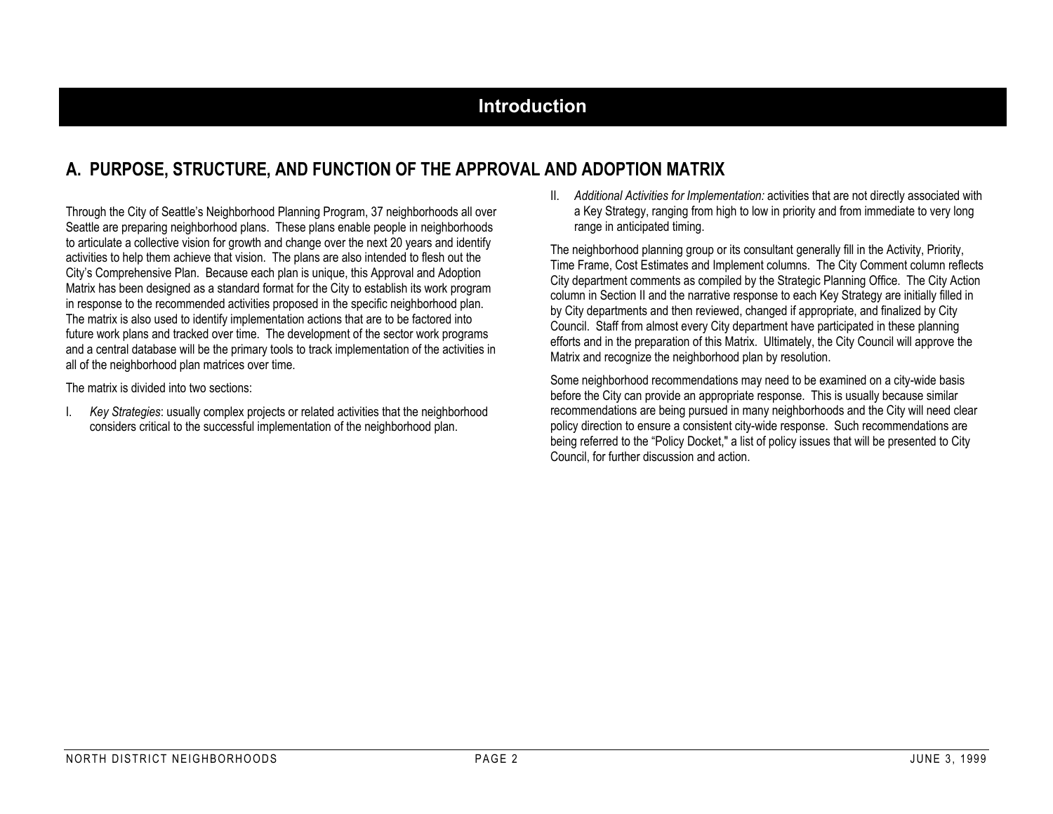# Introduction

## A. PURPOSE, STRUCTURE, AND FUNCTION OF THE APPROVAL AND ADOPTION MATRIX

Through the City of Seattle's Neighborhood Planning Program, 37 neighborhoods all over Seattle are preparing neighborhood plans. These plans enable people in neighborhoods to articulate a collective vision for growth and change over the next 20 years and identify activities to help them achieve that vision. The plans are also intended to flesh out the City's Comprehensive Plan. Because each plan is unique, this Approval and Adoption Matrix has been designed as a standard format for the City to establish its work program in response to the recommended activities proposed in the specific neighborhood plan. The matrix is also used to identify implementation actions that are to be factored into future work plans and tracked over time. The development of the sector work programs and a central database will be the primary tools to track implementation of the activities in all of the neighborhood plan matrices over time.

The matrix is divided into two sections:

I. *Key Strategies*: usually complex projects or related activities that the neighborhood considers critical to the successful implementation of the neighborhood plan.

II. *Additional Activities for Implementation:* activities that are not directly associated with a Key Strategy, ranging from high to low in priority and from immediate to very long range in anticipated timing.

The neighborhood planning group or its consultant generally fill in the Activity, Priority, Time Frame, Cost Estimates and Implement columns. The City Comment column reflects City department comments as compiled by the Strategic Planning Office. The City Action column in Section II and the narrative response to each Key Strategy are initially filled in by City departments and then reviewed, changed if appropriate, and finalized by City Council. Staff from almost every City department have participated in these planning efforts and in the preparation of this Matrix. Ultimately, the City Council will approve the Matrix and recognize the neighborhood plan by resolution.

Some neighborhood recommendations may need to be examined on a city-wide basis before the City can provide an appropriate response. This is usually because similar recommendations are being pursued in many neighborhoods and the City will need clear policy direction to ensure a consistent city-wide response. Such recommendations are being referred to the "Policy Docket," a list of policy issues that will be presented to City Council, for further discussion and action.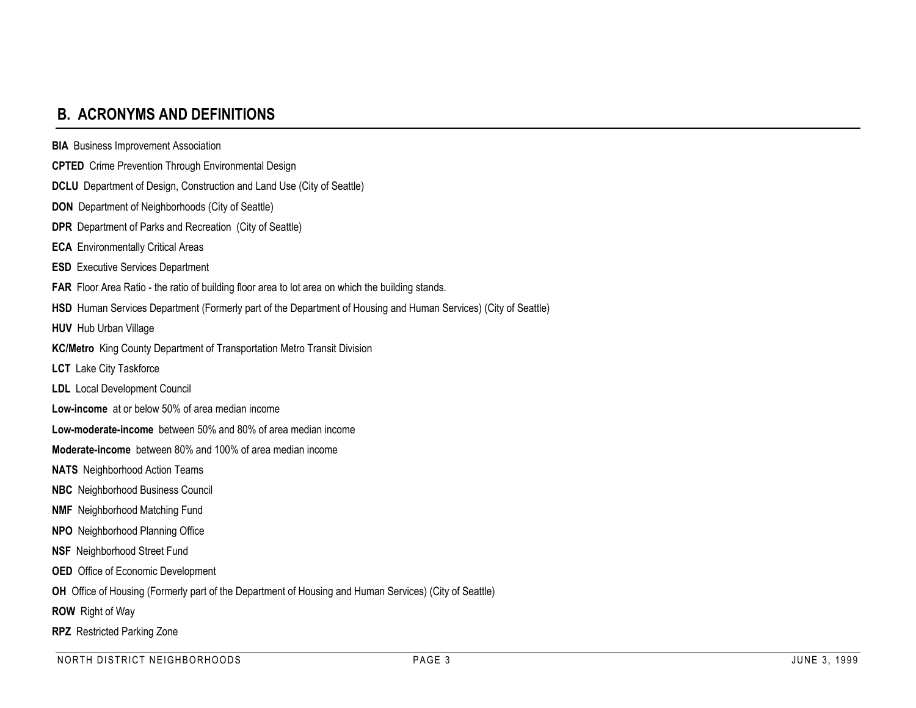## B. ACRONYMS AND DEFINITIONS

**BIA** Business Improvement Association

**CPTED** Crime Prevention Through Environmental Design

**DCLU** Department of Design, Construction and Land Use (City of Seattle)

**DON** Department of Neighborhoods (City of Seattle)

**DPR** Department of Parks and Recreation (City of Seattle)

**ECA** Environmentally Critical Areas

**ESD** Executive Services Department

**FAR** Floor Area Ratio - the ratio of building floor area to lot area on which the building stands.

**HSD** Human Services Department (Formerly part of the Department of Housing and Human Services) (City of Seattle)

**HUV** Hub Urban Village

**KC/Metro** King County Department of Transportation Metro Transit Division

**LCT** Lake City Taskforce

**LDL** Local Development Council

**Low-income** at or below 50% of area median income

**Low-moderate-income** between 50% and 80% of area median income

**Moderate-income** between 80% and 100% of area median income

**NATS** Neighborhood Action Teams

**NBC** Neighborhood Business Council

**NMF** Neighborhood Matching Fund

**NPO** Neighborhood Planning Office

**NSF** Neighborhood Street Fund

**OED** Office of Economic Development

**OH** Office of Housing (Formerly part of the Department of Housing and Human Services) (City of Seattle)

**ROW** Right of Way

**RPZ** Restricted Parking Zone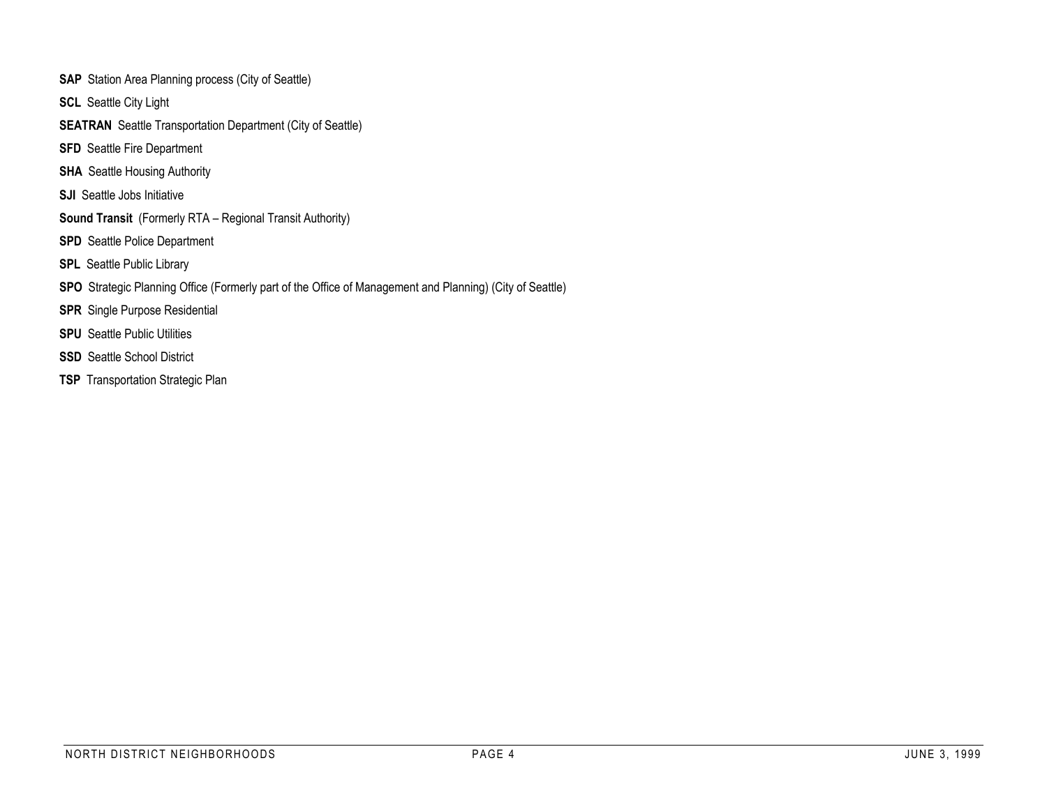**SAP** Station Area Planning process (City of Seattle)

**SCL** Seattle City Light

**SEATRAN** Seattle Transportation Department (City of Seattle)

**SFD** Seattle Fire Department

**SHA** Seattle Housing Authority

**SJI** Seattle Jobs Initiative

**Sound Transit** (Formerly RTA – Regional Transit Authority)

**SPD** Seattle Police Department

**SPL** Seattle Public Library

**SPO** Strategic Planning Office (Formerly part of the Office of Management and Planning) (City of Seattle)

**SPR** Single Purpose Residential

**SPU** Seattle Public Utilities

**SSD** Seattle School District

**TSP** Transportation Strategic Plan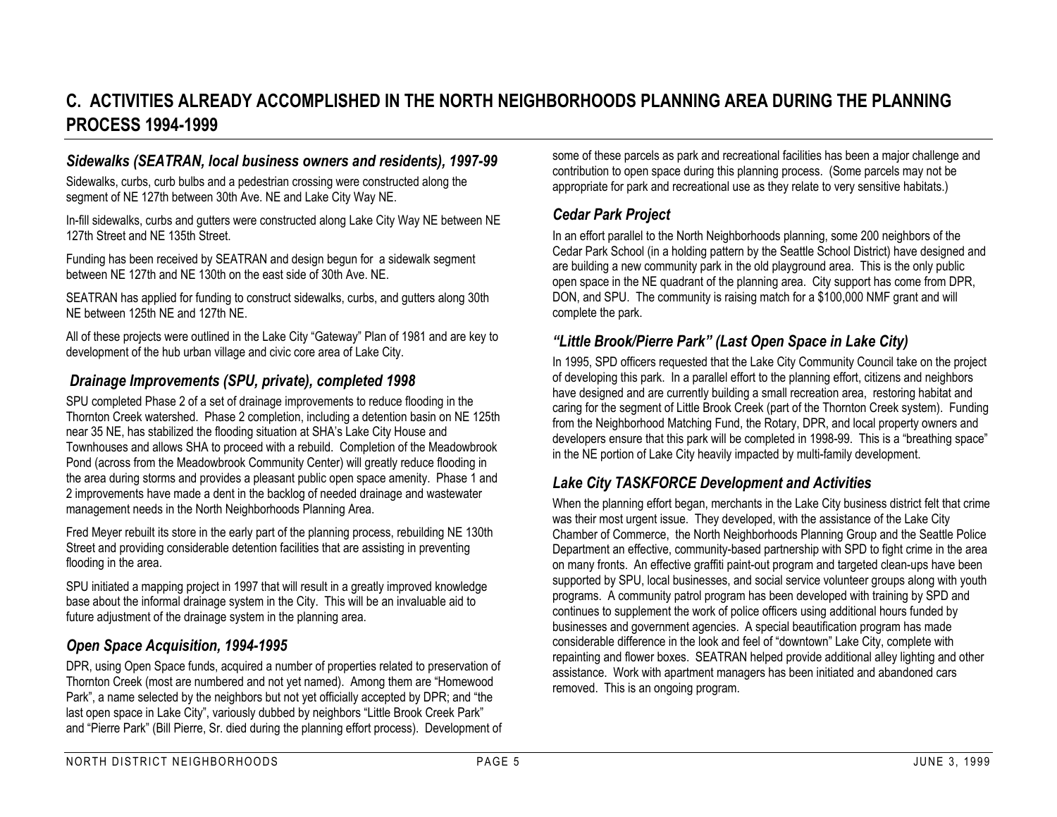## C. ACTIVITIES ALREADY ACCOMPLISHED IN THE NORTH NEIGHBORHOODS PLANNING AREA DURING THE PLANNING PROCESS 1994-1999

### *Sidewalks (SEATRAN, local business owners and residents), 1997-99*

Sidewalks, curbs, curb bulbs and a pedestrian crossing were constructed along the segment of NE 127th between 30th Ave. NE and Lake City Way NE.

In-fill sidewalks, curbs and gutters were constructed along Lake City Way NE between NE 127th Street and NE 135th Street.

Funding has been received by SEATRAN and design begun for a sidewalk segment between NE 127th and NE 130th on the east side of 30th Ave. NE.

SEATRAN has applied for funding to construct sidewalks, curbs, and gutters along 30th NE between 125th NE and 127th NE.

All of these projects were outlined in the Lake City "Gateway" Plan of 1981 and are key to development of the hub urban village and civic core area of Lake City.

### *Drainage Improvements (SPU, private), completed 1998*

SPU completed Phase 2 of a set of drainage improvements to reduce flooding in the Thornton Creek watershed. Phase 2 completion, including a detention basin on NE 125th near 35 NE, has stabilized the flooding situation at SHA's Lake City House and Townhouses and allows SHA to proceed with a rebuild. Completion of the Meadowbrook Pond (across from the Meadowbrook Community Center) will greatly reduce flooding in the area during storms and provides a pleasant public open space amenity. Phase 1 and 2 improvements have made a dent in the backlog of needed drainage and wastewater management needs in the North Neighborhoods Planning Area.

Fred Meyer rebuilt its store in the early part of the planning process, rebuilding NE 130th Street and providing considerable detention facilities that are assisting in preventing flooding in the area.

SPU initiated a mapping project in 1997 that will result in a greatly improved knowledge base about the informal drainage system in the City. This will be an invaluable aid to future adjustment of the drainage system in the planning area.

### *Open Space Acquisition, 1994-1995*

DPR, using Open Space funds, acquired a number of properties related to preservation of Thornton Creek (most are numbered and not yet named). Among them are "Homewood Park", a name selected by the neighbors but not yet officially accepted by DPR; and "the last open space in Lake City", variously dubbed by neighbors "Little Brook Creek Park" and "Pierre Park" (Bill Pierre, Sr. died during the planning effort process). Development of some of these parcels as park and recreational facilities has been a major challenge and contribution to open space during this planning process. (Some parcels may not be appropriate for park and recreational use as they relate to very sensitive habitats.)

### *Cedar Park Project*

In an effort parallel to the North Neighborhoods planning, some 200 neighbors of the Cedar Park School (in a holding pattern by the Seattle School District) have designed and are building a new community park in the old playground area. This is the only public open space in the NE quadrant of the planning area. City support has come from DPR, DON, and SPU. The community is raising match for a $100,000 NMF grant and will complete the park.

### *"Little Brook/Pierre Park" (Last Open Space in Lake City)*

In 1995, SPD officers requested that the Lake City Community Council take on the project of developing this park. In a parallel effort to the planning effort, citizens and neighbors have designed and are currently building a small recreation area, restoring habitat and caring for the segment of Little Brook Creek (part of the Thornton Creek system). Funding from the Neighborhood Matching Fund, the Rotary, DPR, and local property owners and developers ensure that this park will be completed in 1998-99. This is a "breathing space" in the NE portion of Lake City heavily impacted by multi-family development.

### *Lake City TASKFORCE Development and Activities*

When the planning effort began, merchants in the Lake City business district felt that crime was their most urgent issue. They developed, with the assistance of the Lake City Chamber of Commerce, the North Neighborhoods Planning Group and the Seattle Police Department an effective, community-based partnership with SPD to fight crime in the area on many fronts. An effective graffiti paint-out program and targeted clean-ups have been supported by SPU, local businesses, and social service volunteer groups along with youth programs. A community patrol program has been developed with training by SPD and continues to supplement the work of police officers using additional hours funded by businesses and government agencies. A special beautification program has made considerable difference in the look and feel of "downtown" Lake City, complete with repainting and flower boxes. SEATRAN helped provide additional alley lighting and other assistance. Work with apartment managers has been initiated and abandoned cars removed. This is an ongoing program.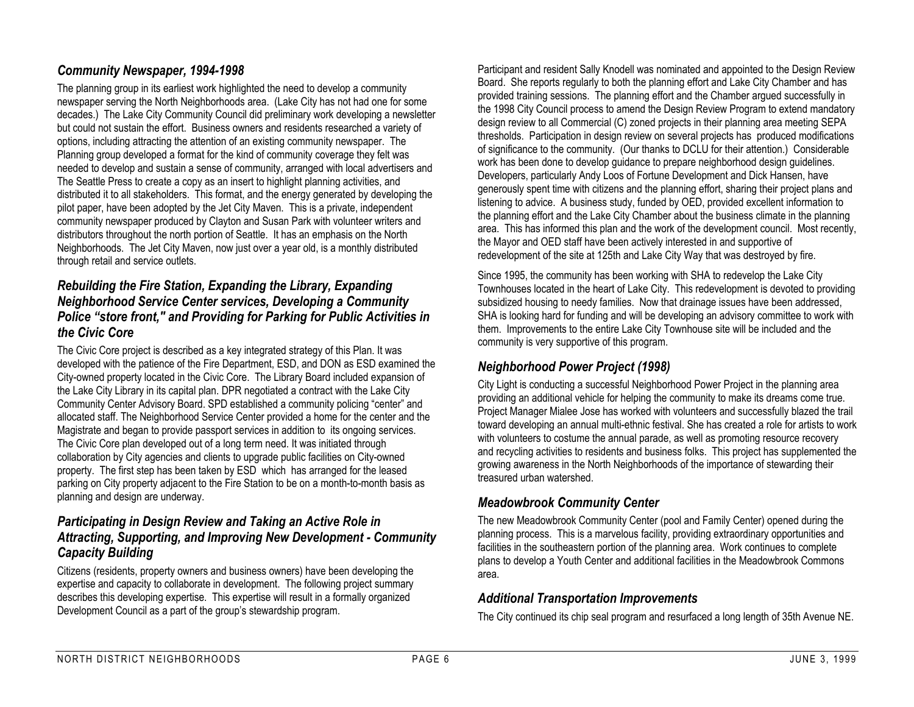### *Community Newspaper, 1994-1998*

The planning group in its earliest work highlighted the need to develop a community newspaper serving the North Neighborhoods area. (Lake City has not had one for some decades.) The Lake City Community Council did preliminary work developing a newsletter but could not sustain the effort. Business owners and residents researched a variety of options, including attracting the attention of an existing community newspaper. The Planning group developed a format for the kind of community coverage they felt was needed to develop and sustain a sense of community, arranged with local advertisers and The Seattle Press to create a copy as an insert to highlight planning activities, and distributed it to all stakeholders. This format, and the energy generated by developing the pilot paper, have been adopted by the Jet City Maven. This is a private, independent community newspaper produced by Clayton and Susan Park with volunteer writers and distributors throughout the north portion of Seattle. It has an emphasis on the North Neighborhoods. The Jet City Maven, now just over a year old, is a monthly distributed through retail and service outlets.

### *Rebuilding the Fire Station, Expanding the Library, Expanding Neighborhood Service Center services, Developing a Community Police "store front," and Providing for Parking for Public Activities in the Civic Core*

The Civic Core project is described as a key integrated strategy of this Plan. It was developed with the patience of the Fire Department, ESD, and DON as ESD examined the City-owned property located in the Civic Core. The Library Board included expansion of the Lake City Library in its capital plan. DPR negotiated a contract with the Lake City Community Center Advisory Board. SPD established a community policing "center" and allocated staff. The Neighborhood Service Center provided a home for the center and the Magistrate and began to provide passport services in addition to its ongoing services. The Civic Core plan developed out of a long term need. It was initiated through collaboration by City agencies and clients to upgrade public facilities on City-owned property. The first step has been taken by ESD which has arranged for the leased parking on City property adjacent to the Fire Station to be on a month-to-month basis as planning and design are underway.

### *Participating in Design Review and Taking an Active Role in Attracting, Supporting, and Improving New Development - Community Capacity Building*

Citizens (residents, property owners and business owners) have been developing the expertise and capacity to collaborate in development. The following project summary describes this developing expertise. This expertise will result in a formally organized Development Council as a part of the group's stewardship program.

Participant and resident Sally Knodell was nominated and appointed to the Design Review Board. She reports regularly to both the planning effort and Lake City Chamber and has provided training sessions. The planning effort and the Chamber argued successfully in the 1998 City Council process to amend the Design Review Program to extend mandatory design review to all Commercial (C) zoned projects in their planning area meeting SEPA thresholds. Participation in design review on several projects has produced modifications of significance to the community. (Our thanks to DCLU for their attention.) Considerable work has been done to develop guidance to prepare neighborhood design guidelines. Developers, particularly Andy Loos of Fortune Development and Dick Hansen, have generously spent time with citizens and the planning effort, sharing their project plans and listening to advice. A business study, funded by OED, provided excellent information to the planning effort and the Lake City Chamber about the business climate in the planning area. This has informed this plan and the work of the development council. Most recently, the Mayor and OED staff have been actively interested in and supportive of redevelopment of the site at 125th and Lake City Way that was destroyed by fire.

Since 1995, the community has been working with SHA to redevelop the Lake City Townhouses located in the heart of Lake City. This redevelopment is devoted to providing subsidized housing to needy families. Now that drainage issues have been addressed, SHA is looking hard for funding and will be developing an advisory committee to work with them. Improvements to the entire Lake City Townhouse site will be included and the community is very supportive of this program.

### *Neighborhood Power Project (1998)*

City Light is conducting a successful Neighborhood Power Project in the planning area providing an additional vehicle for helping the community to make its dreams come true. Project Manager Mialee Jose has worked with volunteers and successfully blazed the trail toward developing an annual multi-ethnic festival. She has created a role for artists to work with volunteers to costume the annual parade, as well as promoting resource recovery and recycling activities to residents and business folks. This project has supplemented the growing awareness in the North Neighborhoods of the importance of stewarding their treasured urban watershed.

### *Meadowbrook Community Center*

The new Meadowbrook Community Center (pool and Family Center) opened during the planning process. This is a marvelous facility, providing extraordinary opportunities and facilities in the southeastern portion of the planning area. Work continues to complete plans to develop a Youth Center and additional facilities in the Meadowbrook Commons area.

### *Additional Transportation Improvements*

The City continued its chip seal program and resurfaced a long length of 35th Avenue NE.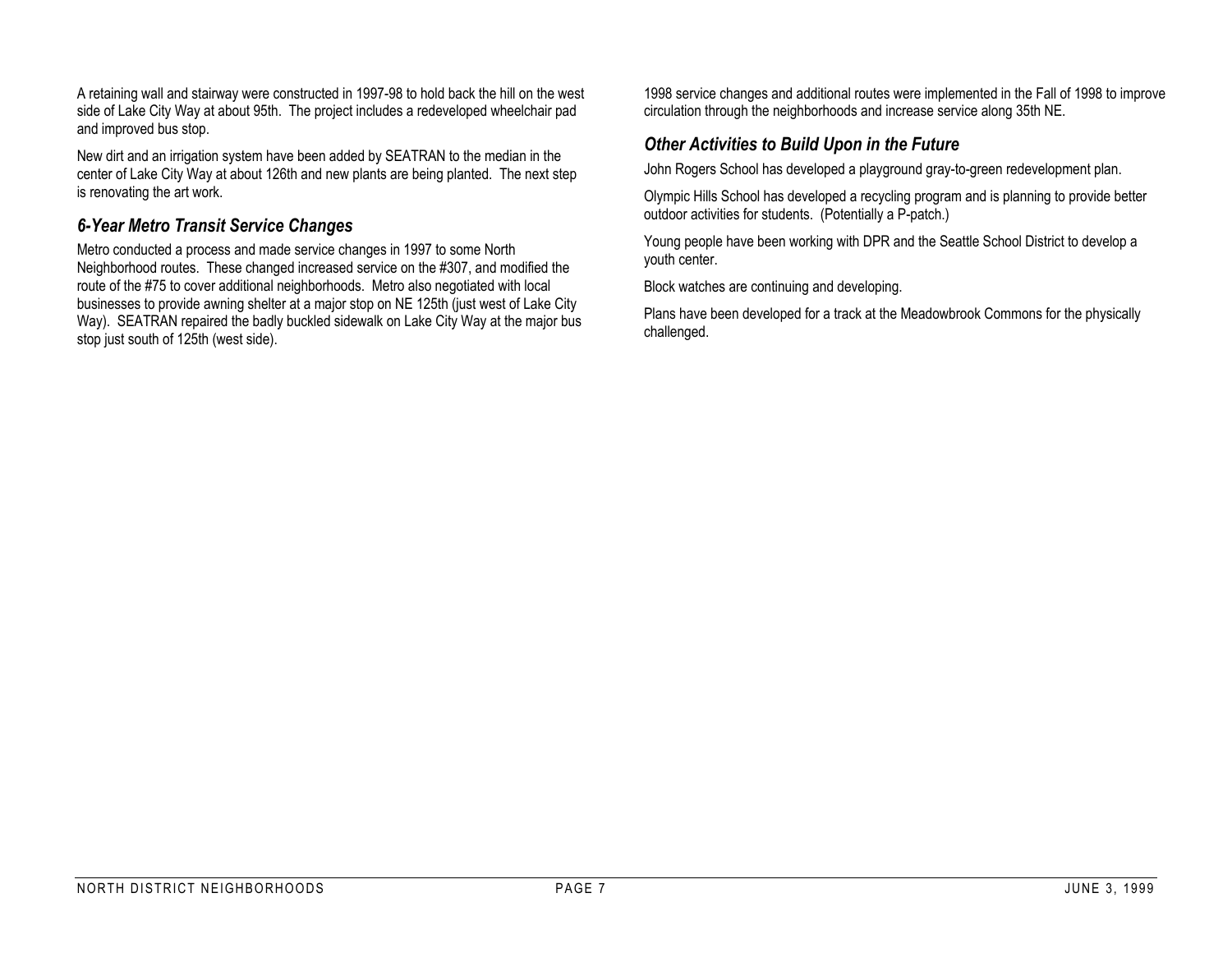A retaining wall and stairway were constructed in 1997-98 to hold back the hill on the west side of Lake City Way at about 95th. The project includes a redeveloped wheelchair pad and improved bus stop.

New dirt and an irrigation system have been added by SEATRAN to the median in the center of Lake City Way at about 126th and new plants are being planted. The next step is renovating the art work.

### *6-Year Metro Transit Service Changes*

Metro conducted a process and made service changes in 1997 to some North Neighborhood routes. These changed increased service on the #307, and modified the route of the #75 to cover additional neighborhoods. Metro also negotiated with local businesses to provide awning shelter at a major stop on NE 125th (just west of Lake City Way). SEATRAN repaired the badly buckled sidewalk on Lake City Way at the major bus stop just south of 125th (west side).

1998 service changes and additional routes were implemented in the Fall of 1998 to improve circulation through the neighborhoods and increase service along 35th NE.

### *Other Activities to Build Upon in the Future*

John Rogers School has developed a playground gray-to-green redevelopment plan.

Olympic Hills School has developed a recycling program and is planning to provide better outdoor activities for students. (Potentially a P-patch.)

Young people have been working with DPR and the Seattle School District to develop a youth center.

Block watches are continuing and developing.

Plans have been developed for a track at the Meadowbrook Commons for the physically challenged.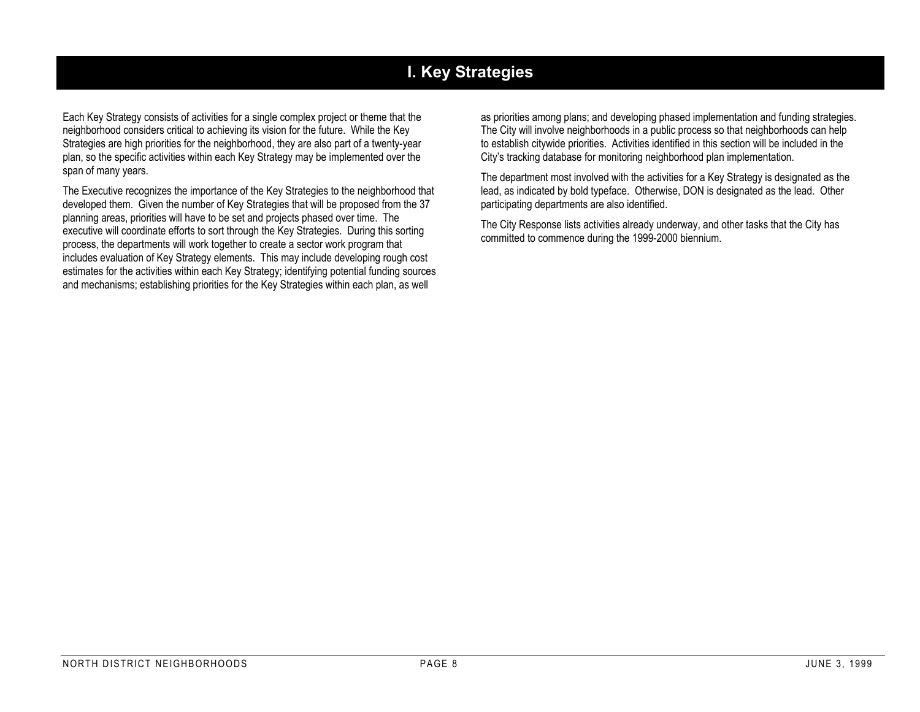# I. Key Strategies

Each Key Strategy consists of activities for a single complex project or theme that the neighborhood considers critical to achieving its vision for the future. While the Key Strategies are high priorities for the neighborhood, they are also part of a twenty-year plan, so the specific activities within each Key Strategy may be implemented over the span of many years.

The Executive recognizes the importance of the Key Strategies to the neighborhood that developed them. Given the number of Key Strategies that will be proposed from the 37 planning areas, priorities will have to be set and projects phased over time. The executive will coordinate efforts to sort through the Key Strategies. During this sorting process, the departments will work together to create a sector work program that includes evaluation of Key Strategy elements. This may include developing rough cost estimates for the activities within each Key Strategy; identifying potential funding sources and mechanisms; establishing priorities for the Key Strategies within each plan, as well as priorities among plans; and developing phased implementation and funding strategies. The City will involve neighborhoods in a public process so that neighborhoods can help to establish citywide priorities. Activities identified in this section will be included in the City's tracking database for monitoring neighborhood plan implementation.

The department most involved with the activities for a Key Strategy is designated as the lead, as indicated by bold typeface. Otherwise, DON is designated as the lead. Other participating departments are also identified.

The City Response lists activities already underway, and other tasks that the City has committed to commence during the 1999-2000 biennium.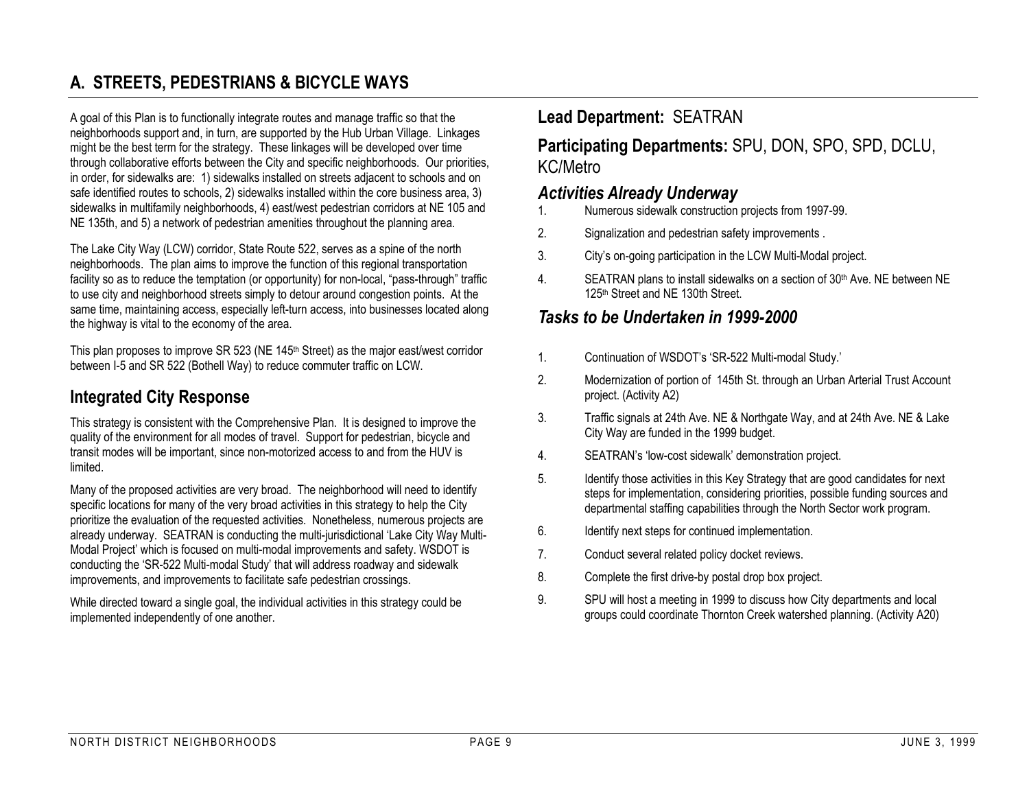# A. STREETS, PEDESTRIANS & BICYCLE WAYS

A goal of this Plan is to functionally integrate routes and manage traffic so that the neighborhoods support and, in turn, are supported by the Hub Urban Village. Linkages might be the best term for the strategy. These linkages will be developed over time through collaborative efforts between the City and specific neighborhoods. Our priorities, in order, for sidewalks are: 1) sidewalks installed on streets adjacent to schools and on safe identified routes to schools, 2) sidewalks installed within the core business area, 3) sidewalks in multifamily neighborhoods, 4) east/west pedestrian corridors at NE 105 and NE 135th, and 5) a network of pedestrian amenities throughout the planning area.

The Lake City Way (LCW) corridor, State Route 522, serves as a spine of the north neighborhoods. The plan aims to improve the function of this regional transportation facility so as to reduce the temptation (or opportunity) for non-local, "pass-through" traffic to use city and neighborhood streets simply to detour around congestion points. At the same time, maintaining access, especially left-turn access, into businesses located along the highway is vital to the economy of the area.

This plan proposes to improve SR 523 (NE 145th Street) as the major east/west corridor between I-5 and SR 522 (Bothell Way) to reduce commuter traffic on LCW.

## Integrated City Response

This strategy is consistent with the Comprehensive Plan. It is designed to improve the quality of the environment for all modes of travel. Support for pedestrian, bicycle and transit modes will be important, since non-motorized access to and from the HUV is limited.

Many of the proposed activities are very broad. The neighborhood will need to identify specific locations for many of the very broad activities in this strategy to help the City prioritize the evaluation of the requested activities. Nonetheless, numerous projects are already underway. SEATRAN is conducting the multi-jurisdictional 'Lake City Way Multi-Modal Project' which is focused on multi-modal improvements and safety. WSDOT is conducting the 'SR-522 Multi-modal Study' that will address roadway and sidewalk improvements, and improvements to facilitate safe pedestrian crossings.

While directed toward a single goal, the individual activities in this strategy could be implemented independently of one another.

## Lead Department: SEATRAN

## Participating Departments: SPU, DON, SPO, SPD, DCLU, KC/Metro

### *Activities Already Underway*

1. Numerous sidewalk construction projects from 1997-99.
2. Signalization and pedestrian safety improvements .
3. City's on-going participation in the LCW Multi-Modal project.
4. SEATRAN plans to install sidewalks on a section of 30th Ave. NE between NE 125th Street and NE 130th Street.

### *Tasks to be Undertaken in 1999-2000*

1. Continuation of WSDOT's 'SR-522 Multi-modal Study.'
2. Modernization of portion of 145th St. through an Urban Arterial Trust Account project. (Activity A2)
3. Traffic signals at 24th Ave. NE & Northgate Way, and at 24th Ave. NE & Lake City Way are funded in the 1999 budget.
4. SEATRAN's 'low-cost sidewalk' demonstration project.
5. Identify those activities in this Key Strategy that are good candidates for next steps for implementation, considering priorities, possible funding sources and departmental staffing capabilities through the North Sector work program.
6. Identify next steps for continued implementation.
7. Conduct several related policy docket reviews.
8. Complete the first drive-by postal drop box project.
9. SPU will host a meeting in 1999 to discuss how City departments and local groups could coordinate Thornton Creek watershed planning. (Activity A20)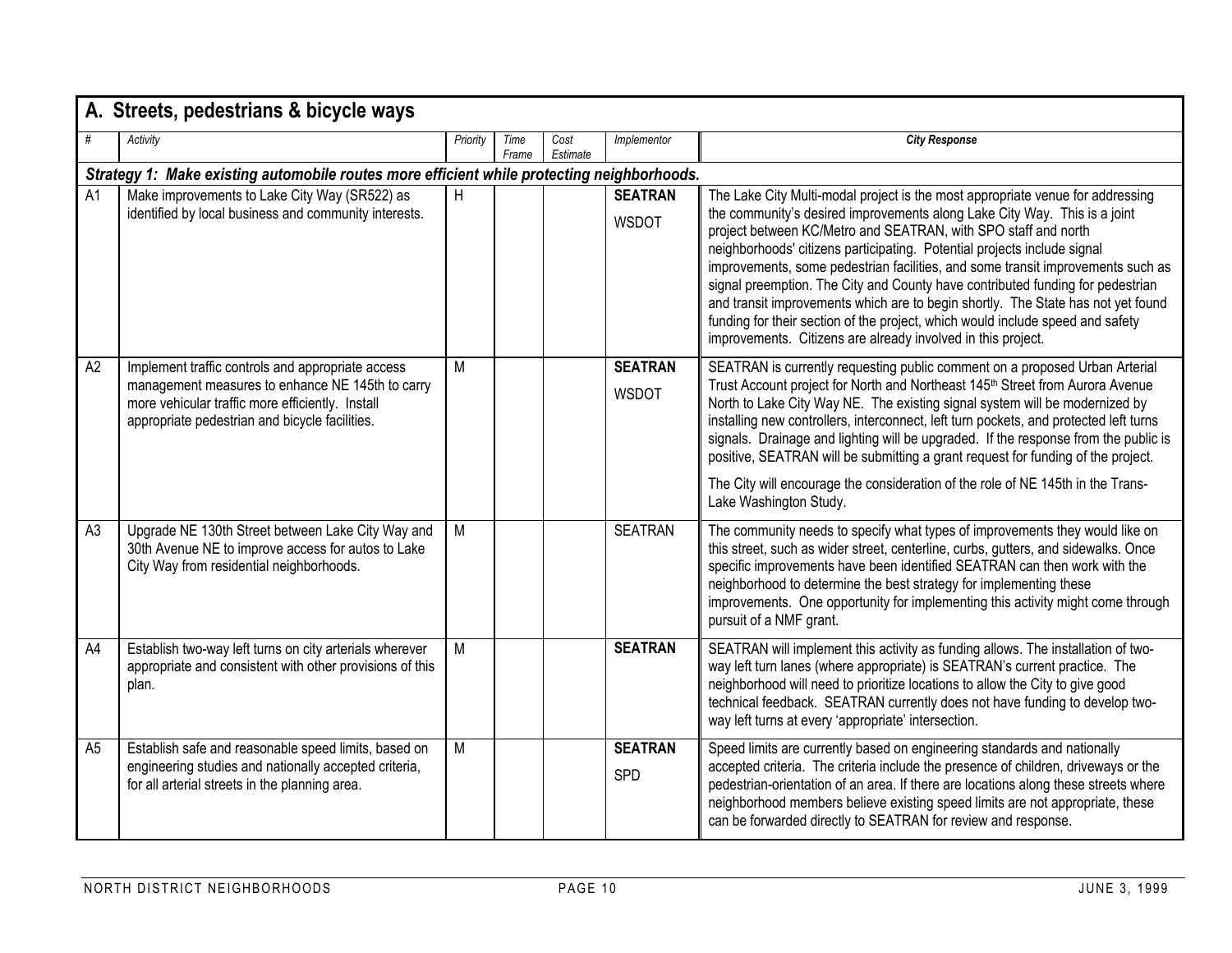## A. Streets, pedestrians & bicycle ways

| # | Activity | Priority | Time Frame | Cost Estimate | Implementor | City Response |
|---|---|---|---|---|---|---|
| ***Strategy 1: Make existing automobile routes more efficient while protecting neighborhoods.*** | | | | | | |
| A1 | Make improvements to Lake City Way (SR522) as identified by local business and community interests. | H | | | **SEATRAN** WSDOT | The Lake City Multi-modal project is the most appropriate venue for addressing the community's desired improvements along Lake City Way. This is a joint project between KC/Metro and SEATRAN, with SPO staff and north neighborhoods' citizens participating. Potential projects include signal improvements, some pedestrian facilities, and some transit improvements such as signal preemption. The City and County have contributed funding for pedestrian and transit improvements which are to begin shortly. The State has not yet found funding for their section of the project, which would include speed and safety improvements. Citizens are already involved in this project. |
| A2 | Implement traffic controls and appropriate access management measures to enhance NE 145th to carry more vehicular traffic more efficiently. Install appropriate pedestrian and bicycle facilities. | M | | | **SEATRAN** WSDOT | SEATRAN is currently requesting public comment on a proposed Urban Arterial Trust Account project for North and Northeast 145th Street from Aurora Avenue North to Lake City Way NE. The existing signal system will be modernized by installing new controllers, interconnect, left turn pockets, and protected left turns signals. Drainage and lighting will be upgraded. If the response from the public is positive, SEATRAN will be submitting a grant request for funding of the project. The City will encourage the consideration of the role of NE 145th in the Trans-Lake Washington Study. |
| A3 | Upgrade NE 130th Street between Lake City Way and 30th Avenue NE to improve access for autos to Lake City Way from residential neighborhoods. | M | | | SEATRAN | The community needs to specify what types of improvements they would like on this street, such as wider street, centerline, curbs, gutters, and sidewalks. Once specific improvements have been identified SEATRAN can then work with the neighborhood to determine the best strategy for implementing these improvements. One opportunity for implementing this activity might come through pursuit of a NMF grant. |
| A4 | Establish two-way left turns on city arterials wherever appropriate and consistent with other provisions of this plan. | M | | | **SEATRAN** | SEATRAN will implement this activity as funding allows. The installation of two-way left turn lanes (where appropriate) is SEATRAN's current practice. The neighborhood will need to prioritize locations to allow the City to give good technical feedback. SEATRAN currently does not have funding to develop two-way left turns at every 'appropriate' intersection. |
| A5 | Establish safe and reasonable speed limits, based on engineering studies and nationally accepted criteria, for all arterial streets in the planning area. | M | | | **SEATRAN** SPD | Speed limits are currently based on engineering standards and nationally accepted criteria. The criteria include the presence of children, driveways or the pedestrian-orientation of an area. If there are locations along these streets where neighborhood members believe existing speed limits are not appropriate, these can be forwarded directly to SEATRAN for review and response. |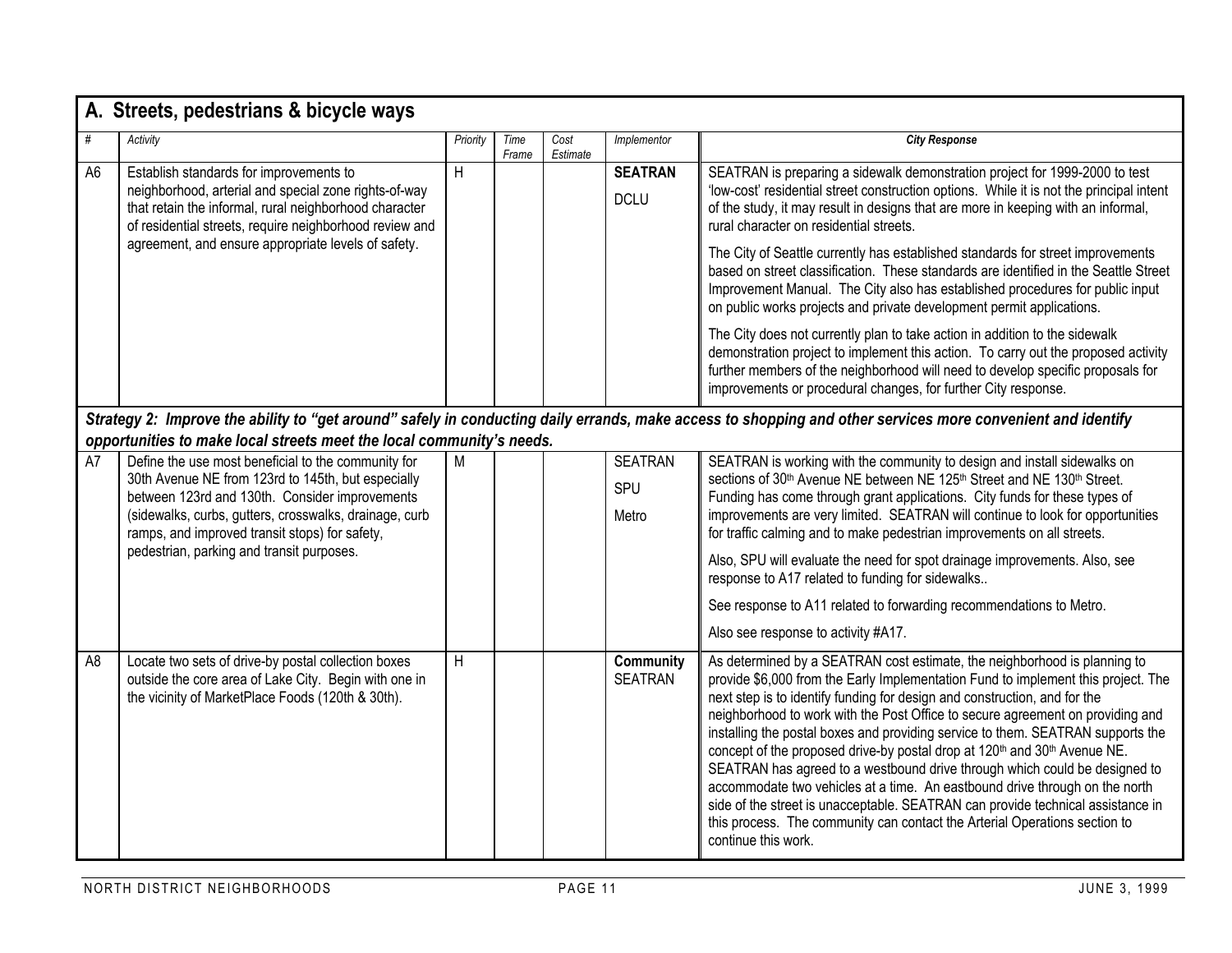## A. Streets, pedestrians & bicycle ways

| # | Activity | Priority | Time Frame | Cost Estimate | Implementor | City Response |
|---|---|---|---|---|---|---|
| A6 | Establish standards for improvements to neighborhood, arterial and special zone rights-of-way that retain the informal, rural neighborhood character of residential streets, require neighborhood review and agreement, and ensure appropriate levels of safety. | H | | | **SEATRAN** DCLU | SEATRAN is preparing a sidewalk demonstration project for 1999-2000 to test 'low-cost' residential street construction options. While it is not the principal intent of the study, it may result in designs that are more in keeping with an informal, rural character on residential streets. The City of Seattle currently has established standards for street improvements based on street classification. These standards are identified in the Seattle Street Improvement Manual. The City also has established procedures for public input on public works projects and private development permit applications. The City does not currently plan to take action in addition to the sidewalk demonstration project to implement this action. To carry out the proposed activity further members of the neighborhood will need to develop specific proposals for improvements or procedural changes, for further City response. |
| ***Strategy 2: Improve the ability to "get around" safely in conducting daily errands, make access to shopping and other services more convenient and identify opportunities to make local streets meet the local community's needs.*** | | | | | | |
| A7 | Define the use most beneficial to the community for 30th Avenue NE from 123rd to 145th, but especially between 123rd and 130th. Consider improvements (sidewalks, curbs, gutters, crosswalks, drainage, curb ramps, and improved transit stops) for safety, pedestrian, parking and transit purposes. | M | | | SEATRAN SPU Metro | SEATRAN is working with the community to design and install sidewalks on sections of 30th Avenue NE between NE 125th Street and NE 130th Street. Funding has come through grant applications. City funds for these types of improvements are very limited. SEATRAN will continue to look for opportunities for traffic calming and to make pedestrian improvements on all streets. Also, SPU will evaluate the need for spot drainage improvements. Also, see response to A17 related to funding for sidewalks.. See response to A11 related to forwarding recommendations to Metro. Also see response to activity #A17. |
| A8 | Locate two sets of drive-by postal collection boxes outside the core area of Lake City. Begin with one in the vicinity of MarketPlace Foods (120th & 30th). | H | | | **Community** SEATRAN | As determined by a SEATRAN cost estimate, the neighborhood is planning to provide $6,000 from the Early Implementation Fund to implement this project. The next step is to identify funding for design and construction, and for the neighborhood to work with the Post Office to secure agreement on providing and installing the postal boxes and providing service to them. SEATRAN supports the concept of the proposed drive-by postal drop at 120th and 30th Avenue NE. SEATRAN has agreed to a westbound drive through which could be designed to accommodate two vehicles at a time. An eastbound drive through on the north side of the street is unacceptable. SEATRAN can provide technical assistance in this process. The community can contact the Arterial Operations section to continue this work. |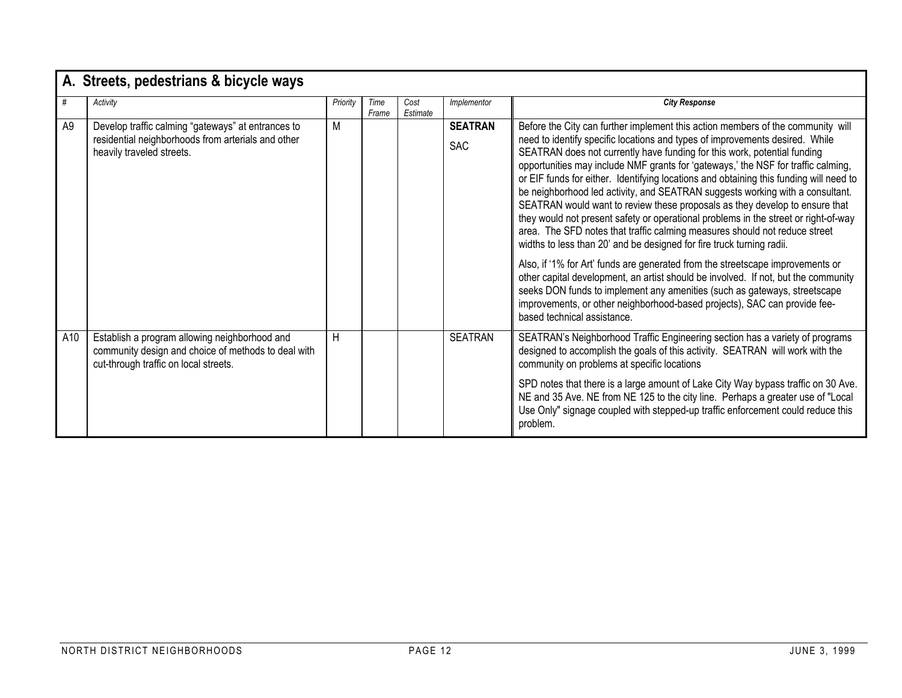## A. Streets, pedestrians & bicycle ways

| # | Activity | Priority | Time Frame | Cost Estimate | Implementor | City Response |
|---|---|---|---|---|---|---|
| A9 | Develop traffic calming "gateways" at entrances to residential neighborhoods from arterials and other heavily traveled streets. | M | | | **SEATRAN** SAC | Before the City can further implement this action members of the community will need to identify specific locations and types of improvements desired. While SEATRAN does not currently have funding for this work, potential funding opportunities may include NMF grants for 'gateways,' the NSF for traffic calming, or EIF funds for either. Identifying locations and obtaining this funding will need to be neighborhood led activity, and SEATRAN suggests working with a consultant. SEATRAN would want to review these proposals as they develop to ensure that they would not present safety or operational problems in the street or right-of-way area. The SFD notes that traffic calming measures should not reduce street widths to less than 20' and be designed for fire truck turning radii. Also, if '1% for Art' funds are generated from the streetscape improvements or other capital development, an artist should be involved. If not, but the community seeks DON funds to implement any amenities (such as gateways, streetscape improvements, or other neighborhood-based projects), SAC can provide fee-based technical assistance. |
| A10 | Establish a program allowing neighborhood and community design and choice of methods to deal with cut-through traffic on local streets. | H | | | SEATRAN | SEATRAN's Neighborhood Traffic Engineering section has a variety of programs designed to accomplish the goals of this activity. SEATRAN will work with the community on problems at specific locations SPD notes that there is a large amount of Lake City Way bypass traffic on 30 Ave. NE and 35 Ave. NE from NE 125 to the city line. Perhaps a greater use of "Local Use Only" signage coupled with stepped-up traffic enforcement could reduce this problem. |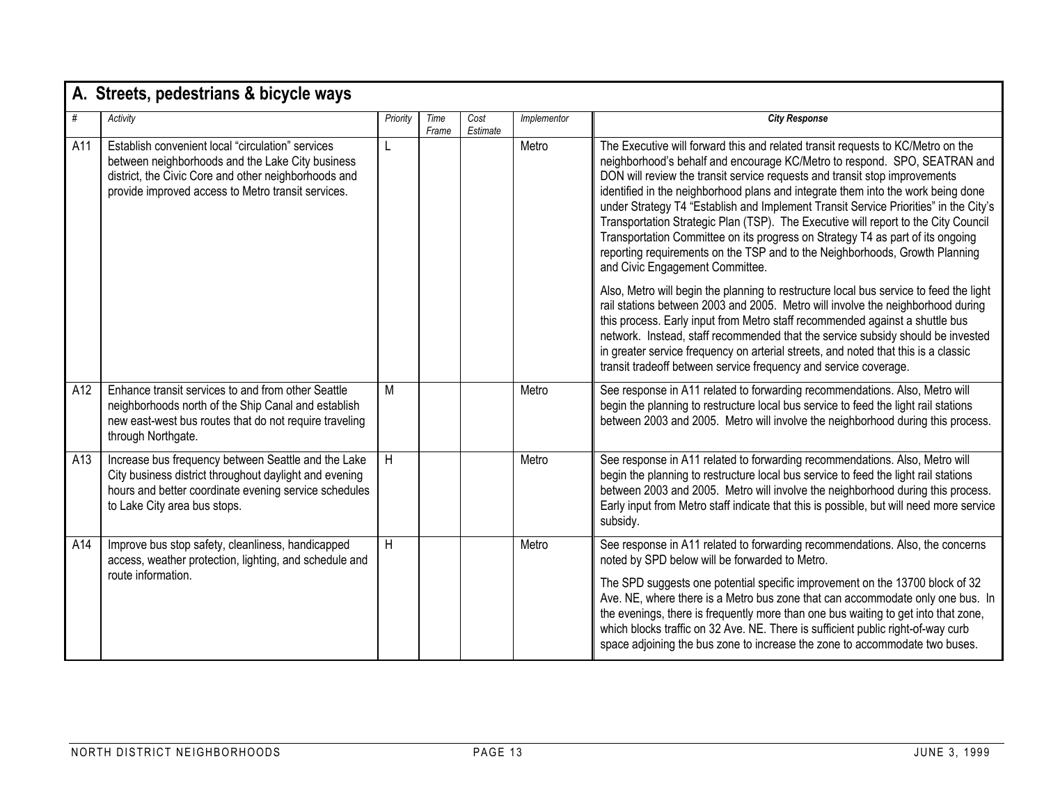## A. Streets, pedestrians & bicycle ways

| # | Activity | Priority | Time Frame | Cost Estimate | Implementor | City Response |
|---|---|---|---|---|---|---|
| A11 | Establish convenient local "circulation" services between neighborhoods and the Lake City business district, the Civic Core and other neighborhoods and provide improved access to Metro transit services. | L | | | Metro | The Executive will forward this and related transit requests to KC/Metro on the neighborhood's behalf and encourage KC/Metro to respond. SPO, SEATRAN and DON will review the transit service requests and transit stop improvements identified in the neighborhood plans and integrate them into the work being done under Strategy T4 "Establish and Implement Transit Service Priorities" in the City's Transportation Strategic Plan (TSP). The Executive will report to the City Council Transportation Committee on its progress on Strategy T4 as part of its ongoing reporting requirements on the TSP and to the Neighborhoods, Growth Planning and Civic Engagement Committee.<br><br>Also, Metro will begin the planning to restructure local bus service to feed the light rail stations between 2003 and 2005. Metro will involve the neighborhood during this process. Early input from Metro staff recommended against a shuttle bus network. Instead, staff recommended that the service subsidy should be invested in greater service frequency on arterial streets, and noted that this is a classic transit tradeoff between service frequency and service coverage. |
| A12 | Enhance transit services to and from other Seattle neighborhoods north of the Ship Canal and establish new east-west bus routes that do not require traveling through Northgate. | M | | | Metro | See response in A11 related to forwarding recommendations. Also, Metro will begin the planning to restructure local bus service to feed the light rail stations between 2003 and 2005. Metro will involve the neighborhood during this process. |
| A13 | Increase bus frequency between Seattle and the Lake City business district throughout daylight and evening hours and better coordinate evening service schedules to Lake City area bus stops. | H | | | Metro | See response in A11 related to forwarding recommendations. Also, Metro will begin the planning to restructure local bus service to feed the light rail stations between 2003 and 2005. Metro will involve the neighborhood during this process. Early input from Metro staff indicate that this is possible, but will need more service subsidy. |
| A14 | Improve bus stop safety, cleanliness, handicapped access, weather protection, lighting, and schedule and route information. | H | | | Metro | See response in A11 related to forwarding recommendations. Also, the concerns noted by SPD below will be forwarded to Metro.<br><br>The SPD suggests one potential specific improvement on the 13700 block of 32 Ave. NE, where there is a Metro bus zone that can accommodate only one bus. In the evenings, there is frequently more than one bus waiting to get into that zone, which blocks traffic on 32 Ave. NE. There is sufficient public right-of-way curb space adjoining the bus zone to increase the zone to accommodate two buses. |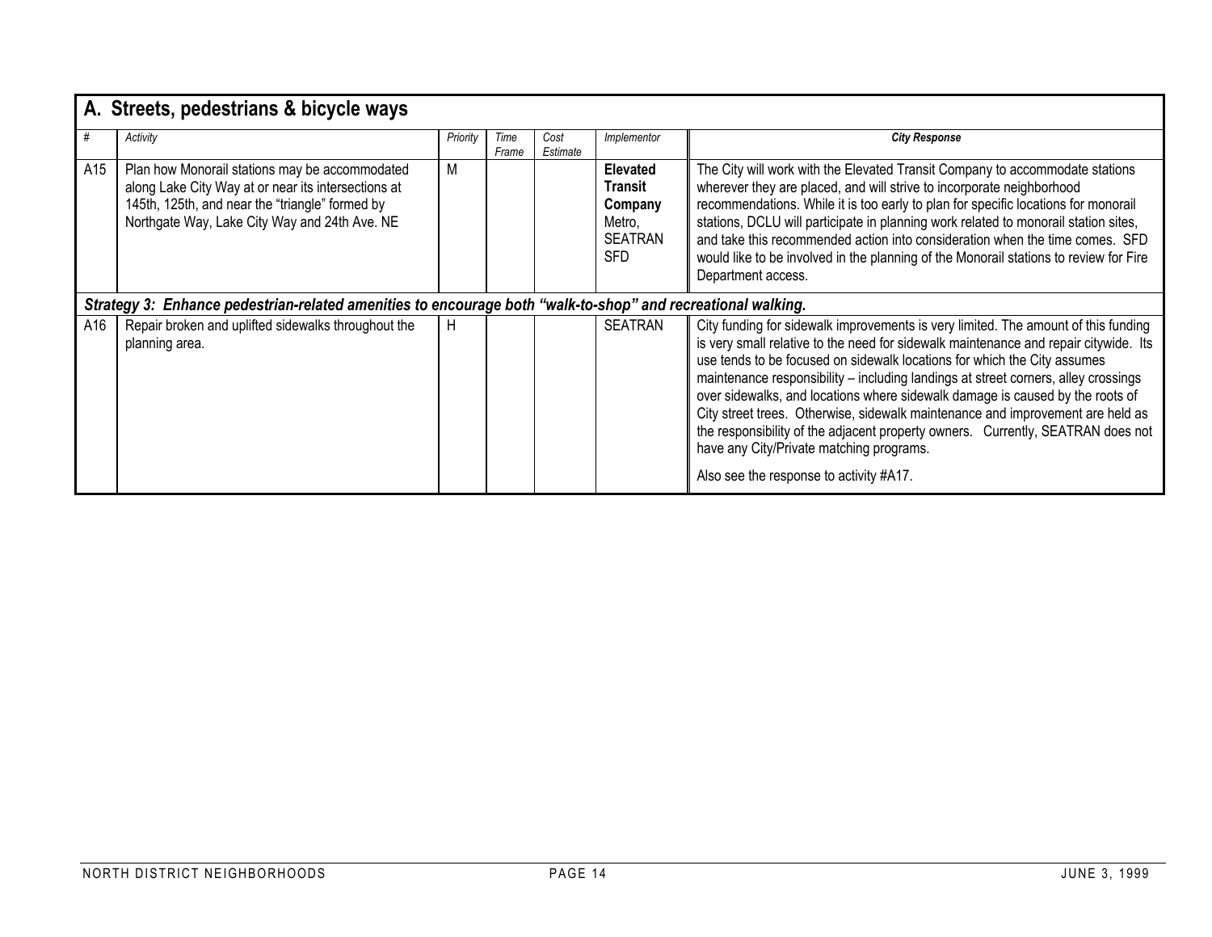## A. Streets, pedestrians & bicycle ways

| # | Activity | Priority | Time Frame | Cost Estimate | Implementor | City Response |
|---|---|---|---|---|---|---|
| A15 | Plan how Monorail stations may be accommodated along Lake City Way at or near its intersections at 145th, 125th, and near the "triangle" formed by Northgate Way, Lake City Way and 24th Ave. NE | M | | | **Elevated Transit Company** Metro, SEATRAN SFD | The City will work with the Elevated Transit Company to accommodate stations wherever they are placed, and will strive to incorporate neighborhood recommendations. While it is too early to plan for specific locations for monorail stations, DCLU will participate in planning work related to monorail station sites, and take this recommended action into consideration when the time comes. SFD would like to be involved in the planning of the Monorail stations to review for Fire Department access. |
| ***Strategy 3: Enhance pedestrian-related amenities to encourage both "walk-to-shop" and recreational walking.*** | | | | | | |
| A16 | Repair broken and uplifted sidewalks throughout the planning area. | H | | | SEATRAN | City funding for sidewalk improvements is very limited. The amount of this funding is very small relative to the need for sidewalk maintenance and repair citywide. Its use tends to be focused on sidewalk locations for which the City assumes maintenance responsibility – including landings at street corners, alley crossings over sidewalks, and locations where sidewalk damage is caused by the roots of City street trees. Otherwise, sidewalk maintenance and improvement are held as the responsibility of the adjacent property owners. Currently, SEATRAN does not have any City/Private matching programs. Also see the response to activity #A17. |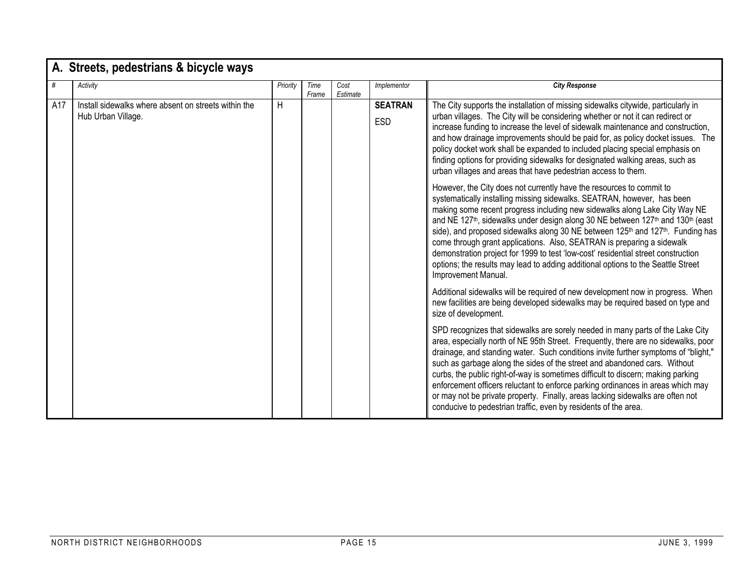## A. Streets, pedestrians & bicycle ways

| # | Activity | Priority | Time Frame | Cost Estimate | Implementor | City Response |
|---|---|---|---|---|---|---|
| A17 | Install sidewalks where absent on streets within the Hub Urban Village. | H | | | **SEATRAN**<br>ESD | The City supports the installation of missing sidewalks citywide, particularly in urban villages. The City will be considering whether or not it can redirect or increase funding to increase the level of sidewalk maintenance and construction, and how drainage improvements should be paid for, as policy docket issues. The policy docket work shall be expanded to included placing special emphasis on finding options for providing sidewalks for designated walking areas, such as urban villages and areas that have pedestrian access to them.<br><br>However, the City does not currently have the resources to commit to systematically installing missing sidewalks. SEATRAN, however, has been making some recent progress including new sidewalks along Lake City Way NE and NE 127th, sidewalks under design along 30 NE between 127th and 130th (east side), and proposed sidewalks along 30 NE between 125th and 127th. Funding has come through grant applications. Also, SEATRAN is preparing a sidewalk demonstration project for 1999 to test 'low-cost' residential street construction options; the results may lead to adding additional options to the Seattle Street Improvement Manual.<br><br>Additional sidewalks will be required of new development now in progress. When new facilities are being developed sidewalks may be required based on type and size of development.<br><br>SPD recognizes that sidewalks are sorely needed in many parts of the Lake City area, especially north of NE 95th Street. Frequently, there are no sidewalks, poor drainage, and standing water. Such conditions invite further symptoms of "blight," such as garbage along the sides of the street and abandoned cars. Without curbs, the public right-of-way is sometimes difficult to discern; making parking enforcement officers reluctant to enforce parking ordinances in areas which may or may not be private property. Finally, areas lacking sidewalks are often not conducive to pedestrian traffic, even by residents of the area. |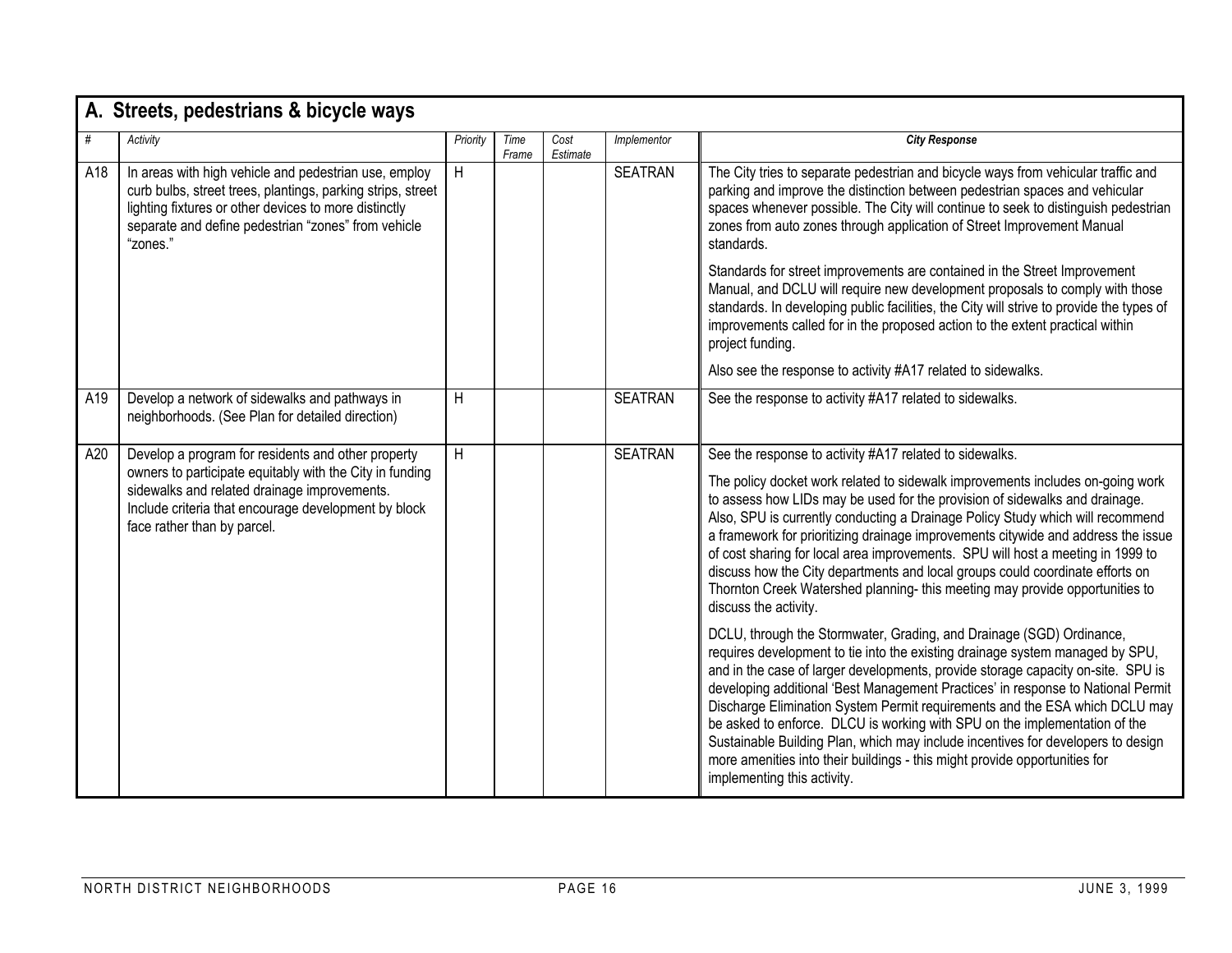## A. Streets, pedestrians & bicycle ways

| # | Activity | Priority | Time Frame | Cost Estimate | Implementor | City Response |
|---|---|---|---|---|---|---|
| A18 | In areas with high vehicle and pedestrian use, employ curb bulbs, street trees, plantings, parking strips, street lighting fixtures or other devices to more distinctly separate and define pedestrian "zones" from vehicle "zones." | H | | | SEATRAN | The City tries to separate pedestrian and bicycle ways from vehicular traffic and parking and improve the distinction between pedestrian spaces and vehicular spaces whenever possible. The City will continue to seek to distinguish pedestrian zones from auto zones through application of Street Improvement Manual standards.<br><br>Standards for street improvements are contained in the Street Improvement Manual, and DCLU will require new development proposals to comply with those standards. In developing public facilities, the City will strive to provide the types of improvements called for in the proposed action to the extent practical within project funding.<br><br>Also see the response to activity #A17 related to sidewalks. |
| A19 | Develop a network of sidewalks and pathways in neighborhoods. (See Plan for detailed direction) | H | | | SEATRAN | See the response to activity #A17 related to sidewalks. |
| A20 | Develop a program for residents and other property owners to participate equitably with the City in funding sidewalks and related drainage improvements. Include criteria that encourage development by block face rather than by parcel. | H | | | SEATRAN | See the response to activity #A17 related to sidewalks.<br><br>The policy docket work related to sidewalk improvements includes on-going work to assess how LIDs may be used for the provision of sidewalks and drainage. Also, SPU is currently conducting a Drainage Policy Study which will recommend a framework for prioritizing drainage improvements citywide and address the issue of cost sharing for local area improvements. SPU will host a meeting in 1999 to discuss how the City departments and local groups could coordinate efforts on Thornton Creek Watershed planning- this meeting may provide opportunities to discuss the activity.<br><br>DCLU, through the Stormwater, Grading, and Drainage (SGD) Ordinance, requires development to tie into the existing drainage system managed by SPU, and in the case of larger developments, provide storage capacity on-site. SPU is developing additional 'Best Management Practices' in response to National Permit Discharge Elimination System Permit requirements and the ESA which DCLU may be asked to enforce. DLCU is working with SPU on the implementation of the Sustainable Building Plan, which may include incentives for developers to design more amenities into their buildings - this might provide opportunities for implementing this activity. |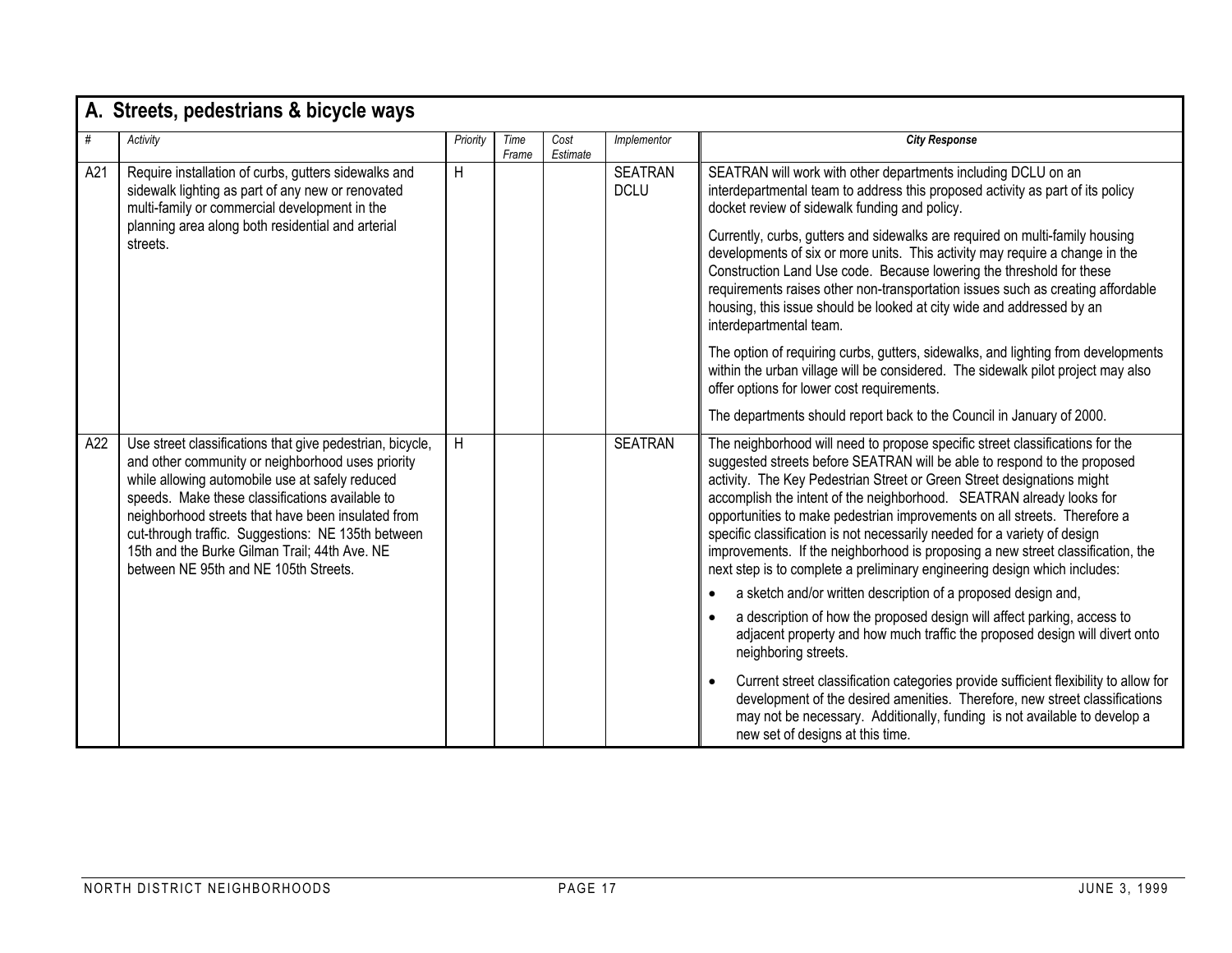## A. Streets, pedestrians & bicycle ways

| # | Activity | Priority | Time Frame | Cost Estimate | Implementor | City Response |
|---|---|---|---|---|---|---|
| A21 | Require installation of curbs, gutters sidewalks and sidewalk lighting as part of any new or renovated multi-family or commercial development in the planning area along both residential and arterial streets. | H | | | SEATRAN DCLU | SEATRAN will work with other departments including DCLU on an interdepartmental team to address this proposed activity as part of its policy docket review of sidewalk funding and policy.<br><br>Currently, curbs, gutters and sidewalks are required on multi-family housing developments of six or more units. This activity may require a change in the Construction Land Use code. Because lowering the threshold for these requirements raises other non-transportation issues such as creating affordable housing, this issue should be looked at city wide and addressed by an interdepartmental team.<br><br>The option of requiring curbs, gutters, sidewalks, and lighting from developments within the urban village will be considered. The sidewalk pilot project may also offer options for lower cost requirements.<br><br>The departments should report back to the Council in January of 2000. |
| A22 | Use street classifications that give pedestrian, bicycle, and other community or neighborhood uses priority while allowing automobile use at safely reduced speeds. Make these classifications available to neighborhood streets that have been insulated from cut-through traffic. Suggestions: NE 135th between 15th and the Burke Gilman Trail; 44th Ave. NE between NE 95th and NE 105th Streets. | H | | | SEATRAN | The neighborhood will need to propose specific street classifications for the suggested streets before SEATRAN will be able to respond to the proposed activity. The Key Pedestrian Street or Green Street designations might accomplish the intent of the neighborhood. SEATRAN already looks for opportunities to make pedestrian improvements on all streets. Therefore a specific classification is not necessarily needed for a variety of design improvements. If the neighborhood is proposing a new street classification, the next step is to complete a preliminary engineering design which includes:<br>• a sketch and/or written description of a proposed design and,<br>• a description of how the proposed design will affect parking, access to adjacent property and how much traffic the proposed design will divert onto neighboring streets.<br>• Current street classification categories provide sufficient flexibility to allow for development of the desired amenities. Therefore, new street classifications may not be necessary. Additionally, funding is not available to develop a new set of designs at this time. |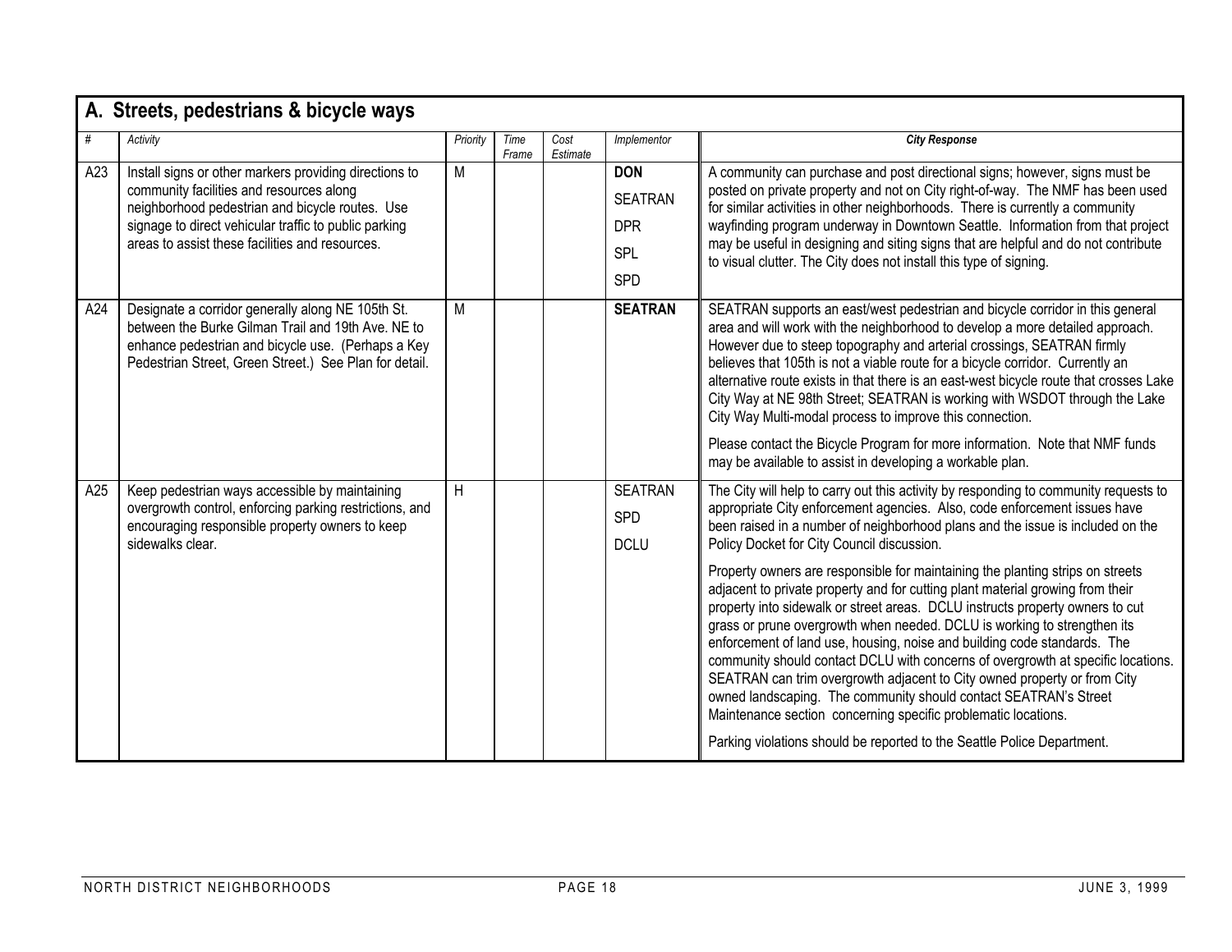## A. Streets, pedestrians & bicycle ways

| # | Activity | Priority | Time Frame | Cost Estimate | Implementor | City Response |
|---|---|---|---|---|---|---|
| A23 | Install signs or other markers providing directions to community facilities and resources along neighborhood pedestrian and bicycle routes. Use signage to direct vehicular traffic to public parking areas to assist these facilities and resources. | M | | | **DON**<br>SEATRAN<br>DPR<br>SPL<br>SPD | A community can purchase and post directional signs; however, signs must be posted on private property and not on City right-of-way. The NMF has been used for similar activities in other neighborhoods. There is currently a community wayfinding program underway in Downtown Seattle. Information from that project may be useful in designing and siting signs that are helpful and do not contribute to visual clutter. The City does not install this type of signing. |
| A24 | Designate a corridor generally along NE 105th St. between the Burke Gilman Trail and 19th Ave. NE to enhance pedestrian and bicycle use. (Perhaps a Key Pedestrian Street, Green Street.) See Plan for detail. | M | | | **SEATRAN** | SEATRAN supports an east/west pedestrian and bicycle corridor in this general area and will work with the neighborhood to develop a more detailed approach. However due to steep topography and arterial crossings, SEATRAN firmly believes that 105th is not a viable route for a bicycle corridor. Currently an alternative route exists in that there is an east-west bicycle route that crosses Lake City Way at NE 98th Street; SEATRAN is working with WSDOT through the Lake City Way Multi-modal process to improve this connection.<br><br>Please contact the Bicycle Program for more information. Note that NMF funds may be available to assist in developing a workable plan. |
| A25 | Keep pedestrian ways accessible by maintaining overgrowth control, enforcing parking restrictions, and encouraging responsible property owners to keep sidewalks clear. | H | | | SEATRAN<br>SPD<br>DCLU | The City will help to carry out this activity by responding to community requests to appropriate City enforcement agencies. Also, code enforcement issues have been raised in a number of neighborhood plans and the issue is included on the Policy Docket for City Council discussion.<br><br>Property owners are responsible for maintaining the planting strips on streets adjacent to private property and for cutting plant material growing from their property into sidewalk or street areas. DCLU instructs property owners to cut grass or prune overgrowth when needed. DCLU is working to strengthen its enforcement of land use, housing, noise and building code standards. The community should contact DCLU with concerns of overgrowth at specific locations. SEATRAN can trim overgrowth adjacent to City owned property or from City owned landscaping. The community should contact SEATRAN's Street Maintenance section concerning specific problematic locations.<br><br>Parking violations should be reported to the Seattle Police Department. |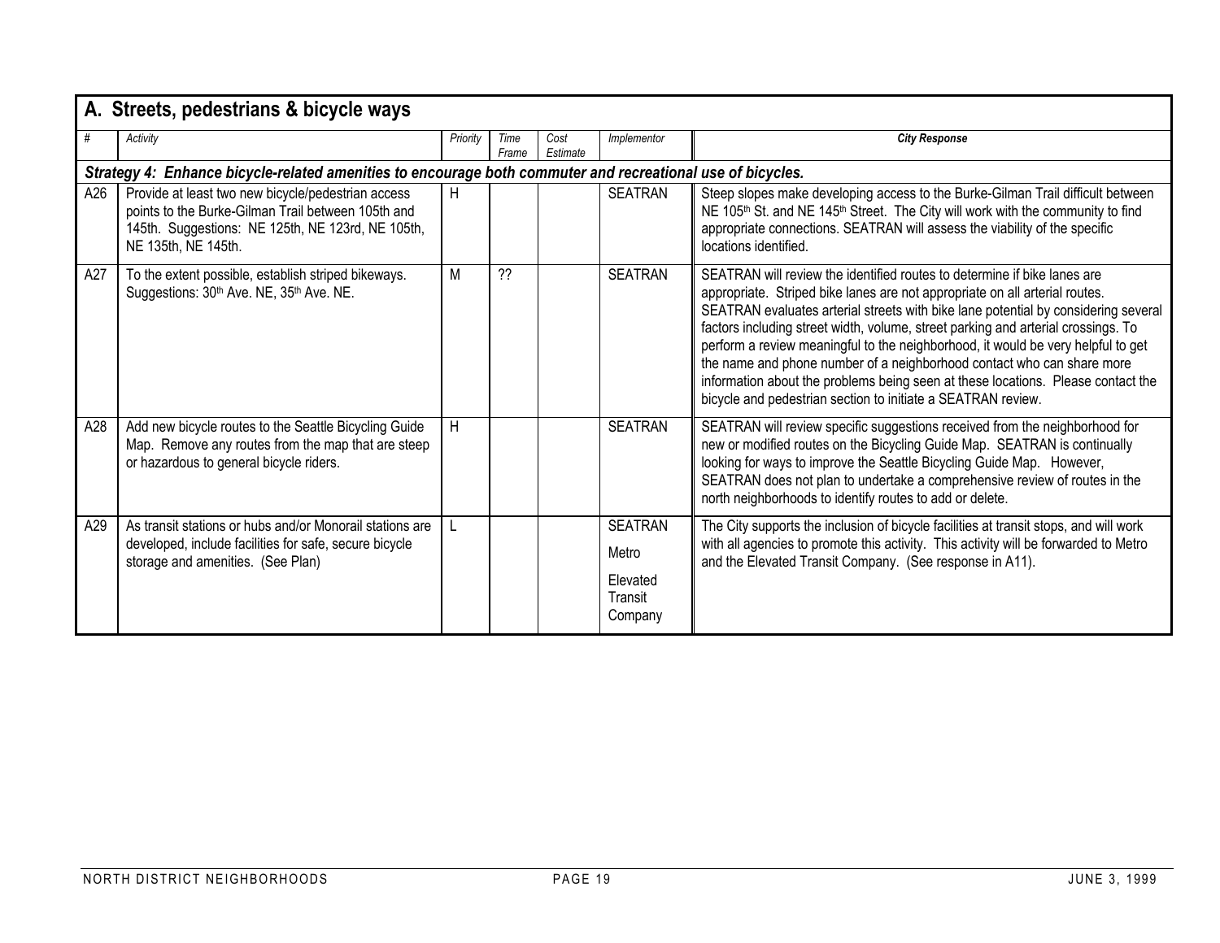## A. Streets, pedestrians & bicycle ways

| # | Activity | Priority | Time Frame | Cost Estimate | Implementor | City Response |
|---|---|---|---|---|---|---|
| ***Strategy 4: Enhance bicycle-related amenities to encourage both commuter and recreational use of bicycles.*** | | | | | | |
| A26 | Provide at least two new bicycle/pedestrian access points to the Burke-Gilman Trail between 105th and 145th. Suggestions: NE 125th, NE 123rd, NE 105th, NE 135th, NE 145th. | H | | | SEATRAN | Steep slopes make developing access to the Burke-Gilman Trail difficult between NE 105th St. and NE 145th Street. The City will work with the community to find appropriate connections. SEATRAN will assess the viability of the specific locations identified. |
| A27 | To the extent possible, establish striped bikeways. Suggestions: 30th Ave. NE, 35th Ave. NE. | M | ?? | | SEATRAN | SEATRAN will review the identified routes to determine if bike lanes are appropriate. Striped bike lanes are not appropriate on all arterial routes. SEATRAN evaluates arterial streets with bike lane potential by considering several factors including street width, volume, street parking and arterial crossings. To perform a review meaningful to the neighborhood, it would be very helpful to get the name and phone number of a neighborhood contact who can share more information about the problems being seen at these locations. Please contact the bicycle and pedestrian section to initiate a SEATRAN review. |
| A28 | Add new bicycle routes to the Seattle Bicycling Guide Map. Remove any routes from the map that are steep or hazardous to general bicycle riders. | H | | | SEATRAN | SEATRAN will review specific suggestions received from the neighborhood for new or modified routes on the Bicycling Guide Map. SEATRAN is continually looking for ways to improve the Seattle Bicycling Guide Map. However, SEATRAN does not plan to undertake a comprehensive review of routes in the north neighborhoods to identify routes to add or delete. |
| A29 | As transit stations or hubs and/or Monorail stations are developed, include facilities for safe, secure bicycle storage and amenities. (See Plan) | L | | | SEATRAN<br>Metro<br>Elevated Transit Company | The City supports the inclusion of bicycle facilities at transit stops, and will work with all agencies to promote this activity. This activity will be forwarded to Metro and the Elevated Transit Company. (See response in A11). |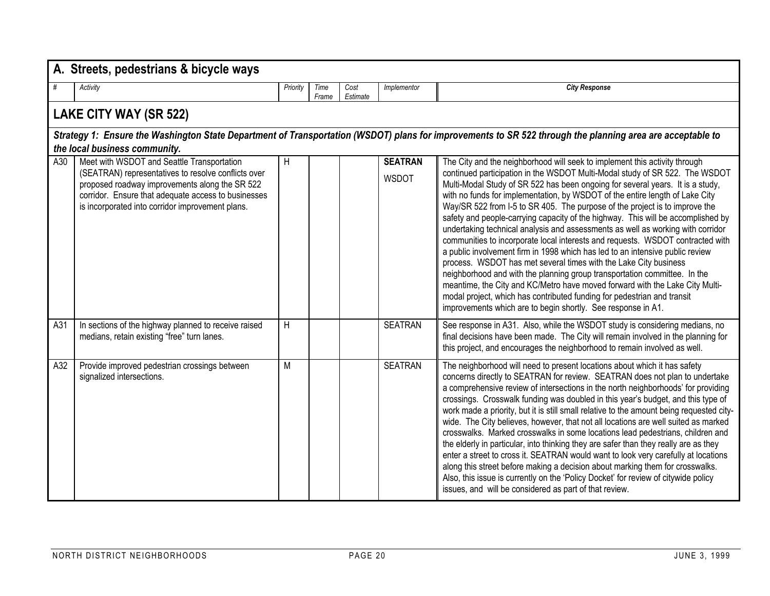## A. Streets, pedestrians & bicycle ways

| # | Activity | Priority | Time Frame | Cost Estimate | Implementor | City Response |
|---|---|---|---|---|---|---|
| **LAKE CITY WAY (SR 522)** | | | | | | |
| ***Strategy 1: Ensure the Washington State Department of Transportation (WSDOT) plans for improvements to SR 522 through the planning area are acceptable to the local business community.*** | | | | | | |
| A30 | Meet with WSDOT and Seattle Transportation (SEATRAN) representatives to resolve conflicts over proposed roadway improvements along the SR 522 corridor. Ensure that adequate access to businesses is incorporated into corridor improvement plans. | H | | | **SEATRAN** WSDOT | The City and the neighborhood will seek to implement this activity through continued participation in the WSDOT Multi-Modal study of SR 522. The WSDOT Multi-Modal Study of SR 522 has been ongoing for several years. It is a study, with no funds for implementation, by WSDOT of the entire length of Lake City Way/SR 522 from I-5 to SR 405. The purpose of the project is to improve the safety and people-carrying capacity of the highway. This will be accomplished by undertaking technical analysis and assessments as well as working with corridor communities to incorporate local interests and requests. WSDOT contracted with a public involvement firm in 1998 which has led to an intensive public review process. WSDOT has met several times with the Lake City business neighborhood and with the planning group transportation committee. In the meantime, the City and KC/Metro have moved forward with the Lake City Multi-modal project, which has contributed funding for pedestrian and transit improvements which are to begin shortly. See response in A1. |
| A31 | In sections of the highway planned to receive raised medians, retain existing "free" turn lanes. | H | | | SEATRAN | See response in A31. Also, while the WSDOT study is considering medians, no final decisions have been made. The City will remain involved in the planning for this project, and encourages the neighborhood to remain involved as well. |
| A32 | Provide improved pedestrian crossings between signalized intersections. | M | | | SEATRAN | The neighborhood will need to present locations about which it has safety concerns directly to SEATRAN for review. SEATRAN does not plan to undertake a comprehensive review of intersections in the north neighborhoods' for providing crossings. Crosswalk funding was doubled in this year's budget, and this type of work made a priority, but it is still small relative to the amount being requested city-wide. The City believes, however, that not all locations are well suited as marked crosswalks. Marked crosswalks in some locations lead pedestrians, children and the elderly in particular, into thinking they are safer than they really are as they enter a street to cross it. SEATRAN would want to look very carefully at locations along this street before making a decision about marking them for crosswalks. Also, this issue is currently on the 'Policy Docket' for review of citywide policy issues, and will be considered as part of that review. |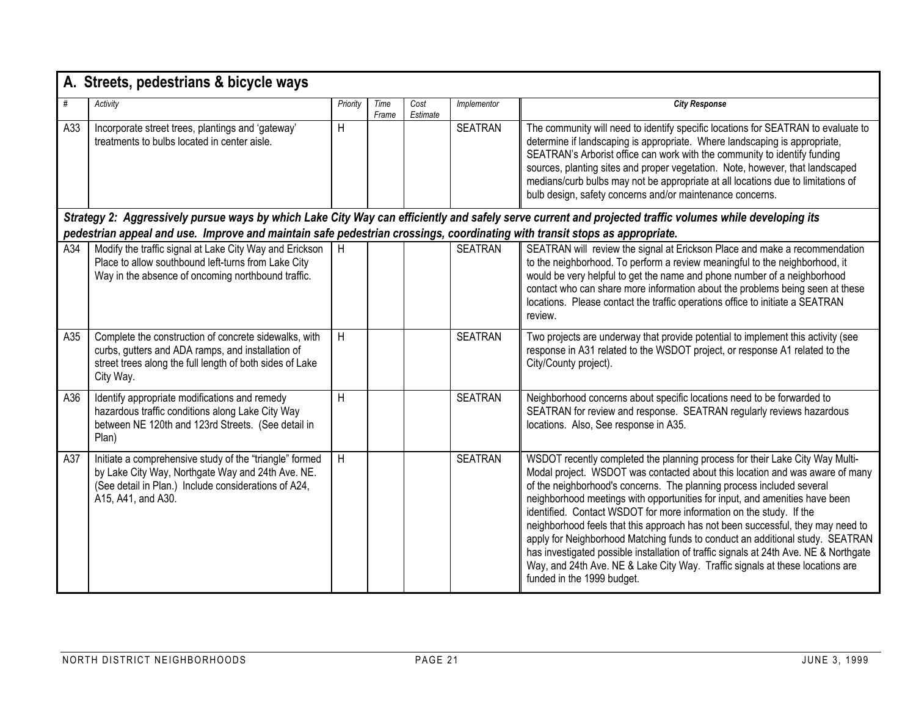## A. Streets, pedestrians & bicycle ways

| # | Activity | Priority | Time Frame | Cost Estimate | Implementor | City Response |
|---|---|---|---|---|---|---|
| A33 | Incorporate street trees, plantings and 'gateway' treatments to bulbs located in center aisle. | H | | | SEATRAN | The community will need to identify specific locations for SEATRAN to evaluate to determine if landscaping is appropriate. Where landscaping is appropriate, SEATRAN's Arborist office can work with the community to identify funding sources, planting sites and proper vegetation. Note, however, that landscaped medians/curb bulbs may not be appropriate at all locations due to limitations of bulb design, safety concerns and/or maintenance concerns. |
| ***Strategy 2: Aggressively pursue ways by which Lake City Way can efficiently and safely serve current and projected traffic volumes while developing its pedestrian appeal and use. Improve and maintain safe pedestrian crossings, coordinating with transit stops as appropriate.*** | | | | | | |
| A34 | Modify the traffic signal at Lake City Way and Erickson Place to allow southbound left-turns from Lake City Way in the absence of oncoming northbound traffic. | H | | | SEATRAN | SEATRAN will review the signal at Erickson Place and make a recommendation to the neighborhood. To perform a review meaningful to the neighborhood, it would be very helpful to get the name and phone number of a neighborhood contact who can share more information about the problems being seen at these locations. Please contact the traffic operations office to initiate a SEATRAN review. |
| A35 | Complete the construction of concrete sidewalks, with curbs, gutters and ADA ramps, and installation of street trees along the full length of both sides of Lake City Way. | H | | | SEATRAN | Two projects are underway that provide potential to implement this activity (see response in A31 related to the WSDOT project, or response A1 related to the City/County project). |
| A36 | Identify appropriate modifications and remedy hazardous traffic conditions along Lake City Way between NE 120th and 123rd Streets. (See detail in Plan) | H | | | SEATRAN | Neighborhood concerns about specific locations need to be forwarded to SEATRAN for review and response. SEATRAN regularly reviews hazardous locations. Also, See response in A35. |
| A37 | Initiate a comprehensive study of the "triangle" formed by Lake City Way, Northgate Way and 24th Ave. NE. (See detail in Plan.) Include considerations of A24, A15, A41, and A30. | H | | | SEATRAN | WSDOT recently completed the planning process for their Lake City Way Multi-Modal project. WSDOT was contacted about this location and was aware of many of the neighborhood's concerns. The planning process included several neighborhood meetings with opportunities for input, and amenities have been identified. Contact WSDOT for more information on the study. If the neighborhood feels that this approach has not been successful, they may need to apply for Neighborhood Matching funds to conduct an additional study. SEATRAN has investigated possible installation of traffic signals at 24th Ave. NE & Northgate Way, and 24th Ave. NE & Lake City Way. Traffic signals at these locations are funded in the 1999 budget. |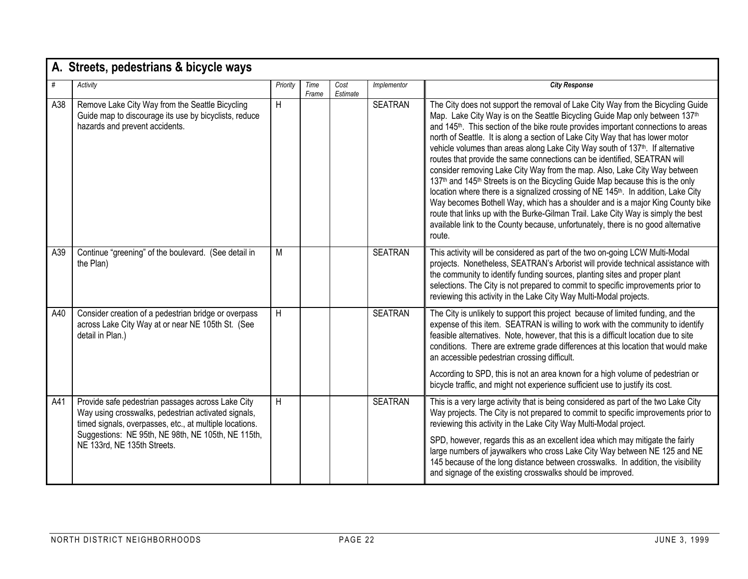## A. Streets, pedestrians & bicycle ways

| # | Activity | Priority | Time Frame | Cost Estimate | Implementor | City Response |
|---|---|---|---|---|---|---|
| A38 | Remove Lake City Way from the Seattle Bicycling Guide map to discourage its use by bicyclists, reduce hazards and prevent accidents. | H | | | SEATRAN | The City does not support the removal of Lake City Way from the Bicycling Guide Map. Lake City Way is on the Seattle Bicycling Guide Map only between 137th and 145th. This section of the bike route provides important connections to areas north of Seattle. It is along a section of Lake City Way that has lower motor vehicle volumes than areas along Lake City Way south of 137th. If alternative routes that provide the same connections can be identified, SEATRAN will consider removing Lake City Way from the map. Also, Lake City Way between 137th and 145th Streets is on the Bicycling Guide Map because this is the only location where there is a signalized crossing of NE 145th. In addition, Lake City Way becomes Bothell Way, which has a shoulder and is a major King County bike route that links up with the Burke-Gilman Trail. Lake City Way is simply the best available link to the County because, unfortunately, there is no good alternative route. |
| A39 | Continue "greening" of the boulevard. (See detail in the Plan) | M | | | SEATRAN | This activity will be considered as part of the two on-going LCW Multi-Modal projects. Nonetheless, SEATRAN's Arborist will provide technical assistance with the community to identify funding sources, planting sites and proper plant selections. The City is not prepared to commit to specific improvements prior to reviewing this activity in the Lake City Way Multi-Modal projects. |
| A40 | Consider creation of a pedestrian bridge or overpass across Lake City Way at or near NE 105th St. (See detail in Plan.) | H | | | SEATRAN | The City is unlikely to support this project because of limited funding, and the expense of this item. SEATRAN is willing to work with the community to identify feasible alternatives. Note, however, that this is a difficult location due to site conditions. There are extreme grade differences at this location that would make an accessible pedestrian crossing difficult.<br><br>According to SPD, this is not an area known for a high volume of pedestrian or bicycle traffic, and might not experience sufficient use to justify its cost. |
| A41 | Provide safe pedestrian passages across Lake City Way using crosswalks, pedestrian activated signals, timed signals, overpasses, etc., at multiple locations. Suggestions: NE 95th, NE 98th, NE 105th, NE 115th, NE 133rd, NE 135th Streets. | H | | | SEATRAN | This is a very large activity that is being considered as part of the two Lake City Way projects. The City is not prepared to commit to specific improvements prior to reviewing this activity in the Lake City Way Multi-Modal project.<br><br>SPD, however, regards this as an excellent idea which may mitigate the fairly large numbers of jaywalkers who cross Lake City Way between NE 125 and NE 145 because of the long distance between crosswalks. In addition, the visibility and signage of the existing crosswalks should be improved. |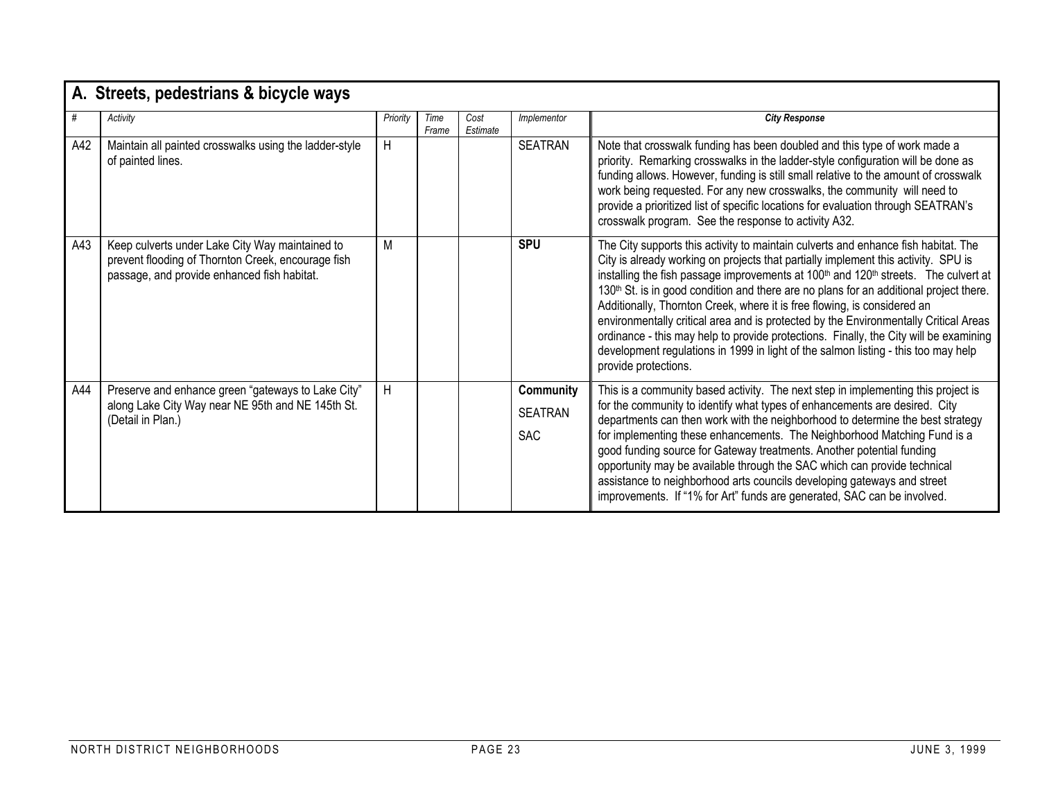## A. Streets, pedestrians & bicycle ways

| # | Activity | Priority | Time Frame | Cost Estimate | Implementor | City Response |
|---|---|---|---|---|---|---|
| A42 | Maintain all painted crosswalks using the ladder-style of painted lines. | H | | | SEATRAN | Note that crosswalk funding has been doubled and this type of work made a priority. Remarking crosswalks in the ladder-style configuration will be done as funding allows. However, funding is still small relative to the amount of crosswalk work being requested. For any new crosswalks, the community will need to provide a prioritized list of specific locations for evaluation through SEATRAN's crosswalk program. See the response to activity A32. |
| A43 | Keep culverts under Lake City Way maintained to prevent flooding of Thornton Creek, encourage fish passage, and provide enhanced fish habitat. | M | | | **SPU** | The City supports this activity to maintain culverts and enhance fish habitat. The City is already working on projects that partially implement this activity. SPU is installing the fish passage improvements at 100th and 120th streets. The culvert at 130th St. is in good condition and there are no plans for an additional project there. Additionally, Thornton Creek, where it is free flowing, is considered an environmentally critical area and is protected by the Environmentally Critical Areas ordinance - this may help to provide protections. Finally, the City will be examining development regulations in 1999 in light of the salmon listing - this too may help provide protections. |
| A44 | Preserve and enhance green "gateways to Lake City" along Lake City Way near NE 95th and NE 145th St. (Detail in Plan.) | H | | | **Community**<br>SEATRAN<br>SAC | This is a community based activity. The next step in implementing this project is for the community to identify what types of enhancements are desired. City departments can then work with the neighborhood to determine the best strategy for implementing these enhancements. The Neighborhood Matching Fund is a good funding source for Gateway treatments. Another potential funding opportunity may be available through the SAC which can provide technical assistance to neighborhood arts councils developing gateways and street improvements. If "1% for Art" funds are generated, SAC can be involved. |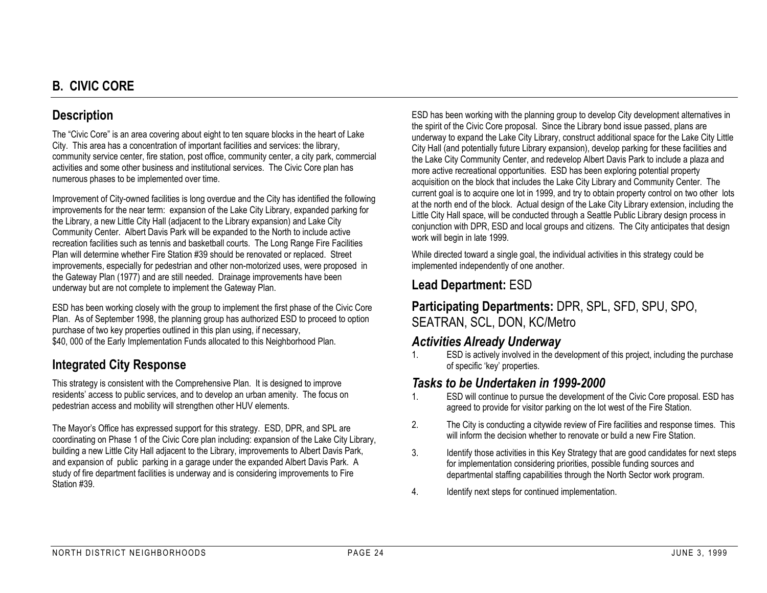## B. CIVIC CORE

### Description

The "Civic Core" is an area covering about eight to ten square blocks in the heart of Lake City. This area has a concentration of important facilities and services: the library, community service center, fire station, post office, community center, a city park, commercial activities and some other business and institutional services. The Civic Core plan has numerous phases to be implemented over time.

Improvement of City-owned facilities is long overdue and the City has identified the following improvements for the near term: expansion of the Lake City Library, expanded parking for the Library, a new Little City Hall (adjacent to the Library expansion) and Lake City Community Center. Albert Davis Park will be expanded to the North to include active recreation facilities such as tennis and basketball courts. The Long Range Fire Facilities Plan will determine whether Fire Station #39 should be renovated or replaced. Street improvements, especially for pedestrian and other non-motorized uses, were proposed in the Gateway Plan (1977) and are still needed. Drainage improvements have been underway but are not complete to implement the Gateway Plan.

ESD has been working closely with the group to implement the first phase of the Civic Core Plan. As of September 1998, the planning group has authorized ESD to proceed to option purchase of two key properties outlined in this plan using, if necessary, $40, 000 of the Early Implementation Funds allocated to this Neighborhood Plan.

### Integrated City Response

This strategy is consistent with the Comprehensive Plan. It is designed to improve residents' access to public services, and to develop an urban amenity. The focus on pedestrian access and mobility will strengthen other HUV elements.

The Mayor's Office has expressed support for this strategy. ESD, DPR, and SPL are coordinating on Phase 1 of the Civic Core plan including: expansion of the Lake City Library, building a new Little City Hall adjacent to the Library, improvements to Albert Davis Park, and expansion of public parking in a garage under the expanded Albert Davis Park. A study of fire department facilities is underway and is considering improvements to Fire Station #39.

ESD has been working with the planning group to develop City development alternatives in the spirit of the Civic Core proposal. Since the Library bond issue passed, plans are underway to expand the Lake City Library, construct additional space for the Lake City Little City Hall (and potentially future Library expansion), develop parking for these facilities and the Lake City Community Center, and redevelop Albert Davis Park to include a plaza and more active recreational opportunities. ESD has been exploring potential property acquisition on the block that includes the Lake City Library and Community Center. The current goal is to acquire one lot in 1999, and try to obtain property control on two other lots at the north end of the block. Actual design of the Lake City Library extension, including the Little City Hall space, will be conducted through a Seattle Public Library design process in conjunction with DPR, ESD and local groups and citizens. The City anticipates that design work will begin in late 1999.

While directed toward a single goal, the individual activities in this strategy could be implemented independently of one another.

### Lead Department: ESD

### Participating Departments: DPR, SPL, SFD, SPU, SPO, SEATRAN, SCL, DON, KC/Metro

### *Activities Already Underway*

1. ESD is actively involved in the development of this project, including the purchase of specific 'key' properties.

### *Tasks to be Undertaken in 1999-2000*

1. ESD will continue to pursue the development of the Civic Core proposal. ESD has agreed to provide for visitor parking on the lot west of the Fire Station.
2. The City is conducting a citywide review of Fire facilities and response times. This will inform the decision whether to renovate or build a new Fire Station.
3. Identify those activities in this Key Strategy that are good candidates for next steps for implementation considering priorities, possible funding sources and departmental staffing capabilities through the North Sector work program.
4. Identify next steps for continued implementation.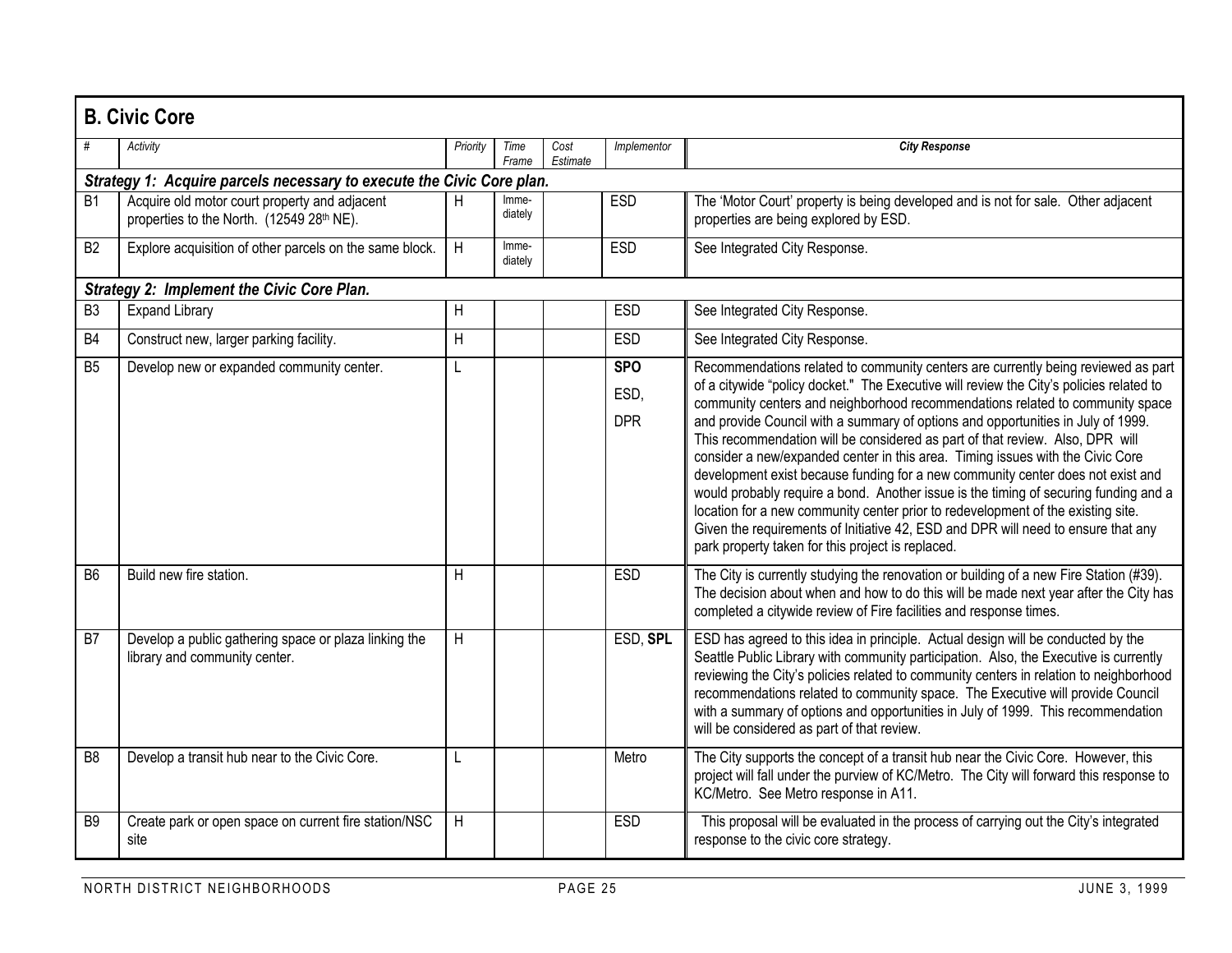## B. Civic Core

| # | Activity | Priority | Time Frame | Cost Estimate | Implementor | City Response |
|---|---|---|---|---|---|---|
| ***Strategy 1: Acquire parcels necessary to execute the Civic Core plan.*** | | | | | | |
| B1 | Acquire old motor court property and adjacent properties to the North. (12549 28th NE). | H | Imme-diately | | ESD | The 'Motor Court' property is being developed and is not for sale. Other adjacent properties are being explored by ESD. |
| B2 | Explore acquisition of other parcels on the same block. | H | Imme-diately | | ESD | See Integrated City Response. |
| ***Strategy 2: Implement the Civic Core Plan.*** | | | | | | |
| B3 | Expand Library | H | | | ESD | See Integrated City Response. |
| B4 | Construct new, larger parking facility. | H | | | ESD | See Integrated City Response. |
| B5 | Develop new or expanded community center. | L | | | **SPO** ESD, DPR | Recommendations related to community centers are currently being reviewed as part of a citywide "policy docket." The Executive will review the City's policies related to community centers and neighborhood recommendations related to community space and provide Council with a summary of options and opportunities in July of 1999. This recommendation will be considered as part of that review. Also, DPR will consider a new/expanded center in this area. Timing issues with the Civic Core development exist because funding for a new community center does not exist and would probably require a bond. Another issue is the timing of securing funding and a location for a new community center prior to redevelopment of the existing site. Given the requirements of Initiative 42, ESD and DPR will need to ensure that any park property taken for this project is replaced. |
| B6 | Build new fire station. | H | | | ESD | The City is currently studying the renovation or building of a new Fire Station (#39). The decision about when and how to do this will be made next year after the City has completed a citywide review of Fire facilities and response times. |
| B7 | Develop a public gathering space or plaza linking the library and community center. | H | | | ESD, **SPL** | ESD has agreed to this idea in principle. Actual design will be conducted by the Seattle Public Library with community participation. Also, the Executive is currently reviewing the City's policies related to community centers in relation to neighborhood recommendations related to community space. The Executive will provide Council with a summary of options and opportunities in July of 1999. This recommendation will be considered as part of that review. |
| B8 | Develop a transit hub near to the Civic Core. | L | | | Metro | The City supports the concept of a transit hub near the Civic Core. However, this project will fall under the purview of KC/Metro. The City will forward this response to KC/Metro. See Metro response in A11. |
| B9 | Create park or open space on current fire station/NSC site | H | | | ESD | This proposal will be evaluated in the process of carrying out the City's integrated response to the civic core strategy. |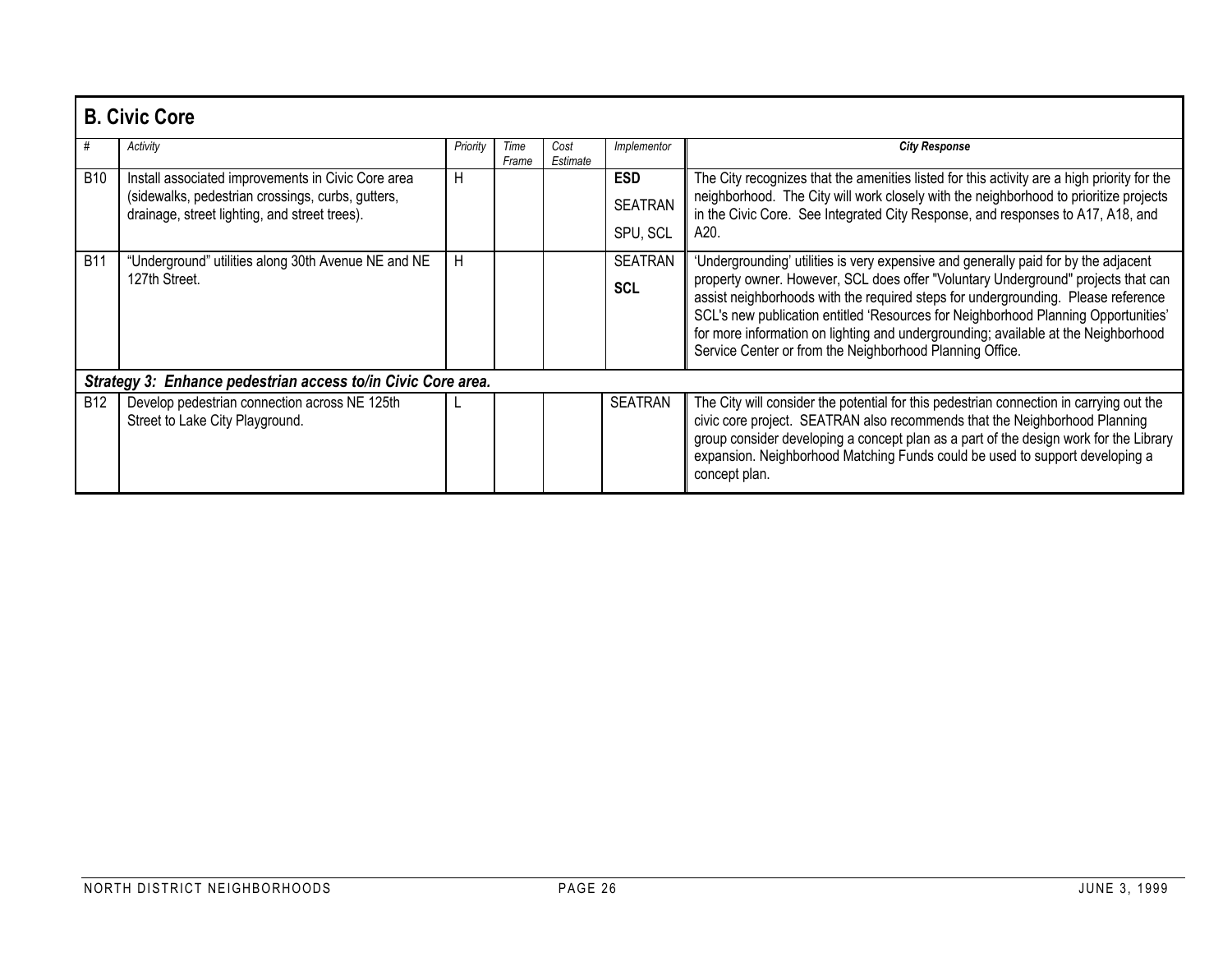## B. Civic Core

| # | Activity | Priority | Time Frame | Cost Estimate | Implementor | City Response |
|---|---|---|---|---|---|---|
| B10 | Install associated improvements in Civic Core area (sidewalks, pedestrian crossings, curbs, gutters, drainage, street lighting, and street trees). | H | | | **ESD** SEATRAN SPU, SCL | The City recognizes that the amenities listed for this activity are a high priority for the neighborhood. The City will work closely with the neighborhood to prioritize projects in the Civic Core. See Integrated City Response, and responses to A17, A18, and A20. |
| B11 | "Underground" utilities along 30th Avenue NE and NE 127th Street. | H | | | SEATRAN **SCL** | 'Undergrounding' utilities is very expensive and generally paid for by the adjacent property owner. However, SCL does offer "Voluntary Underground" projects that can assist neighborhoods with the required steps for undergrounding. Please reference SCL's new publication entitled 'Resources for Neighborhood Planning Opportunities' for more information on lighting and undergrounding; available at the Neighborhood Service Center or from the Neighborhood Planning Office. |
| ***Strategy 3: Enhance pedestrian access to/in Civic Core area.*** | | | | | | |
| B12 | Develop pedestrian connection across NE 125th Street to Lake City Playground. | L | | | SEATRAN | The City will consider the potential for this pedestrian connection in carrying out the civic core project. SEATRAN also recommends that the Neighborhood Planning group consider developing a concept plan as a part of the design work for the Library expansion. Neighborhood Matching Funds could be used to support developing a concept plan. |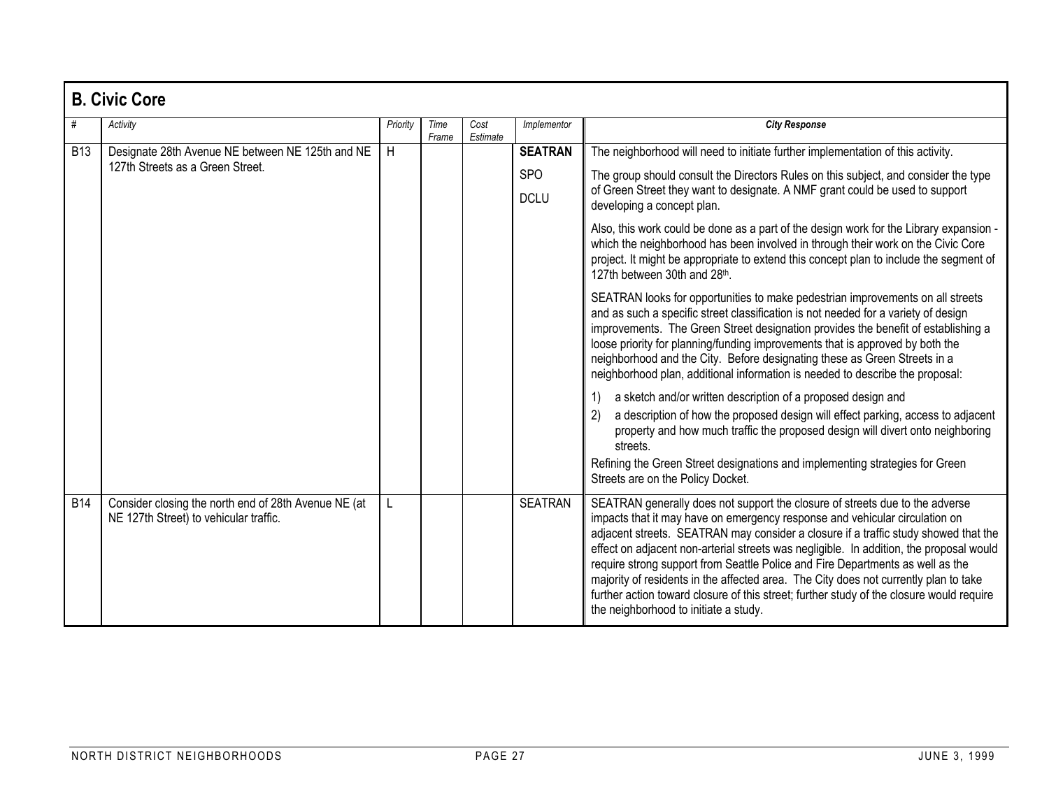## B. Civic Core

| # | Activity | Priority | Time Frame | Cost Estimate | Implementor | City Response |
|---|---|---|---|---|---|---|
| B13 | Designate 28th Avenue NE between NE 125th and NE 127th Streets as a Green Street. | H | | | **SEATRAN**<br>SPO<br>DCLU | The neighborhood will need to initiate further implementation of this activity.<br><br>The group should consult the Directors Rules on this subject, and consider the type of Green Street they want to designate. A NMF grant could be used to support developing a concept plan.<br><br>Also, this work could be done as a part of the design work for the Library expansion - which the neighborhood has been involved in through their work on the Civic Core project. It might be appropriate to extend this concept plan to include the segment of 127th between 30th and 28th.<br><br>SEATRAN looks for opportunities to make pedestrian improvements on all streets and as such a specific street classification is not needed for a variety of design improvements. The Green Street designation provides the benefit of establishing a loose priority for planning/funding improvements that is approved by both the neighborhood and the City. Before designating these as Green Streets in a neighborhood plan, additional information is needed to describe the proposal:<br><br>1) a sketch and/or written description of a proposed design and<br>2) a description of how the proposed design will effect parking, access to adjacent property and how much traffic the proposed design will divert onto neighboring streets.<br><br>Refining the Green Street designations and implementing strategies for Green Streets are on the Policy Docket. |
| B14 | Consider closing the north end of 28th Avenue NE (at NE 127th Street) to vehicular traffic. | L | | | SEATRAN | SEATRAN generally does not support the closure of streets due to the adverse impacts that it may have on emergency response and vehicular circulation on adjacent streets. SEATRAN may consider a closure if a traffic study showed that the effect on adjacent non-arterial streets was negligible. In addition, the proposal would require strong support from Seattle Police and Fire Departments as well as the majority of residents in the affected area. The City does not currently plan to take further action toward closure of this street; further study of the closure would require the neighborhood to initiate a study. |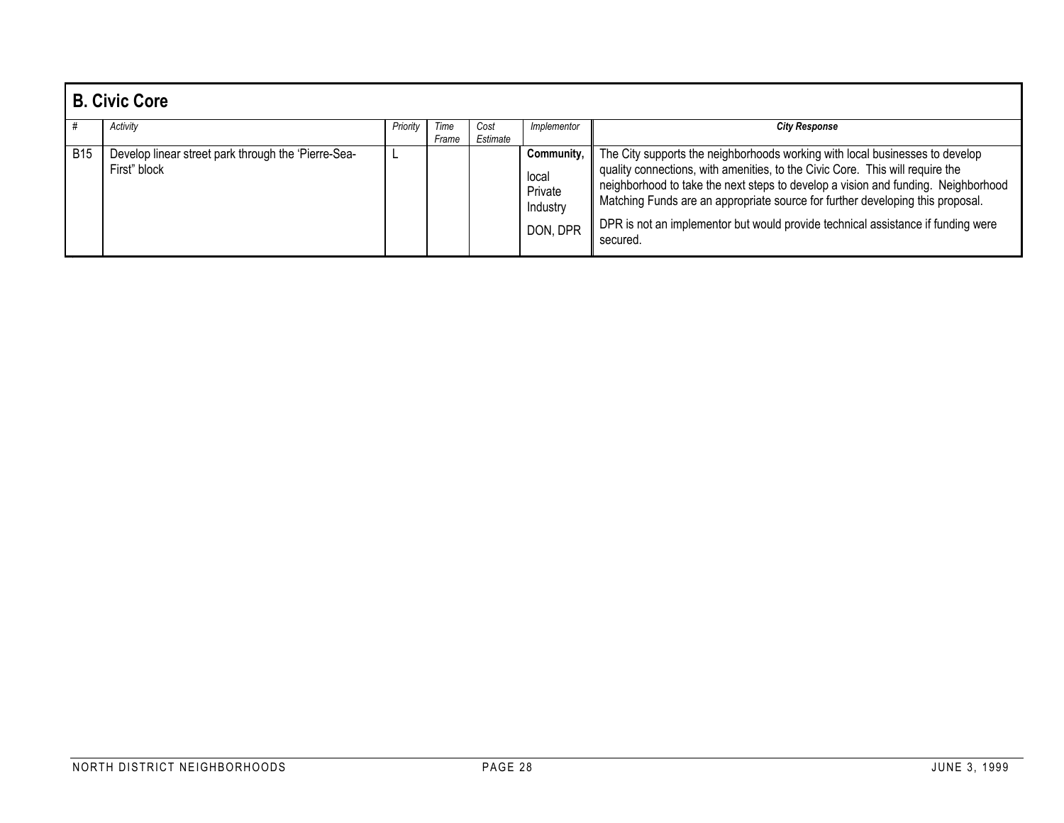## B. Civic Core

| # | Activity | Priority | Time Frame | Cost Estimate | Implementor | City Response |
|---|---|---|---|---|---|---|
| B15 | Develop linear street park through the 'Pierre-Sea-First" block | L | | | **Community,** local Private Industry DON, DPR | The City supports the neighborhoods working with local businesses to develop quality connections, with amenities, to the Civic Core. This will require the neighborhood to take the next steps to develop a vision and funding. Neighborhood Matching Funds are an appropriate source for further developing this proposal. DPR is not an implementor but would provide technical assistance if funding were secured. |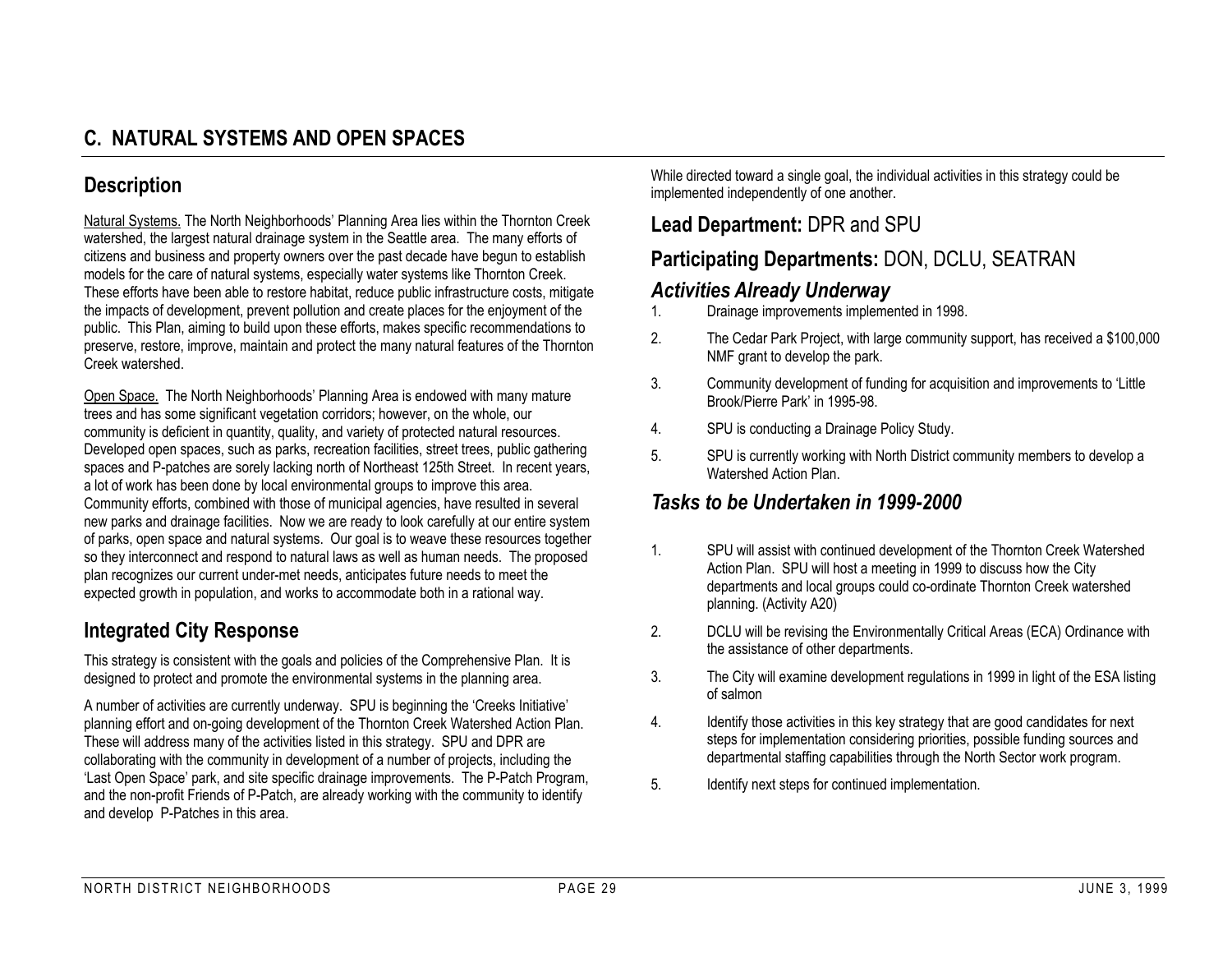## C. NATURAL SYSTEMS AND OPEN SPACES

### Description

Natural Systems. The North Neighborhoods' Planning Area lies within the Thornton Creek watershed, the largest natural drainage system in the Seattle area. The many efforts of citizens and business and property owners over the past decade have begun to establish models for the care of natural systems, especially water systems like Thornton Creek. These efforts have been able to restore habitat, reduce public infrastructure costs, mitigate the impacts of development, prevent pollution and create places for the enjoyment of the public. This Plan, aiming to build upon these efforts, makes specific recommendations to preserve, restore, improve, maintain and protect the many natural features of the Thornton Creek watershed.

Open Space. The North Neighborhoods' Planning Area is endowed with many mature trees and has some significant vegetation corridors; however, on the whole, our community is deficient in quantity, quality, and variety of protected natural resources. Developed open spaces, such as parks, recreation facilities, street trees, public gathering spaces and P-patches are sorely lacking north of Northeast 125th Street. In recent years, a lot of work has been done by local environmental groups to improve this area. Community efforts, combined with those of municipal agencies, have resulted in several new parks and drainage facilities. Now we are ready to look carefully at our entire system of parks, open space and natural systems. Our goal is to weave these resources together so they interconnect and respond to natural laws as well as human needs. The proposed plan recognizes our current under-met needs, anticipates future needs to meet the expected growth in population, and works to accommodate both in a rational way.

### Integrated City Response

This strategy is consistent with the goals and policies of the Comprehensive Plan. It is designed to protect and promote the environmental systems in the planning area.

A number of activities are currently underway. SPU is beginning the 'Creeks Initiative' planning effort and on-going development of the Thornton Creek Watershed Action Plan. These will address many of the activities listed in this strategy. SPU and DPR are collaborating with the community in development of a number of projects, including the 'Last Open Space' park, and site specific drainage improvements. The P-Patch Program, and the non-profit Friends of P-Patch, are already working with the community to identify and develop P-Patches in this area.

While directed toward a single goal, the individual activities in this strategy could be implemented independently of one another.

### Lead Department: DPR and SPU

### Participating Departments: DON, DCLU, SEATRAN

### *Activities Already Underway*

1. Drainage improvements implemented in 1998.
2. The Cedar Park Project, with large community support, has received a $100,000 NMF grant to develop the park.
3. Community development of funding for acquisition and improvements to 'Little Brook/Pierre Park' in 1995-98.
4. SPU is conducting a Drainage Policy Study.
5. SPU is currently working with North District community members to develop a Watershed Action Plan.

### *Tasks to be Undertaken in 1999-2000*

1. SPU will assist with continued development of the Thornton Creek Watershed Action Plan. SPU will host a meeting in 1999 to discuss how the City departments and local groups could co-ordinate Thornton Creek watershed planning. (Activity A20)
2. DCLU will be revising the Environmentally Critical Areas (ECA) Ordinance with the assistance of other departments.
3. The City will examine development regulations in 1999 in light of the ESA listing of salmon
4. Identify those activities in this key strategy that are good candidates for next steps for implementation considering priorities, possible funding sources and departmental staffing capabilities through the North Sector work program.
5. Identify next steps for continued implementation.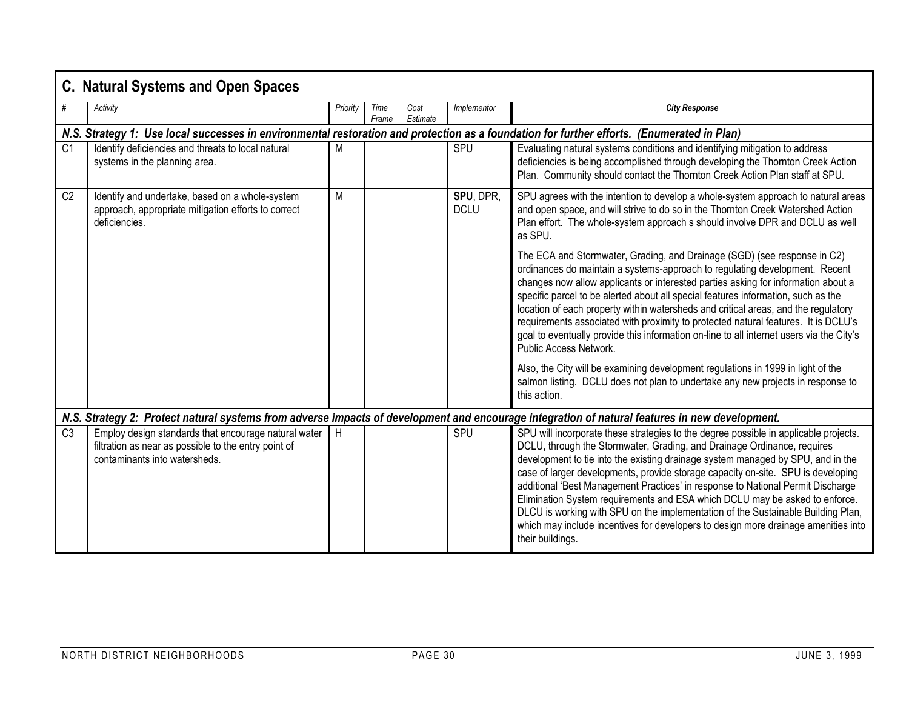## C. Natural Systems and Open Spaces

| # | Activity | Priority | Time Frame | Cost Estimate | Implementor | City Response |
|---|---|---|---|---|---|---|
| ***N.S. Strategy 1: Use local successes in environmental restoration and protection as a foundation for further efforts. (Enumerated in Plan)*** | | | | | | |
| C1 | Identify deficiencies and threats to local natural systems in the planning area. | M | | | SPU | Evaluating natural systems conditions and identifying mitigation to address deficiencies is being accomplished through developing the Thornton Creek Action Plan. Community should contact the Thornton Creek Action Plan staff at SPU. |
| C2 | Identify and undertake, based on a whole-system approach, appropriate mitigation efforts to correct deficiencies. | M | | | **SPU**, DPR, DCLU | SPU agrees with the intention to develop a whole-system approach to natural areas and open space, and will strive to do so in the Thornton Creek Watershed Action Plan effort. The whole-system approach s should involve DPR and DCLU as well as SPU.<br><br>The ECA and Stormwater, Grading, and Drainage (SGD) (see response in C2) ordinances do maintain a systems-approach to regulating development. Recent changes now allow applicants or interested parties asking for information about a specific parcel to be alerted about all special features information, such as the location of each property within watersheds and critical areas, and the regulatory requirements associated with proximity to protected natural features. It is DCLU's goal to eventually provide this information on-line to all internet users via the City's Public Access Network.<br><br>Also, the City will be examining development regulations in 1999 in light of the salmon listing. DCLU does not plan to undertake any new projects in response to this action. |
| ***N.S. Strategy 2: Protect natural systems from adverse impacts of development and encourage integration of natural features in new development.*** | | | | | | |
| C3 | Employ design standards that encourage natural water filtration as near as possible to the entry point of contaminants into watersheds. | H | | | SPU | SPU will incorporate these strategies to the degree possible in applicable projects. DCLU, through the Stormwater, Grading, and Drainage Ordinance, requires development to tie into the existing drainage system managed by SPU, and in the case of larger developments, provide storage capacity on-site. SPU is developing additional 'Best Management Practices' in response to National Permit Discharge Elimination System requirements and ESA which DCLU may be asked to enforce. DLCU is working with SPU on the implementation of the Sustainable Building Plan, which may include incentives for developers to design more drainage amenities into their buildings. |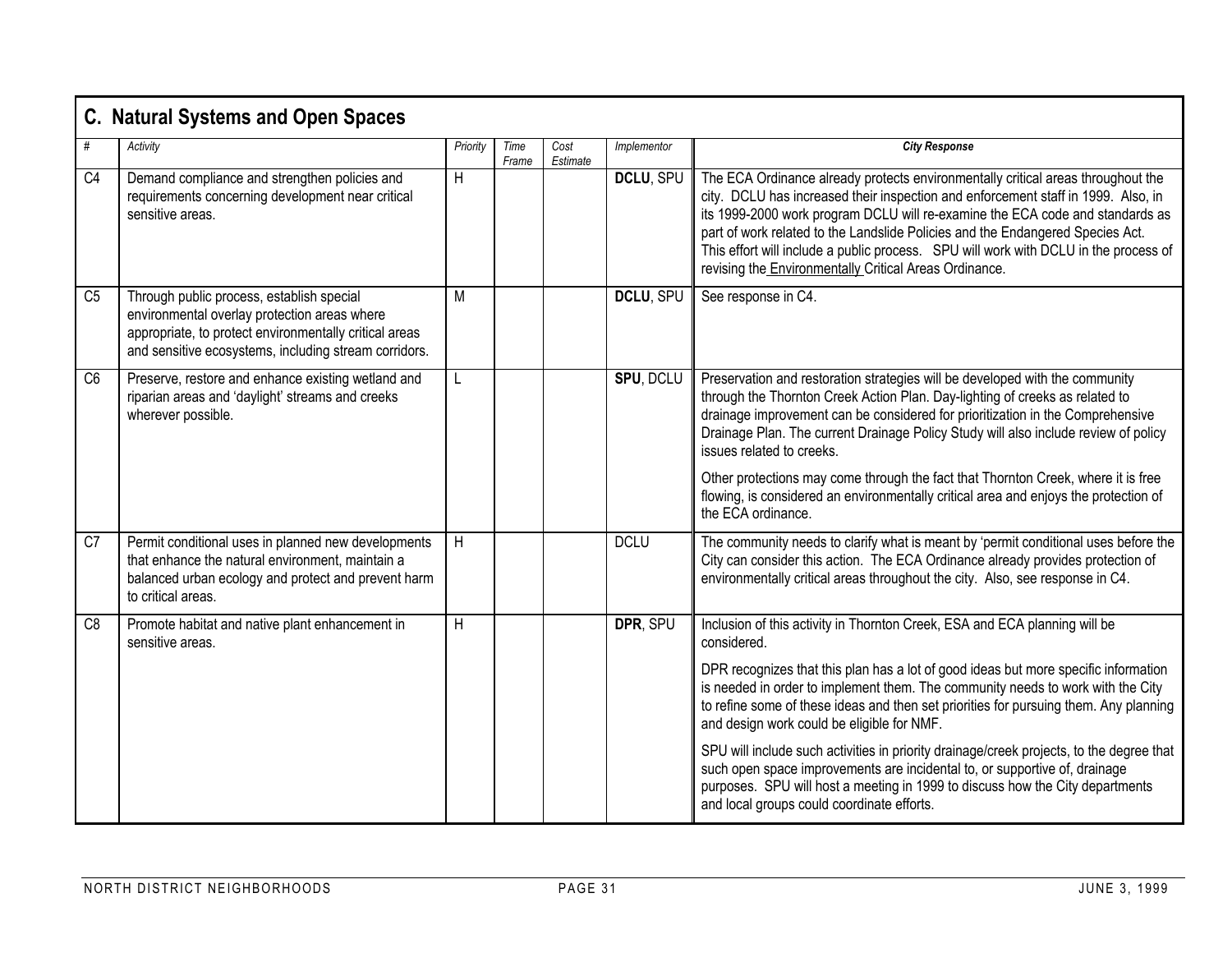## C. Natural Systems and Open Spaces

| # | Activity | Priority | Time Frame | Cost Estimate | Implementor | City Response |
|---|---|---|---|---|---|---|
| C4 | Demand compliance and strengthen policies and requirements concerning development near critical sensitive areas. | H | | | **DCLU**, SPU | The ECA Ordinance already protects environmentally critical areas throughout the city. DCLU has increased their inspection and enforcement staff in 1999. Also, in its 1999-2000 work program DCLU will re-examine the ECA code and standards as part of work related to the Landslide Policies and the Endangered Species Act. This effort will include a public process. SPU will work with DCLU in the process of revising the Environmentally Critical Areas Ordinance. |
| C5 | Through public process, establish special environmental overlay protection areas where appropriate, to protect environmentally critical areas and sensitive ecosystems, including stream corridors. | M | | | **DCLU**, SPU | See response in C4. |
| C6 | Preserve, restore and enhance existing wetland and riparian areas and 'daylight' streams and creeks wherever possible. | L | | | **SPU**, DCLU | Preservation and restoration strategies will be developed with the community through the Thornton Creek Action Plan. Day-lighting of creeks as related to drainage improvement can be considered for prioritization in the Comprehensive Drainage Plan. The current Drainage Policy Study will also include review of policy issues related to creeks.<br><br>Other protections may come through the fact that Thornton Creek, where it is free flowing, is considered an environmentally critical area and enjoys the protection of the ECA ordinance. |
| C7 | Permit conditional uses in planned new developments that enhance the natural environment, maintain a balanced urban ecology and protect and prevent harm to critical areas. | H | | | DCLU | The community needs to clarify what is meant by 'permit conditional uses before the City can consider this action. The ECA Ordinance already provides protection of environmentally critical areas throughout the city. Also, see response in C4. |
| C8 | Promote habitat and native plant enhancement in sensitive areas. | H | | | **DPR**, SPU | Inclusion of this activity in Thornton Creek, ESA and ECA planning will be considered.<br><br>DPR recognizes that this plan has a lot of good ideas but more specific information is needed in order to implement them. The community needs to work with the City to refine some of these ideas and then set priorities for pursuing them. Any planning and design work could be eligible for NMF.<br><br>SPU will include such activities in priority drainage/creek projects, to the degree that such open space improvements are incidental to, or supportive of, drainage purposes. SPU will host a meeting in 1999 to discuss how the City departments and local groups could coordinate efforts. |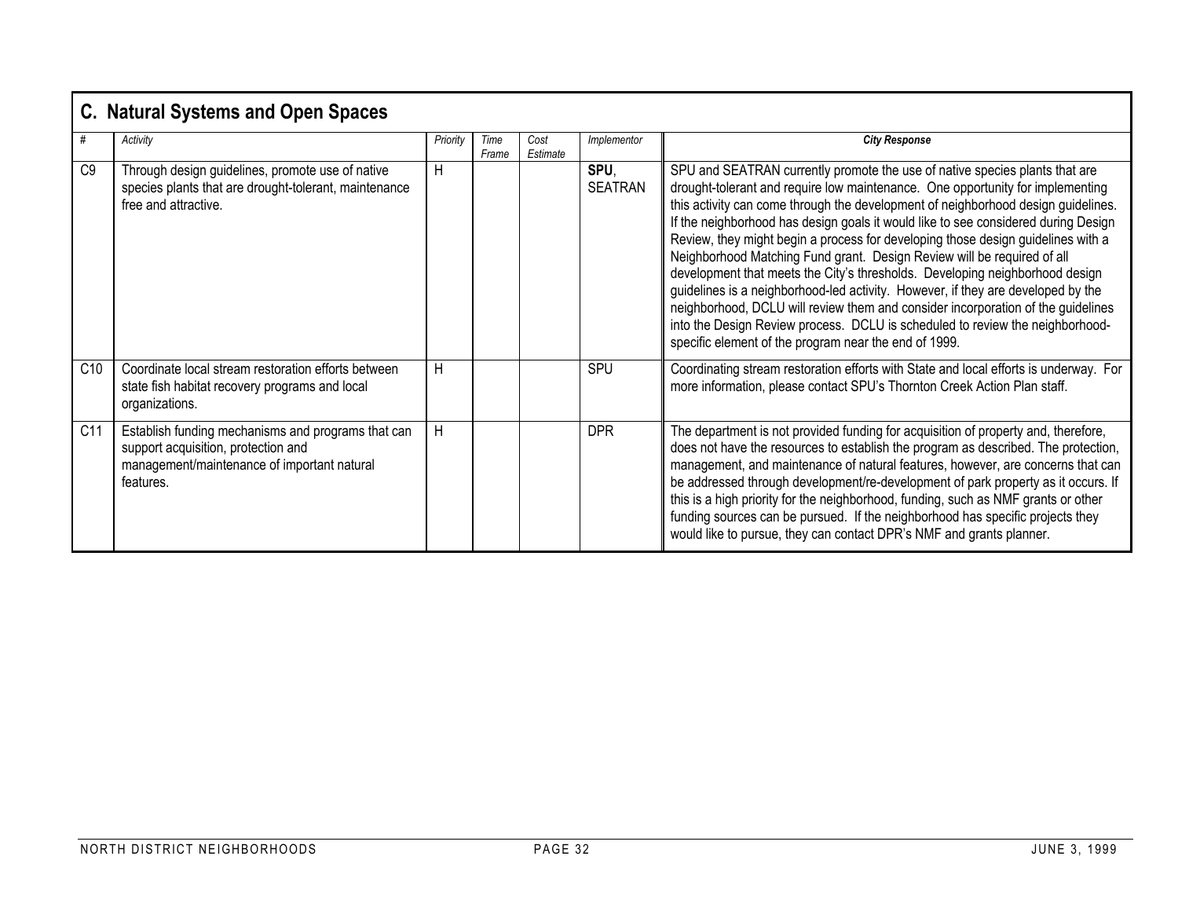## C. Natural Systems and Open Spaces

| # | Activity | Priority | Time Frame | Cost Estimate | Implementor | City Response |
|---|---|---|---|---|---|---|
| C9 | Through design guidelines, promote use of native species plants that are drought-tolerant, maintenance free and attractive. | H | | | **SPU**, SEATRAN | SPU and SEATRAN currently promote the use of native species plants that are drought-tolerant and require low maintenance. One opportunity for implementing this activity can come through the development of neighborhood design guidelines. If the neighborhood has design goals it would like to see considered during Design Review, they might begin a process for developing those design guidelines with a Neighborhood Matching Fund grant. Design Review will be required of all development that meets the City's thresholds. Developing neighborhood design guidelines is a neighborhood-led activity. However, if they are developed by the neighborhood, DCLU will review them and consider incorporation of the guidelines into the Design Review process. DCLU is scheduled to review the neighborhood-specific element of the program near the end of 1999. |
| C10 | Coordinate local stream restoration efforts between state fish habitat recovery programs and local organizations. | H | | | SPU | Coordinating stream restoration efforts with State and local efforts is underway. For more information, please contact SPU's Thornton Creek Action Plan staff. |
| C11 | Establish funding mechanisms and programs that can support acquisition, protection and management/maintenance of important natural features. | H | | | DPR | The department is not provided funding for acquisition of property and, therefore, does not have the resources to establish the program as described. The protection, management, and maintenance of natural features, however, are concerns that can be addressed through development/re-development of park property as it occurs. If this is a high priority for the neighborhood, funding, such as NMF grants or other funding sources can be pursued. If the neighborhood has specific projects they would like to pursue, they can contact DPR's NMF and grants planner. |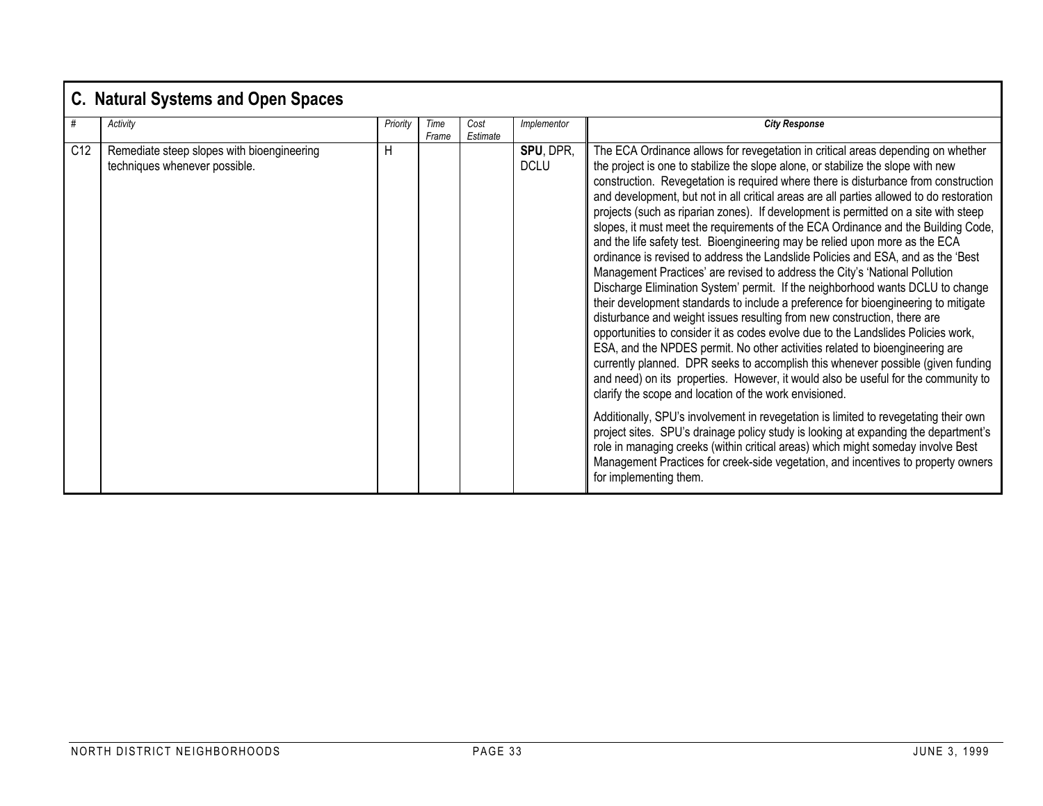## C. Natural Systems and Open Spaces

| # | Activity | Priority | Time Frame | Cost Estimate | Implementor | City Response |
|---|---|---|---|---|---|---|
| C12 | Remediate steep slopes with bioengineering techniques whenever possible. | H | | | **SPU**, DPR, DCLU | The ECA Ordinance allows for revegetation in critical areas depending on whether the project is one to stabilize the slope alone, or stabilize the slope with new construction. Revegetation is required where there is disturbance from construction and development, but not in all critical areas are all parties allowed to do restoration projects (such as riparian zones). If development is permitted on a site with steep slopes, it must meet the requirements of the ECA Ordinance and the Building Code, and the life safety test. Bioengineering may be relied upon more as the ECA ordinance is revised to address the Landslide Policies and ESA, and as the 'Best Management Practices' are revised to address the City's 'National Pollution Discharge Elimination System' permit. If the neighborhood wants DCLU to change their development standards to include a preference for bioengineering to mitigate disturbance and weight issues resulting from new construction, there are opportunities to consider it as codes evolve due to the Landslides Policies work, ESA, and the NPDES permit. No other activities related to bioengineering are currently planned. DPR seeks to accomplish this whenever possible (given funding and need) on its properties. However, it would also be useful for the community to clarify the scope and location of the work envisioned.<br><br>Additionally, SPU's involvement in revegetation is limited to revegetating their own project sites. SPU's drainage policy study is looking at expanding the department's role in managing creeks (within critical areas) which might someday involve Best Management Practices for creek-side vegetation, and incentives to property owners for implementing them. |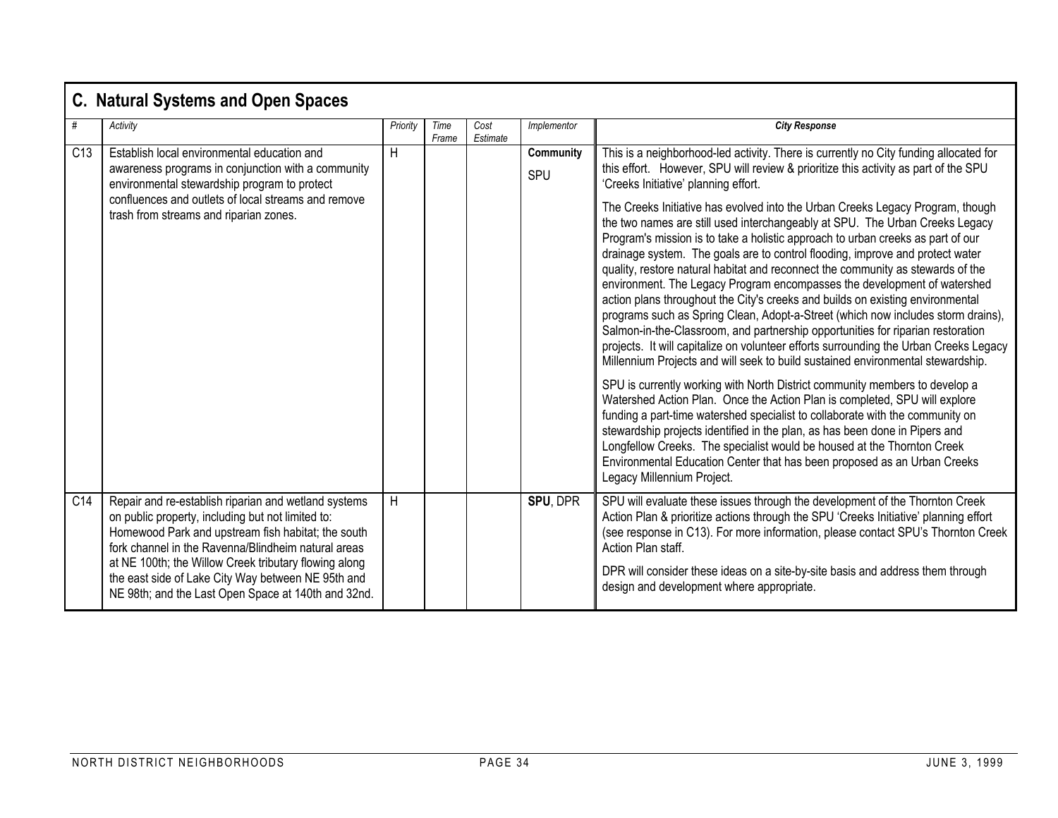## C. Natural Systems and Open Spaces

| # | Activity | Priority | Time Frame | Cost Estimate | Implementor | City Response |
|---|---|---|---|---|---|---|
| C13 | Establish local environmental education and awareness programs in conjunction with a community environmental stewardship program to protect confluences and outlets of local streams and remove trash from streams and riparian zones. | H | | | **Community** SPU | This is a neighborhood-led activity. There is currently no City funding allocated for this effort. However, SPU will review & prioritize this activity as part of the SPU 'Creeks Initiative' planning effort. The Creeks Initiative has evolved into the Urban Creeks Legacy Program, though the two names are still used interchangeably at SPU. The Urban Creeks Legacy Program's mission is to take a holistic approach to urban creeks as part of our drainage system. The goals are to control flooding, improve and protect water quality, restore natural habitat and reconnect the community as stewards of the environment. The Legacy Program encompasses the development of watershed action plans throughout the City's creeks and builds on existing environmental programs such as Spring Clean, Adopt-a-Street (which now includes storm drains), Salmon-in-the-Classroom, and partnership opportunities for riparian restoration projects. It will capitalize on volunteer efforts surrounding the Urban Creeks Legacy Millennium Projects and will seek to build sustained environmental stewardship. SPU is currently working with North District community members to develop a Watershed Action Plan. Once the Action Plan is completed, SPU will explore funding a part-time watershed specialist to collaborate with the community on stewardship projects identified in the plan, as has been done in Pipers and Longfellow Creeks. The specialist would be housed at the Thornton Creek Environmental Education Center that has been proposed as an Urban Creeks Legacy Millennium Project. |
| C14 | Repair and re-establish riparian and wetland systems on public property, including but not limited to: Homewood Park and upstream fish habitat; the south fork channel in the Ravenna/Blindheim natural areas at NE 100th; the Willow Creek tributary flowing along the east side of Lake City Way between NE 95th and NE 98th; and the Last Open Space at 140th and 32nd. | H | | | **SPU**, DPR | SPU will evaluate these issues through the development of the Thornton Creek Action Plan & prioritize actions through the SPU 'Creeks Initiative' planning effort (see response in C13). For more information, please contact SPU's Thornton Creek Action Plan staff. DPR will consider these ideas on a site-by-site basis and address them through design and development where appropriate. |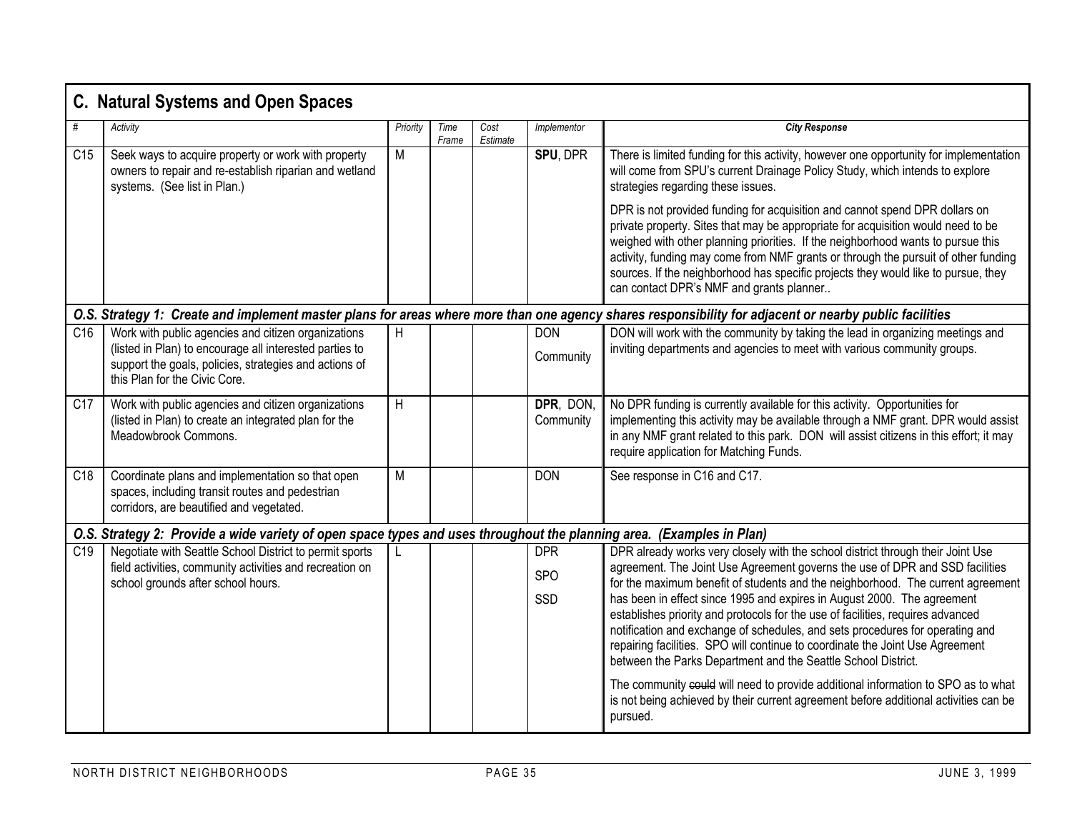## C. Natural Systems and Open Spaces

| # | Activity | Priority | Time Frame | Cost Estimate | Implementor | City Response |
|---|---|---|---|---|---|---|
| C15 | Seek ways to acquire property or work with property owners to repair and re-establish riparian and wetland systems. (See list in Plan.) | M | | | **SPU**, DPR | There is limited funding for this activity, however one opportunity for implementation will come from SPU's current Drainage Policy Study, which intends to explore strategies regarding these issues.<br><br>DPR is not provided funding for acquisition and cannot spend DPR dollars on private property. Sites that may be appropriate for acquisition would need to be weighed with other planning priorities. If the neighborhood wants to pursue this activity, funding may come from NMF grants or through the pursuit of other funding sources. If the neighborhood has specific projects they would like to pursue, they can contact DPR's NMF and grants planner.. |
| ***O.S. Strategy 1: Create and implement master plans for areas where more than one agency shares responsibility for adjacent or nearby public facilities*** | | | | | | |
| C16 | Work with public agencies and citizen organizations (listed in Plan) to encourage all interested parties to support the goals, policies, strategies and actions of this Plan for the Civic Core. | H | | | DON<br>Community | DON will work with the community by taking the lead in organizing meetings and inviting departments and agencies to meet with various community groups. |
| C17 | Work with public agencies and citizen organizations (listed in Plan) to create an integrated plan for the Meadowbrook Commons. | H | | | **DPR**, DON, Community | No DPR funding is currently available for this activity. Opportunities for implementing this activity may be available through a NMF grant. DPR would assist in any NMF grant related to this park. DON will assist citizens in this effort; it may require application for Matching Funds. |
| C18 | Coordinate plans and implementation so that open spaces, including transit routes and pedestrian corridors, are beautified and vegetated. | M | | | DON | See response in C16 and C17. |
| ***O.S. Strategy 2: Provide a wide variety of open space types and uses throughout the planning area. (Examples in Plan)*** | | | | | | |
| C19 | Negotiate with Seattle School District to permit sports field activities, community activities and recreation on school grounds after school hours. | L | | | DPR<br>SPO<br>SSD | DPR already works very closely with the school district through their Joint Use agreement. The Joint Use Agreement governs the use of DPR and SSD facilities for the maximum benefit of students and the neighborhood. The current agreement has been in effect since 1995 and expires in August 2000. The agreement establishes priority and protocols for the use of facilities, requires advanced notification and exchange of schedules, and sets procedures for operating and repairing facilities. SPO will continue to coordinate the Joint Use Agreement between the Parks Department and the Seattle School District.<br><br>The community ~~could~~ will need to provide additional information to SPO as to what is not being achieved by their current agreement before additional activities can be pursued. |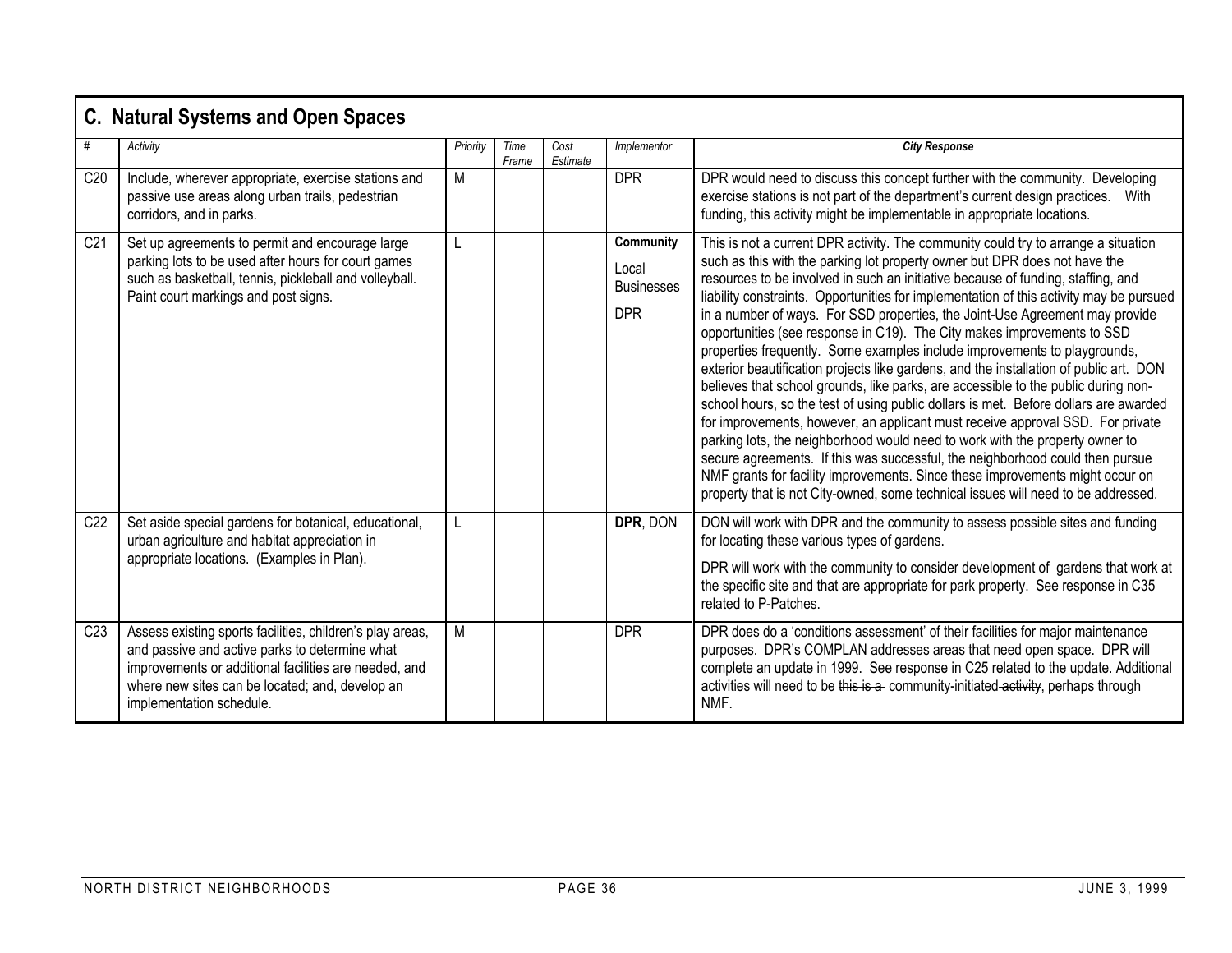## C. Natural Systems and Open Spaces

| # | Activity | Priority | Time Frame | Cost Estimate | Implementor | City Response |
|---|---|---|---|---|---|---|
| C20 | Include, wherever appropriate, exercise stations and passive use areas along urban trails, pedestrian corridors, and in parks. | M | | | DPR | DPR would need to discuss this concept further with the community. Developing exercise stations is not part of the department's current design practices. With funding, this activity might be implementable in appropriate locations. |
| C21 | Set up agreements to permit and encourage large parking lots to be used after hours for court games such as basketball, tennis, pickleball and volleyball. Paint court markings and post signs. | L | | | **Community** Local Businesses DPR | This is not a current DPR activity. The community could try to arrange a situation such as this with the parking lot property owner but DPR does not have the resources to be involved in such an initiative because of funding, staffing, and liability constraints. Opportunities for implementation of this activity may be pursued in a number of ways. For SSD properties, the Joint-Use Agreement may provide opportunities (see response in C19). The City makes improvements to SSD properties frequently. Some examples include improvements to playgrounds, exterior beautification projects like gardens, and the installation of public art. DON believes that school grounds, like parks, are accessible to the public during non-school hours, so the test of using public dollars is met. Before dollars are awarded for improvements, however, an applicant must receive approval SSD. For private parking lots, the neighborhood would need to work with the property owner to secure agreements. If this was successful, the neighborhood could then pursue NMF grants for facility improvements. Since these improvements might occur on property that is not City-owned, some technical issues will need to be addressed. |
| C22 | Set aside special gardens for botanical, educational, urban agriculture and habitat appreciation in appropriate locations. (Examples in Plan). | L | | | **DPR**, DON | DON will work with DPR and the community to assess possible sites and funding for locating these various types of gardens. DPR will work with the community to consider development of gardens that work at the specific site and that are appropriate for park property. See response in C35 related to P-Patches. |
| C23 | Assess existing sports facilities, children's play areas, and passive and active parks to determine what improvements or additional facilities are needed, and where new sites can be located; and, develop an implementation schedule. | M | | | DPR | DPR does do a 'conditions assessment' of their facilities for major maintenance purposes. DPR's COMPLAN addresses areas that need open space. DPR will complete an update in 1999. See response in C25 related to the update. Additional activities will need to be ~~this is a~~ community-initiated ~~activity~~, perhaps through NMF. |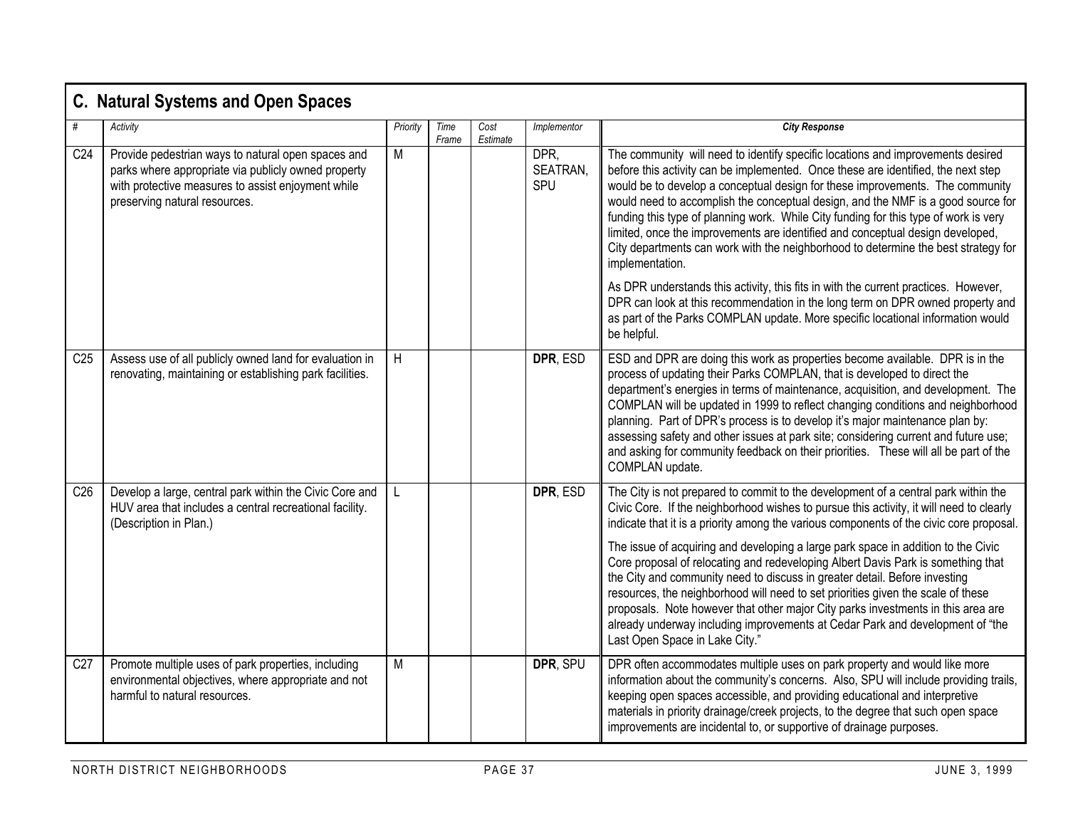## C. Natural Systems and Open Spaces

| # | Activity | Priority | Time Frame | Cost Estimate | Implementor | City Response |
|---|---|---|---|---|---|---|
| C24 | Provide pedestrian ways to natural open spaces and parks where appropriate via publicly owned property with protective measures to assist enjoyment while preserving natural resources. | M | | | DPR, SEATRAN, SPU | The community will need to identify specific locations and improvements desired before this activity can be implemented. Once these are identified, the next step would be to develop a conceptual design for these improvements. The community would need to accomplish the conceptual design, and the NMF is a good source for funding this type of planning work. While City funding for this type of work is very limited, once the improvements are identified and conceptual design developed, City departments can work with the neighborhood to determine the best strategy for implementation.<br><br>As DPR understands this activity, this fits in with the current practices. However, DPR can look at this recommendation in the long term on DPR owned property and as part of the Parks COMPLAN update. More specific locational information would be helpful. |
| C25 | Assess use of all publicly owned land for evaluation in renovating, maintaining or establishing park facilities. | H | | | **DPR**, ESD | ESD and DPR are doing this work as properties become available. DPR is in the process of updating their Parks COMPLAN, that is developed to direct the department's energies in terms of maintenance, acquisition, and development. The COMPLAN will be updated in 1999 to reflect changing conditions and neighborhood planning. Part of DPR's process is to develop it's major maintenance plan by: assessing safety and other issues at park site; considering current and future use; and asking for community feedback on their priorities. These will all be part of the COMPLAN update. |
| C26 | Develop a large, central park within the Civic Core and HUV area that includes a central recreational facility. (Description in Plan.) | L | | | **DPR**, ESD | The City is not prepared to commit to the development of a central park within the Civic Core. If the neighborhood wishes to pursue this activity, it will need to clearly indicate that it is a priority among the various components of the civic core proposal.<br><br>The issue of acquiring and developing a large park space in addition to the Civic Core proposal of relocating and redeveloping Albert Davis Park is something that the City and community need to discuss in greater detail. Before investing resources, the neighborhood will need to set priorities given the scale of these proposals. Note however that other major City parks investments in this area are already underway including improvements at Cedar Park and development of "the Last Open Space in Lake City." |
| C27 | Promote multiple uses of park properties, including environmental objectives, where appropriate and not harmful to natural resources. | M | | | **DPR**, SPU | DPR often accommodates multiple uses on park property and would like more information about the community's concerns. Also, SPU will include providing trails, keeping open spaces accessible, and providing educational and interpretive materials in priority drainage/creek projects, to the degree that such open space improvements are incidental to, or supportive of drainage purposes. |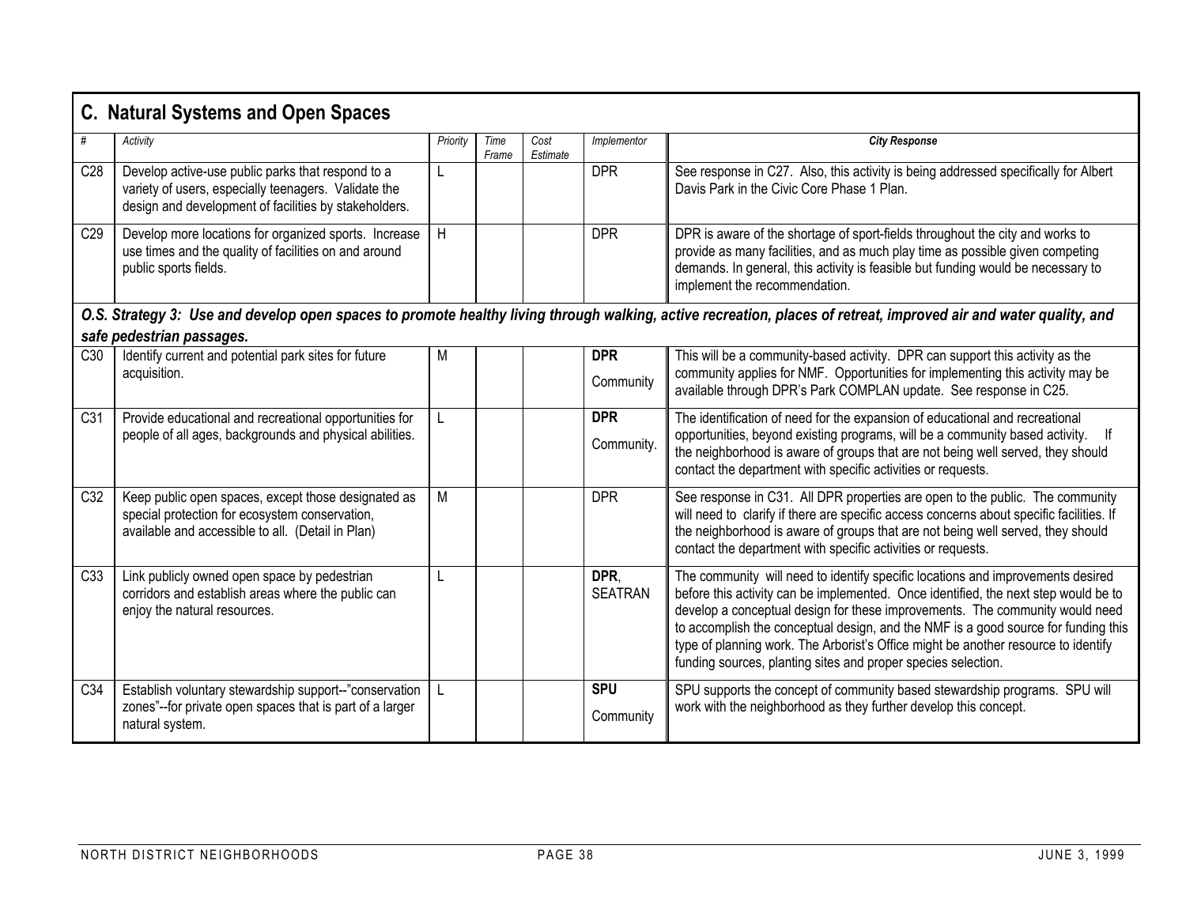## C. Natural Systems and Open Spaces

| # | Activity | Priority | Time Frame | Cost Estimate | Implementor | City Response |
|---|---|---|---|---|---|---|
| C28 | Develop active-use public parks that respond to a variety of users, especially teenagers. Validate the design and development of facilities by stakeholders. | L | | | DPR | See response in C27. Also, this activity is being addressed specifically for Albert Davis Park in the Civic Core Phase 1 Plan. |
| C29 | Develop more locations for organized sports. Increase use times and the quality of facilities on and around public sports fields. | H | | | DPR | DPR is aware of the shortage of sport-fields throughout the city and works to provide as many facilities, and as much play time as possible given competing demands. In general, this activity is feasible but funding would be necessary to implement the recommendation. |
| ***O.S. Strategy 3: Use and develop open spaces to promote healthy living through walking, active recreation, places of retreat, improved air and water quality, and safe pedestrian passages.*** | | | | | | |
| C30 | Identify current and potential park sites for future acquisition. | M | | | **DPR** Community | This will be a community-based activity. DPR can support this activity as the community applies for NMF. Opportunities for implementing this activity may be available through DPR's Park COMPLAN update. See response in C25. |
| C31 | Provide educational and recreational opportunities for people of all ages, backgrounds and physical abilities. | L | | | **DPR** Community. | The identification of need for the expansion of educational and recreational opportunities, beyond existing programs, will be a community based activity. If the neighborhood is aware of groups that are not being well served, they should contact the department with specific activities or requests. |
| C32 | Keep public open spaces, except those designated as special protection for ecosystem conservation, available and accessible to all. (Detail in Plan) | M | | | DPR | See response in C31. All DPR properties are open to the public. The community will need to clarify if there are specific access concerns about specific facilities. If the neighborhood is aware of groups that are not being well served, they should contact the department with specific activities or requests. |
| C33 | Link publicly owned open space by pedestrian corridors and establish areas where the public can enjoy the natural resources. | L | | | **DPR**, SEATRAN | The community will need to identify specific locations and improvements desired before this activity can be implemented. Once identified, the next step would be to develop a conceptual design for these improvements. The community would need to accomplish the conceptual design, and the NMF is a good source for funding this type of planning work. The Arborist's Office might be another resource to identify funding sources, planting sites and proper species selection. |
| C34 | Establish voluntary stewardship support--"conservation zones"--for private open spaces that is part of a larger natural system. | L | | | **SPU** Community | SPU supports the concept of community based stewardship programs. SPU will work with the neighborhood as they further develop this concept. |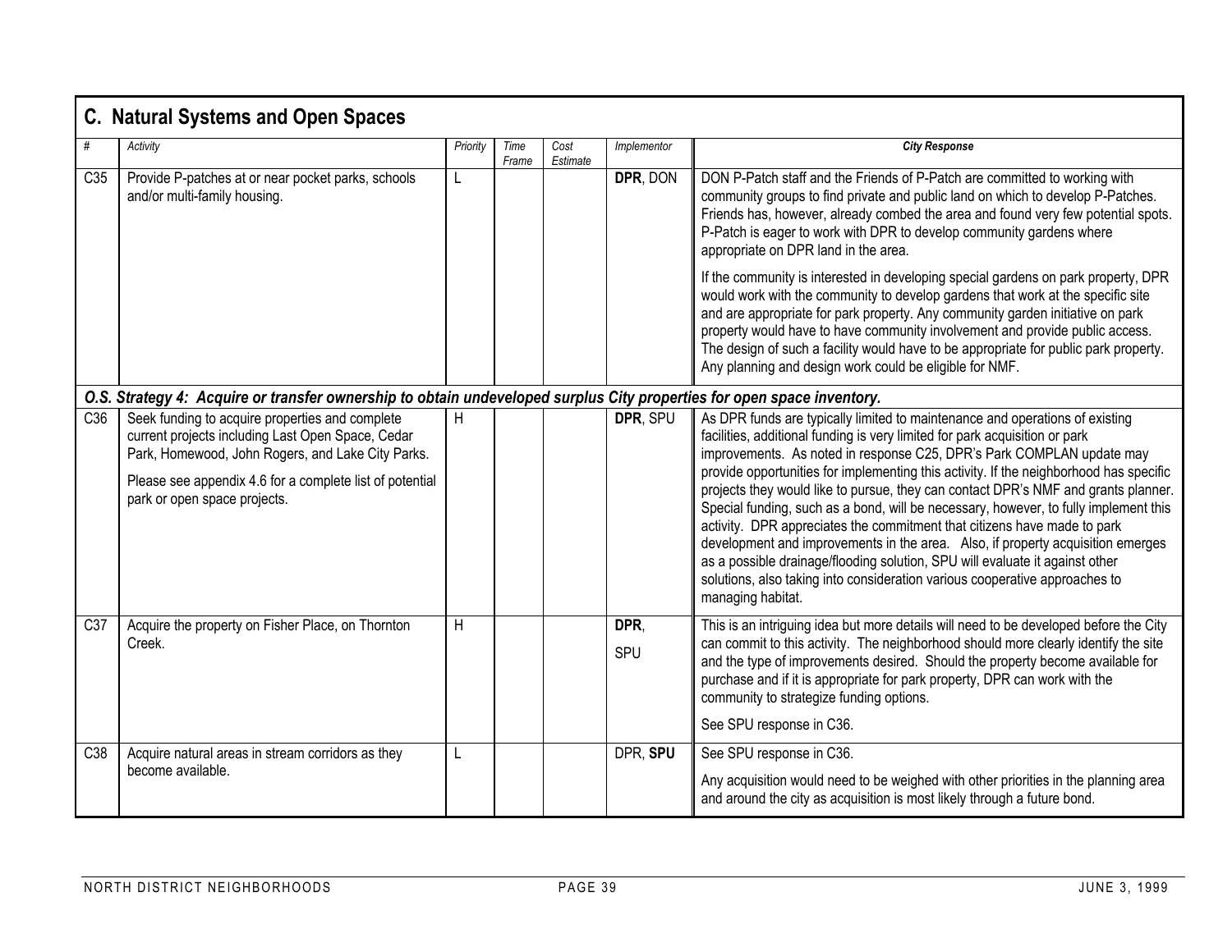## C. Natural Systems and Open Spaces

| # | Activity | Priority | Time Frame | Cost Estimate | Implementor | City Response |
|---|---|---|---|---|---|---|
| C35 | Provide P-patches at or near pocket parks, schools and/or multi-family housing. | L | | | **DPR**, DON | DON P-Patch staff and the Friends of P-Patch are committed to working with community groups to find private and public land on which to develop P-Patches. Friends has, however, already combed the area and found very few potential spots. P-Patch is eager to work with DPR to develop community gardens where appropriate on DPR land in the area.<br><br>If the community is interested in developing special gardens on park property, DPR would work with the community to develop gardens that work at the specific site and are appropriate for park property. Any community garden initiative on park property would have to have community involvement and provide public access. The design of such a facility would have to be appropriate for public park property. Any planning and design work could be eligible for NMF. |
| ***O.S. Strategy 4: Acquire or transfer ownership to obtain undeveloped surplus City properties for open space inventory.*** | | | | | | |
| C36 | Seek funding to acquire properties and complete current projects including Last Open Space, Cedar Park, Homewood, John Rogers, and Lake City Parks.<br><br>Please see appendix 4.6 for a complete list of potential park or open space projects. | H | | | **DPR**, SPU | As DPR funds are typically limited to maintenance and operations of existing facilities, additional funding is very limited for park acquisition or park improvements. As noted in response C25, DPR's Park COMPLAN update may provide opportunities for implementing this activity. If the neighborhood has specific projects they would like to pursue, they can contact DPR's NMF and grants planner. Special funding, such as a bond, will be necessary, however, to fully implement this activity. DPR appreciates the commitment that citizens have made to park development and improvements in the area. Also, if property acquisition emerges as a possible drainage/flooding solution, SPU will evaluate it against other solutions, also taking into consideration various cooperative approaches to managing habitat. |
| C37 | Acquire the property on Fisher Place, on Thornton Creek. | H | | | **DPR**,<br>SPU | This is an intriguing idea but more details will need to be developed before the City can commit to this activity. The neighborhood should more clearly identify the site and the type of improvements desired. Should the property become available for purchase and if it is appropriate for park property, DPR can work with the community to strategize funding options.<br><br>See SPU response in C36. |
| C38 | Acquire natural areas in stream corridors as they become available. | L | | | DPR, **SPU** | See SPU response in C36.<br><br>Any acquisition would need to be weighed with other priorities in the planning area and around the city as acquisition is most likely through a future bond. |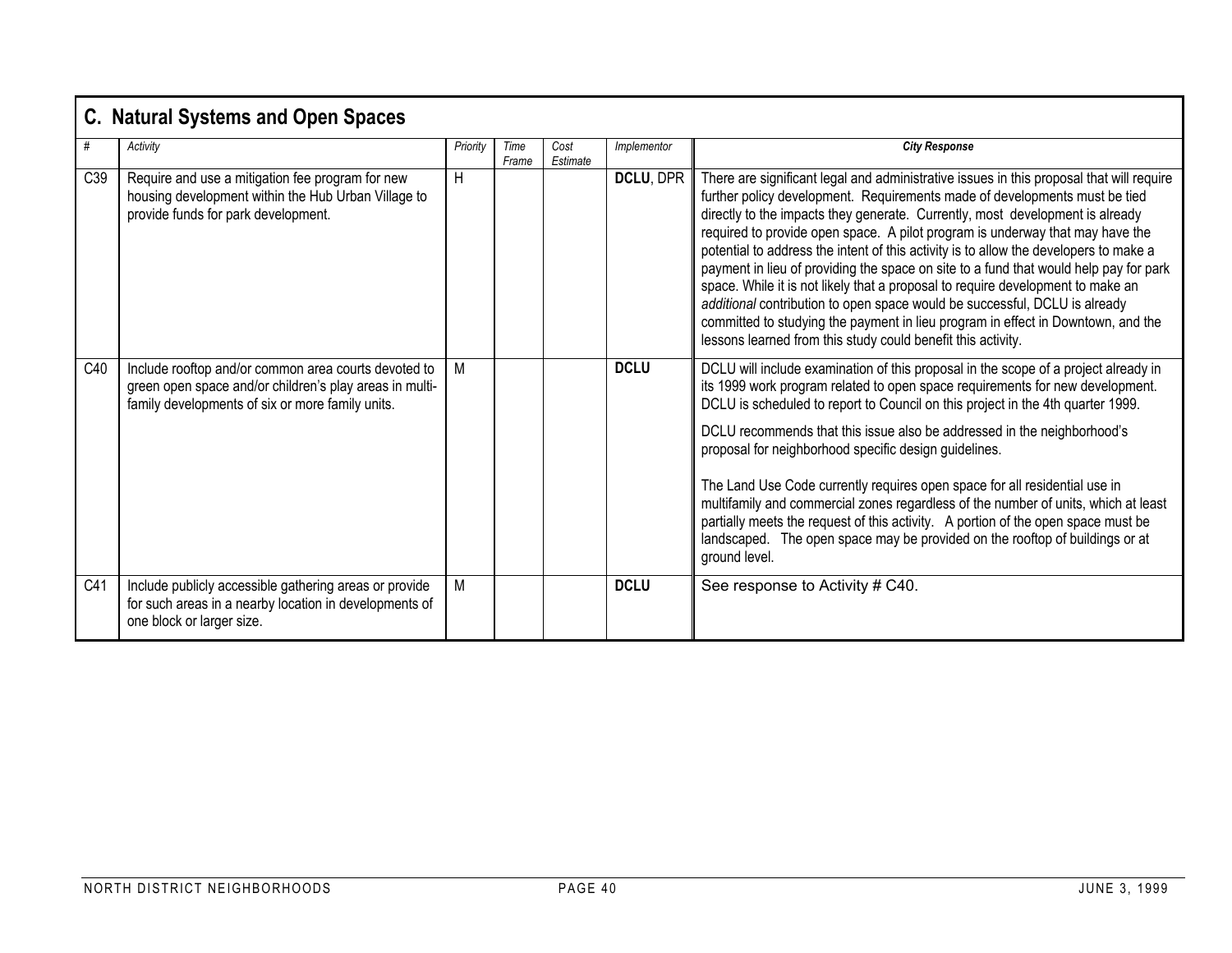## C. Natural Systems and Open Spaces

| # | Activity | Priority | Time Frame | Cost Estimate | Implementor | City Response |
|---|---|---|---|---|---|---|
| C39 | Require and use a mitigation fee program for new housing development within the Hub Urban Village to provide funds for park development. | H | | | **DCLU**, DPR | There are significant legal and administrative issues in this proposal that will require further policy development. Requirements made of developments must be tied directly to the impacts they generate. Currently, most development is already required to provide open space. A pilot program is underway that may have the potential to address the intent of this activity is to allow the developers to make a payment in lieu of providing the space on site to a fund that would help pay for park space. While it is not likely that a proposal to require development to make an *additional* contribution to open space would be successful, DCLU is already committed to studying the payment in lieu program in effect in Downtown, and the lessons learned from this study could benefit this activity. |
| C40 | Include rooftop and/or common area courts devoted to green open space and/or children's play areas in multi-family developments of six or more family units. | M | | | **DCLU** | DCLU will include examination of this proposal in the scope of a project already in its 1999 work program related to open space requirements for new development. DCLU is scheduled to report to Council on this project in the 4th quarter 1999.<br><br>DCLU recommends that this issue also be addressed in the neighborhood's proposal for neighborhood specific design guidelines.<br><br>The Land Use Code currently requires open space for all residential use in multifamily and commercial zones regardless of the number of units, which at least partially meets the request of this activity. A portion of the open space must be landscaped. The open space may be provided on the rooftop of buildings or at ground level. |
| C41 | Include publicly accessible gathering areas or provide for such areas in a nearby location in developments of one block or larger size. | M | | | **DCLU** | See response to Activity # C40. |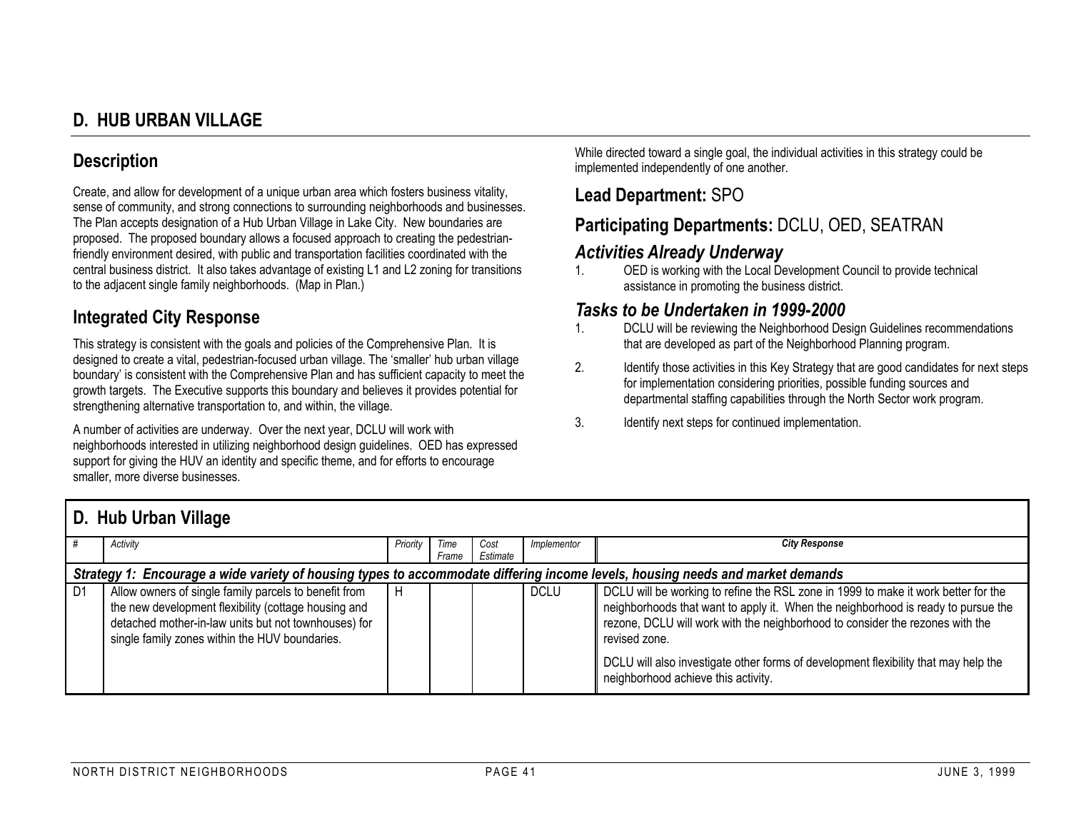## D. HUB URBAN VILLAGE

### Description

Create, and allow for development of a unique urban area which fosters business vitality, sense of community, and strong connections to surrounding neighborhoods and businesses. The Plan accepts designation of a Hub Urban Village in Lake City. New boundaries are proposed. The proposed boundary allows a focused approach to creating the pedestrian-friendly environment desired, with public and transportation facilities coordinated with the central business district. It also takes advantage of existing L1 and L2 zoning for transitions to the adjacent single family neighborhoods. (Map in Plan.)

### Integrated City Response

This strategy is consistent with the goals and policies of the Comprehensive Plan. It is designed to create a vital, pedestrian-focused urban village. The 'smaller' hub urban village boundary' is consistent with the Comprehensive Plan and has sufficient capacity to meet the growth targets. The Executive supports this boundary and believes it provides potential for strengthening alternative transportation to, and within, the village.

A number of activities are underway. Over the next year, DCLU will work with neighborhoods interested in utilizing neighborhood design guidelines. OED has expressed support for giving the HUV an identity and specific theme, and for efforts to encourage smaller, more diverse businesses.

While directed toward a single goal, the individual activities in this strategy could be implemented independently of one another.

### Lead Department: SPO

### Participating Departments: DCLU, OED, SEATRAN

### *Activities Already Underway*

1. OED is working with the Local Development Council to provide technical assistance in promoting the business district.

### *Tasks to be Undertaken in 1999-2000*

1. DCLU will be reviewing the Neighborhood Design Guidelines recommendations that are developed as part of the Neighborhood Planning program.
2. Identify those activities in this Key Strategy that are good candidates for next steps for implementation considering priorities, possible funding sources and departmental staffing capabilities through the North Sector work program.
3. Identify next steps for continued implementation.

## D. Hub Urban Village

| # | Activity | Priority | Time Frame | Cost Estimate | Implementor | City Response |
|---|---|---|---|---|---|---|
| ***Strategy 1: Encourage a wide variety of housing types to accommodate differing income levels, housing needs and market demands*** | | | | | | |
| D1 | Allow owners of single family parcels to benefit from the new development flexibility (cottage housing and detached mother-in-law units but not townhouses) for single family zones within the HUV boundaries. | H | | | DCLU | DCLU will be working to refine the RSL zone in 1999 to make it work better for the neighborhoods that want to apply it. When the neighborhood is ready to pursue the rezone, DCLU will work with the neighborhood to consider the rezones with the revised zone.<br><br>DCLU will also investigate other forms of development flexibility that may help the neighborhood achieve this activity. |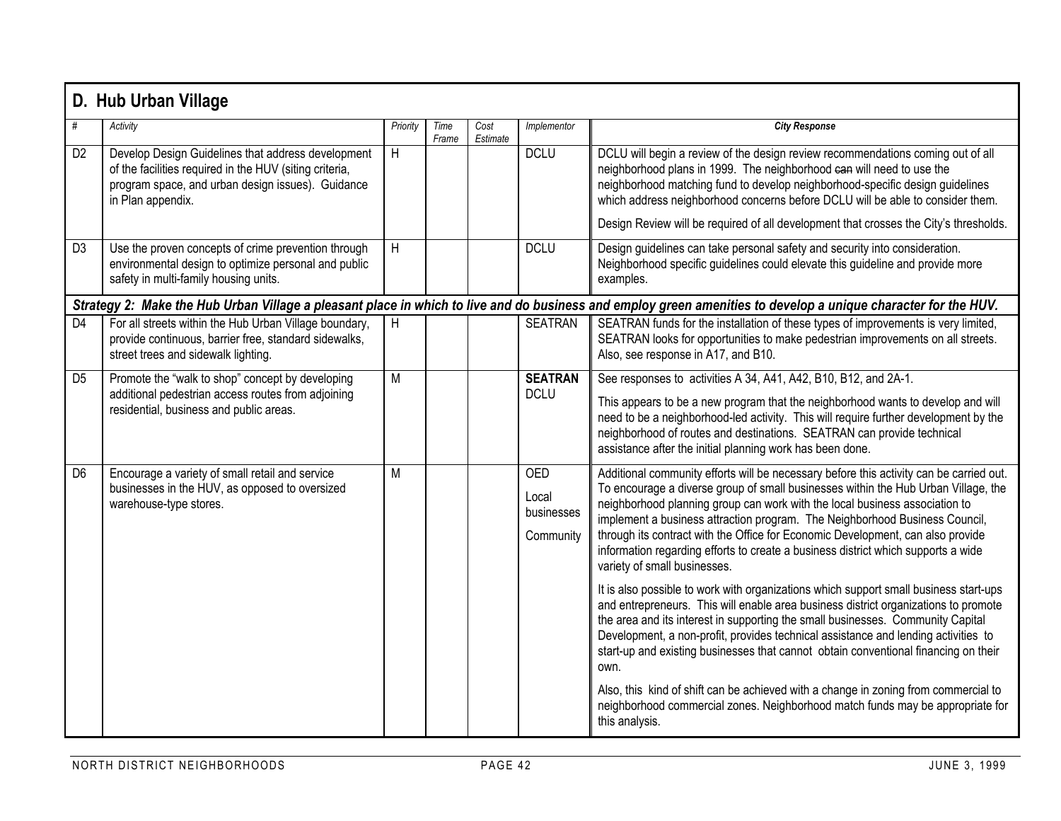## D. Hub Urban Village

| # | Activity | Priority | Time Frame | Cost Estimate | Implementor | City Response |
|---|---|---|---|---|---|---|
| D2 | Develop Design Guidelines that address development of the facilities required in the HUV (siting criteria, program space, and urban design issues). Guidance in Plan appendix. | H | | | DCLU | DCLU will begin a review of the design review recommendations coming out of all neighborhood plans in 1999. The neighborhood ~~can~~ will need to use the neighborhood matching fund to develop neighborhood-specific design guidelines which address neighborhood concerns before DCLU will be able to consider them.<br><br>Design Review will be required of all development that crosses the City's thresholds. |
| D3 | Use the proven concepts of crime prevention through environmental design to optimize personal and public safety in multi-family housing units. | H | | | DCLU | Design guidelines can take personal safety and security into consideration. Neighborhood specific guidelines could elevate this guideline and provide more examples. |
| ***Strategy 2: Make the Hub Urban Village a pleasant place in which to live and do business and employ green amenities to develop a unique character for the HUV.*** | | | | | | |
| D4 | For all streets within the Hub Urban Village boundary, provide continuous, barrier free, standard sidewalks, street trees and sidewalk lighting. | H | | | SEATRAN | SEATRAN funds for the installation of these types of improvements is very limited, SEATRAN looks for opportunities to make pedestrian improvements on all streets. Also, see response in A17, and B10. |
| D5 | Promote the "walk to shop" concept by developing additional pedestrian access routes from adjoining residential, business and public areas. | M | | | **SEATRAN**<br>DCLU | See responses to activities A 34, A41, A42, B10, B12, and 2A-1.<br><br>This appears to be a new program that the neighborhood wants to develop and will need to be a neighborhood-led activity. This will require further development by the neighborhood of routes and destinations. SEATRAN can provide technical assistance after the initial planning work has been done. |
| D6 | Encourage a variety of small retail and service businesses in the HUV, as opposed to oversized warehouse-type stores. | M | | | OED<br><br>Local businesses<br><br>Community | Additional community efforts will be necessary before this activity can be carried out. To encourage a diverse group of small businesses within the Hub Urban Village, the neighborhood planning group can work with the local business association to implement a business attraction program. The Neighborhood Business Council, through its contract with the Office for Economic Development, can also provide information regarding efforts to create a business district which supports a wide variety of small businesses.<br><br>It is also possible to work with organizations which support small business start-ups and entrepreneurs. This will enable area business district organizations to promote the area and its interest in supporting the small businesses. Community Capital Development, a non-profit, provides technical assistance and lending activities to start-up and existing businesses that cannot obtain conventional financing on their own.<br><br>Also, this kind of shift can be achieved with a change in zoning from commercial to neighborhood commercial zones. Neighborhood match funds may be appropriate for this analysis. |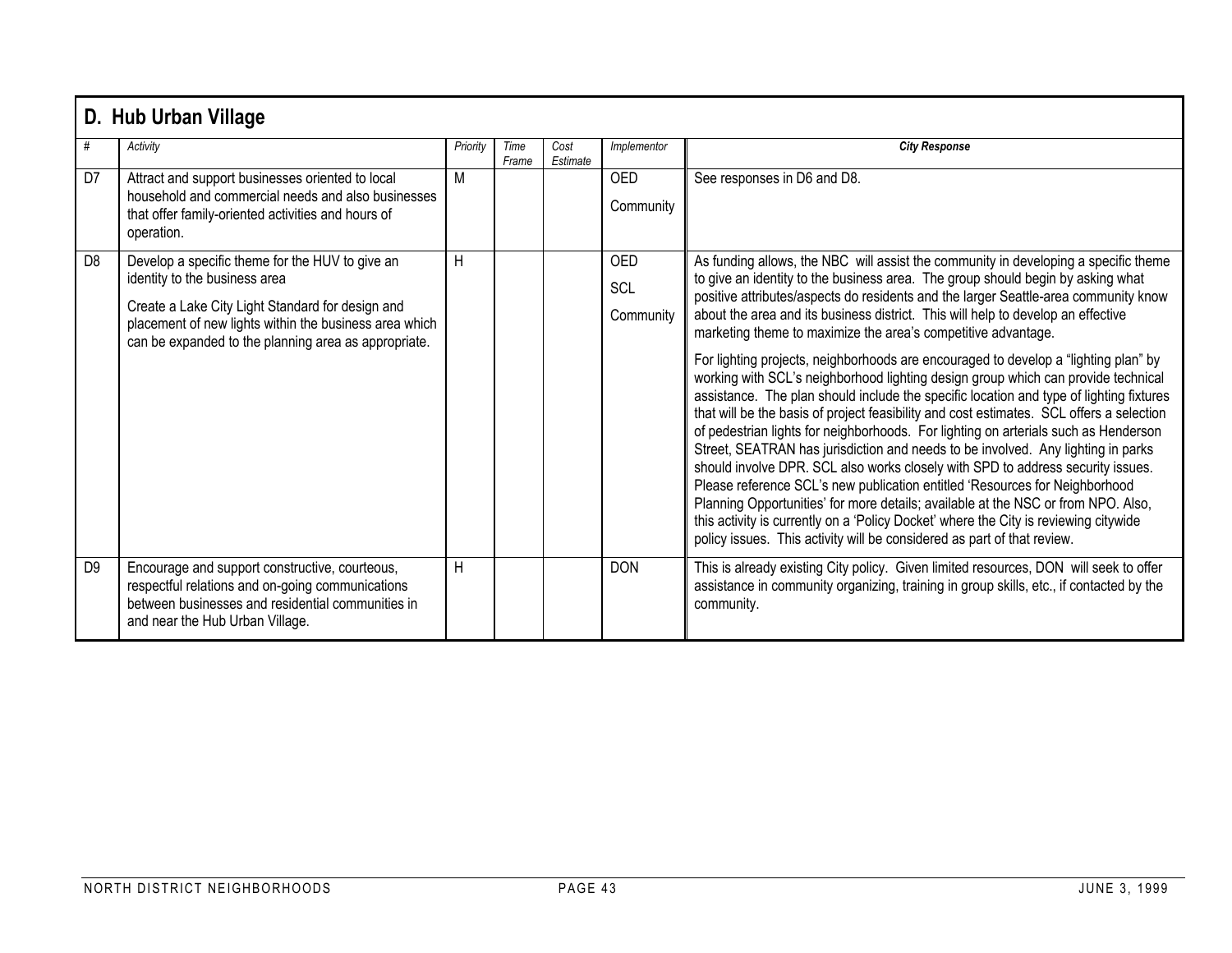## D. Hub Urban Village

| # | Activity | Priority | Time Frame | Cost Estimate | Implementor | City Response |
|---|---|---|---|---|---|---|
| D7 | Attract and support businesses oriented to local household and commercial needs and also businesses that offer family-oriented activities and hours of operation. | M | | | OED<br>Community | See responses in D6 and D8. |
| D8 | Develop a specific theme for the HUV to give an identity to the business area<br><br>Create a Lake City Light Standard for design and placement of new lights within the business area which can be expanded to the planning area as appropriate. | H | | | OED<br>SCL<br>Community | As funding allows, the NBC will assist the community in developing a specific theme to give an identity to the business area. The group should begin by asking what positive attributes/aspects do residents and the larger Seattle-area community know about the area and its business district. This will help to develop an effective marketing theme to maximize the area's competitive advantage.<br><br>For lighting projects, neighborhoods are encouraged to develop a "lighting plan" by working with SCL's neighborhood lighting design group which can provide technical assistance. The plan should include the specific location and type of lighting fixtures that will be the basis of project feasibility and cost estimates. SCL offers a selection of pedestrian lights for neighborhoods. For lighting on arterials such as Henderson Street, SEATRAN has jurisdiction and needs to be involved. Any lighting in parks should involve DPR. SCL also works closely with SPD to address security issues. Please reference SCL's new publication entitled 'Resources for Neighborhood Planning Opportunities' for more details; available at the NSC or from NPO. Also, this activity is currently on a 'Policy Docket' where the City is reviewing citywide policy issues. This activity will be considered as part of that review. |
| D9 | Encourage and support constructive, courteous, respectful relations and on-going communications between businesses and residential communities in and near the Hub Urban Village. | H | | | DON | This is already existing City policy. Given limited resources, DON will seek to offer assistance in community organizing, training in group skills, etc., if contacted by the community. |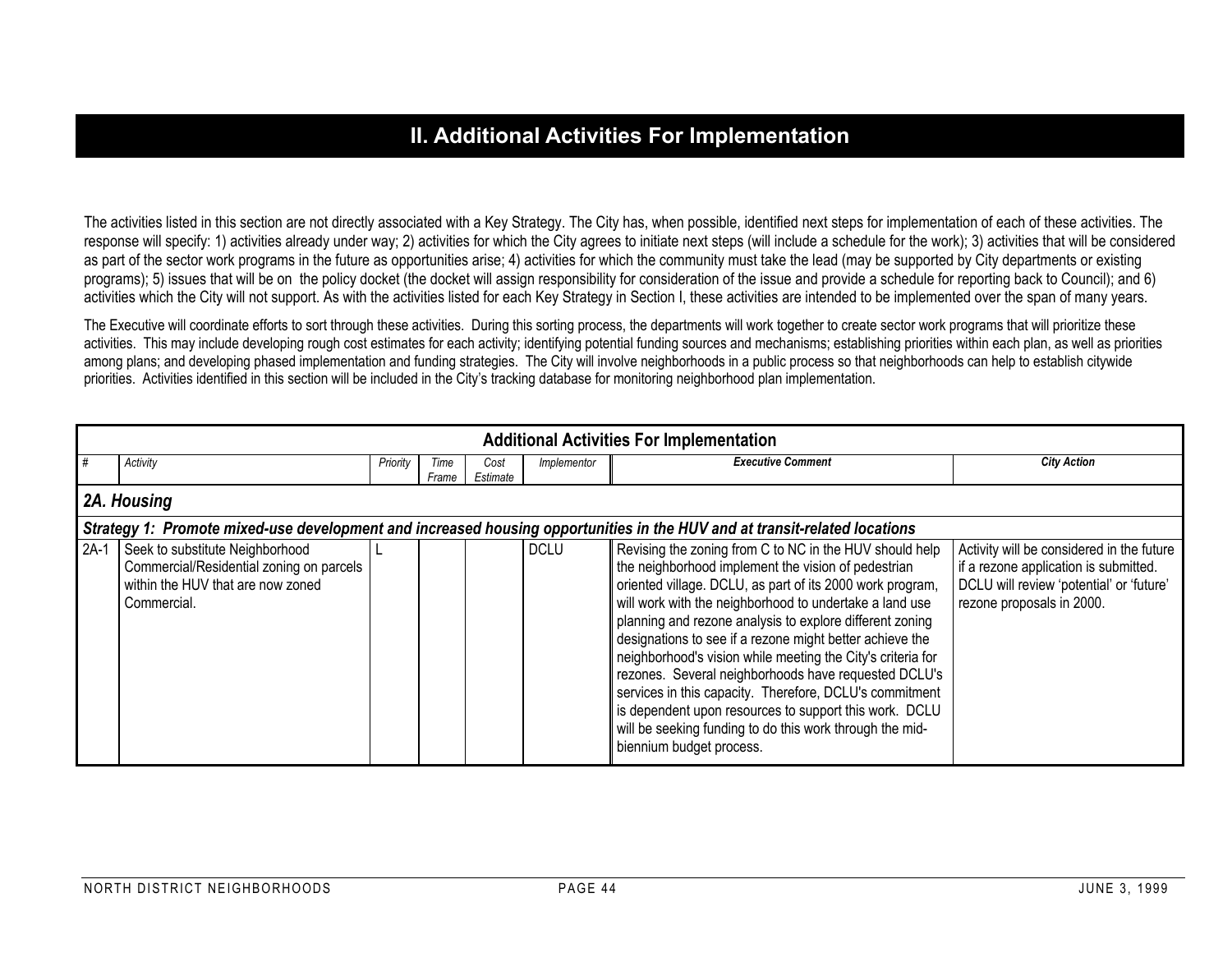# II. Additional Activities For Implementation

The activities listed in this section are not directly associated with a Key Strategy. The City has, when possible, identified next steps for implementation of each of these activities. The response will specify: 1) activities already under way; 2) activities for which the City agrees to initiate next steps (will include a schedule for the work); 3) activities that will be considered as part of the sector work programs in the future as opportunities arise; 4) activities for which the community must take the lead (may be supported by City departments or existing programs); 5) issues that will be on the policy docket (the docket will assign responsibility for consideration of the issue and provide a schedule for reporting back to Council); and 6) activities which the City will not support. As with the activities listed for each Key Strategy in Section I, these activities are intended to be implemented over the span of many years.

The Executive will coordinate efforts to sort through these activities. During this sorting process, the departments will work together to create sector work programs that will prioritize these activities. This may include developing rough cost estimates for each activity; identifying potential funding sources and mechanisms; establishing priorities within each plan, as well as priorities among plans; and developing phased implementation and funding strategies. The City will involve neighborhoods in a public process so that neighborhoods can help to establish citywide priorities. Activities identified in this section will be included in the City's tracking database for monitoring neighborhood plan implementation.

**Additional Activities For Implementation**

| # | Activity | Priority | Time Frame | Cost Estimate | Implementor | Executive Comment | City Action |
|---|---|---|---|---|---|---|---|
| ***2A. Housing*** | | | | | | | |
| ***Strategy 1: Promote mixed-use development and increased housing opportunities in the HUV and at transit-related locations*** | | | | | | | |
| 2A-1 | Seek to substitute Neighborhood Commercial/Residential zoning on parcels within the HUV that are now zoned Commercial. | L | | | DCLU | Revising the zoning from C to NC in the HUV should help the neighborhood implement the vision of pedestrian oriented village. DCLU, as part of its 2000 work program, will work with the neighborhood to undertake a land use planning and rezone analysis to explore different zoning designations to see if a rezone might better achieve the neighborhood's vision while meeting the City's criteria for rezones. Several neighborhoods have requested DCLU's services in this capacity. Therefore, DCLU's commitment is dependent upon resources to support this work. DCLU will be seeking funding to do this work through the mid-biennium budget process. | Activity will be considered in the future if a rezone application is submitted. DCLU will review 'potential' or 'future' rezone proposals in 2000. |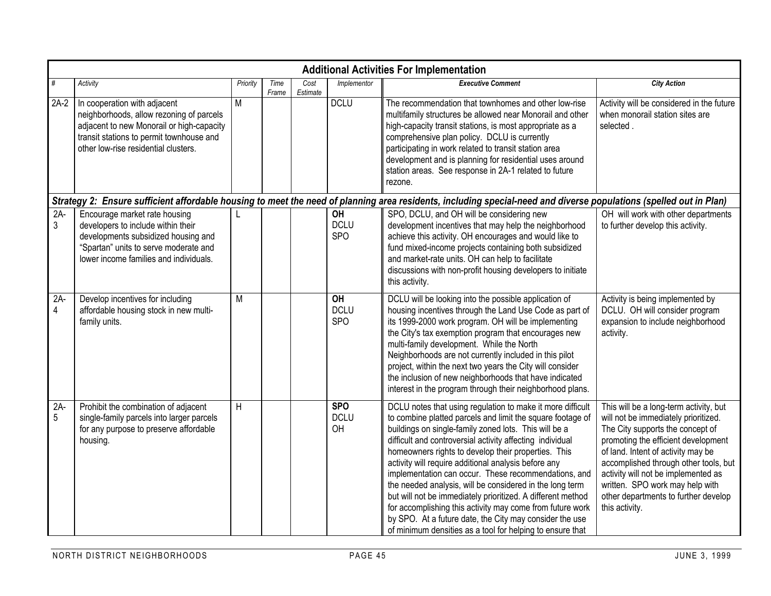| Additional Activities For Implementation | | | | | | | |
|---|---|---|---|---|---|---|---|
| # | Activity | Priority | Time Frame | Cost Estimate | Implementor | Executive Comment | City Action |
| 2A-2 | In cooperation with adjacent neighborhoods, allow rezoning of parcels adjacent to new Monorail or high-capacity transit stations to permit townhouse and other low-rise residential clusters. | M | | | DCLU | The recommendation that townhomes and other low-rise multifamily structures be allowed near Monorail and other high-capacity transit stations, is most appropriate as a comprehensive plan policy. DCLU is currently participating in work related to transit station area development and is planning for residential uses around station areas. See response in 2A-1 related to future rezone. | Activity will be considered in the future when monorail station sites are selected . |
| ***Strategy 2: Ensure sufficient affordable housing to meet the need of planning area residents, including special-need and diverse populations (spelled out in Plan)*** | | | | | | | |
| 2A-3 | Encourage market rate housing developers to include within their developments subsidized housing and "Spartan" units to serve moderate and lower income families and individuals. | L | | | **OH** DCLU SPO | SPO, DCLU, and OH will be considering new development incentives that may help the neighborhood achieve this activity. OH encourages and would like to fund mixed-income projects containing both subsidized and market-rate units. OH can help to facilitate discussions with non-profit housing developers to initiate this activity. | OH will work with other departments to further develop this activity. |
| 2A-4 | Develop incentives for including affordable housing stock in new multi-family units. | M | | | **OH** DCLU SPO | DCLU will be looking into the possible application of housing incentives through the Land Use Code as part of its 1999-2000 work program. OH will be implementing the City's tax exemption program that encourages new multi-family development. While the North Neighborhoods are not currently included in this pilot project, within the next two years the City will consider the inclusion of new neighborhoods that have indicated interest in the program through their neighborhood plans. | Activity is being implemented by DCLU. OH will consider program expansion to include neighborhood activity. |
| 2A-5 | Prohibit the combination of adjacent single-family parcels into larger parcels for any purpose to preserve affordable housing. | H | | | **SPO** DCLU OH | DCLU notes that using regulation to make it more difficult to combine platted parcels and limit the square footage of buildings on single-family zoned lots. This will be a difficult and controversial activity affecting individual homeowners rights to develop their properties. This activity will require additional analysis before any implementation can occur. These recommendations, and the needed analysis, will be considered in the long term but will not be immediately prioritized. A different method for accomplishing this activity may come from future work by SPO. At a future date, the City may consider the use of minimum densities as a tool for helping to ensure that | This will be a long-term activity, but will not be immediately prioritized. The City supports the concept of promoting the efficient development of land. Intent of activity may be accomplished through other tools, but activity will not be implemented as written. SPO work may help with other departments to further develop this activity. |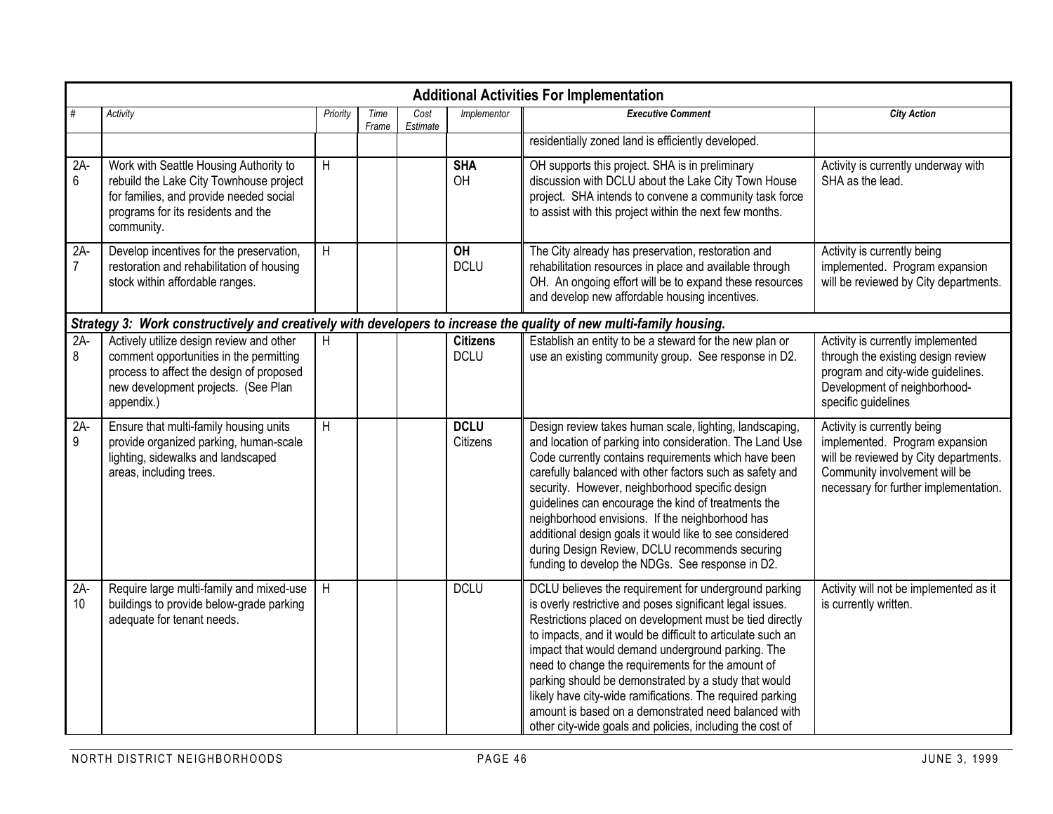## Additional Activities For Implementation

| # | Activity | Priority | Time Frame | Cost Estimate | Implementor | Executive Comment | City Action |
|---|---|---|---|---|---|---|---|
| | | | | | | residentially zoned land is efficiently developed. | |
| 2A-6 | Work with Seattle Housing Authority to rebuild the Lake City Townhouse project for families, and provide needed social programs for its residents and the community. | H | | | **SHA** OH | OH supports this project. SHA is in preliminary discussion with DCLU about the Lake City Town House project. SHA intends to convene a community task force to assist with this project within the next few months. | Activity is currently underway with SHA as the lead. |
| 2A-7 | Develop incentives for the preservation, restoration and rehabilitation of housing stock within affordable ranges. | H | | | **OH** DCLU | The City already has preservation, restoration and rehabilitation resources in place and available through OH. An ongoing effort will be to expand these resources and develop new affordable housing incentives. | Activity is currently being implemented. Program expansion will be reviewed by City departments. |
| ***Strategy 3: Work constructively and creatively with developers to increase the quality of new multi-family housing.*** | | | | | | | |
| 2A-8 | Actively utilize design review and other comment opportunities in the permitting process to affect the design of proposed new development projects. (See Plan appendix.) | H | | | **Citizens** DCLU | Establish an entity to be a steward for the new plan or use an existing community group. See response in D2. | Activity is currently implemented through the existing design review program and city-wide guidelines. Development of neighborhood-specific guidelines |
| 2A-9 | Ensure that multi-family housing units provide organized parking, human-scale lighting, sidewalks and landscaped areas, including trees. | H | | | **DCLU** Citizens | Design review takes human scale, lighting, landscaping, and location of parking into consideration. The Land Use Code currently contains requirements which have been carefully balanced with other factors such as safety and security. However, neighborhood specific design guidelines can encourage the kind of treatments the neighborhood envisions. If the neighborhood has additional design goals it would like to see considered during Design Review, DCLU recommends securing funding to develop the NDGs. See response in D2. | Activity is currently being implemented. Program expansion will be reviewed by City departments. Community involvement will be necessary for further implementation. |
| 2A-10 | Require large multi-family and mixed-use buildings to provide below-grade parking adequate for tenant needs. | H | | | DCLU | DCLU believes the requirement for underground parking is overly restrictive and poses significant legal issues. Restrictions placed on development must be tied directly to impacts, and it would be difficult to articulate such an impact that would demand underground parking. The need to change the requirements for the amount of parking should be demonstrated by a study that would likely have city-wide ramifications. The required parking amount is based on a demonstrated need balanced with other city-wide goals and policies, including the cost of | Activity will not be implemented as it is currently written. |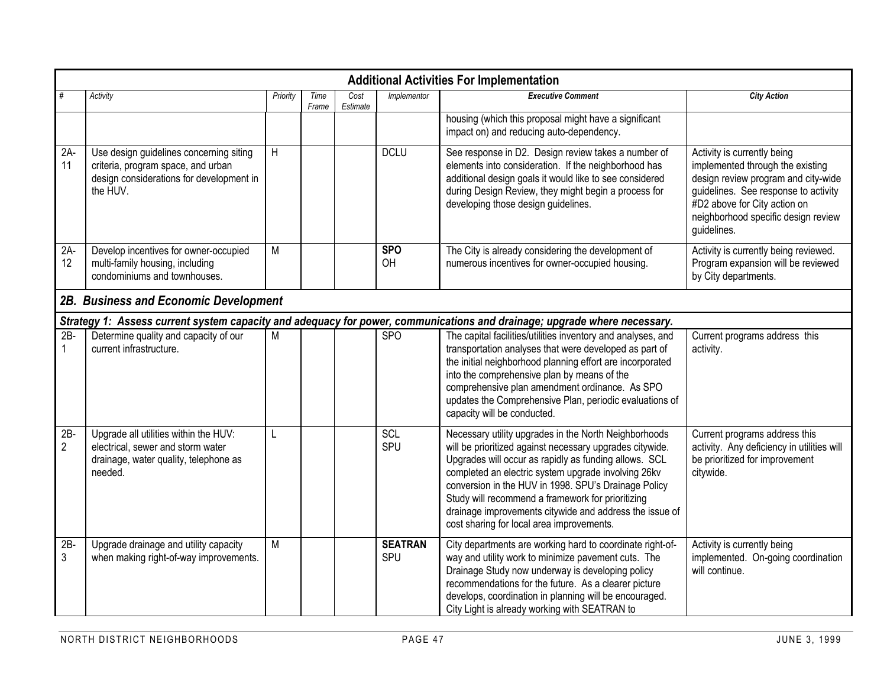| Additional Activities For Implementation | | | | | | | |
|---|---|---|---|---|---|---|---|
| # | Activity | Priority | Time Frame | Cost Estimate | Implementor | Executive Comment | City Action |
| | | | | | | housing (which this proposal might have a significant impact on) and reducing auto-dependency. | |
| 2A-11 | Use design guidelines concerning siting criteria, program space, and urban design considerations for development in the HUV. | H | | | DCLU | See response in D2. Design review takes a number of elements into consideration. If the neighborhood has additional design goals it would like to see considered during Design Review, they might begin a process for developing those design guidelines. | Activity is currently being implemented through the existing design review program and city-wide guidelines. See response to activity #D2 above for City action on neighborhood specific design review guidelines. |
| 2A-12 | Develop incentives for owner-occupied multi-family housing, including condominiums and townhouses. | M | | | **SPO** OH | The City is already considering the development of numerous incentives for owner-occupied housing. | Activity is currently being reviewed. Program expansion will be reviewed by City departments. |
| ***2B. Business and Economic Development*** | | | | | | | |
| ***Strategy 1: Assess current system capacity and adequacy for power, communications and drainage; upgrade where necessary.*** | | | | | | | |
| 2B-1 | Determine quality and capacity of our current infrastructure. | M | | | SPO | The capital facilities/utilities inventory and analyses, and transportation analyses that were developed as part of the initial neighborhood planning effort are incorporated into the comprehensive plan by means of the comprehensive plan amendment ordinance. As SPO updates the Comprehensive Plan, periodic evaluations of capacity will be conducted. | Current programs address this activity. |
| 2B-2 | Upgrade all utilities within the HUV: electrical, sewer and storm water drainage, water quality, telephone as needed. | L | | | SCL SPU | Necessary utility upgrades in the North Neighborhoods will be prioritized against necessary upgrades citywide. Upgrades will occur as rapidly as funding allows. SCL completed an electric system upgrade involving 26kv conversion in the HUV in 1998. SPU's Drainage Policy Study will recommend a framework for prioritizing drainage improvements citywide and address the issue of cost sharing for local area improvements. | Current programs address this activity. Any deficiency in utilities will be prioritized for improvement citywide. |
| 2B-3 | Upgrade drainage and utility capacity when making right-of-way improvements. | M | | | **SEATRAN** SPU | City departments are working hard to coordinate right-of-way and utility work to minimize pavement cuts. The Drainage Study now underway is developing policy recommendations for the future. As a clearer picture develops, coordination in planning will be encouraged. City Light is already working with SEATRAN to | Activity is currently being implemented. On-going coordination will continue. |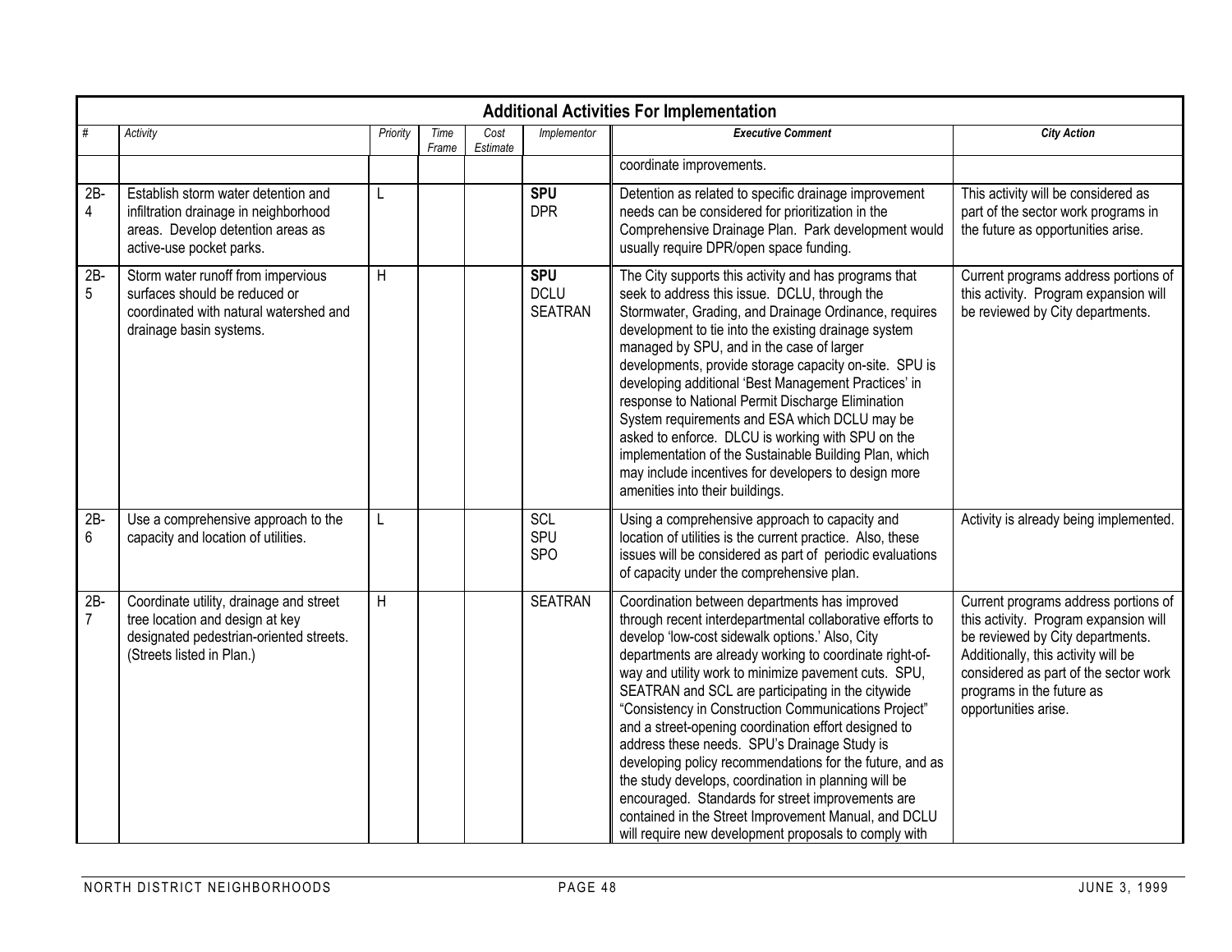| Additional Activities For Implementation | | | | | | | |
|---|---|---|---|---|---|---|---|
| # | Activity | Priority | Time Frame | Cost Estimate | Implementor | Executive Comment | City Action |
| | | | | | | coordinate improvements. | |
| 2B-4 | Establish storm water detention and infiltration drainage in neighborhood areas. Develop detention areas as active-use pocket parks. | L | | | **SPU** DPR | Detention as related to specific drainage improvement needs can be considered for prioritization in the Comprehensive Drainage Plan. Park development would usually require DPR/open space funding. | This activity will be considered as part of the sector work programs in the future as opportunities arise. |
| 2B-5 | Storm water runoff from impervious surfaces should be reduced or coordinated with natural watershed and drainage basin systems. | H | | | **SPU** DCLU SEATRAN | The City supports this activity and has programs that seek to address this issue. DCLU, through the Stormwater, Grading, and Drainage Ordinance, requires development to tie into the existing drainage system managed by SPU, and in the case of larger developments, provide storage capacity on-site. SPU is developing additional 'Best Management Practices' in response to National Permit Discharge Elimination System requirements and ESA which DCLU may be asked to enforce. DLCU is working with SPU on the implementation of the Sustainable Building Plan, which may include incentives for developers to design more amenities into their buildings. | Current programs address portions of this activity. Program expansion will be reviewed by City departments. |
| 2B-6 | Use a comprehensive approach to the capacity and location of utilities. | L | | | SCL SPU SPO | Using a comprehensive approach to capacity and location of utilities is the current practice. Also, these issues will be considered as part of periodic evaluations of capacity under the comprehensive plan. | Activity is already being implemented. |
| 2B-7 | Coordinate utility, drainage and street tree location and design at key designated pedestrian-oriented streets. (Streets listed in Plan.) | H | | | SEATRAN | Coordination between departments has improved through recent interdepartmental collaborative efforts to develop 'low-cost sidewalk options.' Also, City departments are already working to coordinate right-of-way and utility work to minimize pavement cuts. SPU, SEATRAN and SCL are participating in the citywide "Consistency in Construction Communications Project" and a street-opening coordination effort designed to address these needs. SPU's Drainage Study is developing policy recommendations for the future, and as the study develops, coordination in planning will be encouraged. Standards for street improvements are contained in the Street Improvement Manual, and DCLU will require new development proposals to comply with | Current programs address portions of this activity. Program expansion will be reviewed by City departments. Additionally, this activity will be considered as part of the sector work programs in the future as opportunities arise. |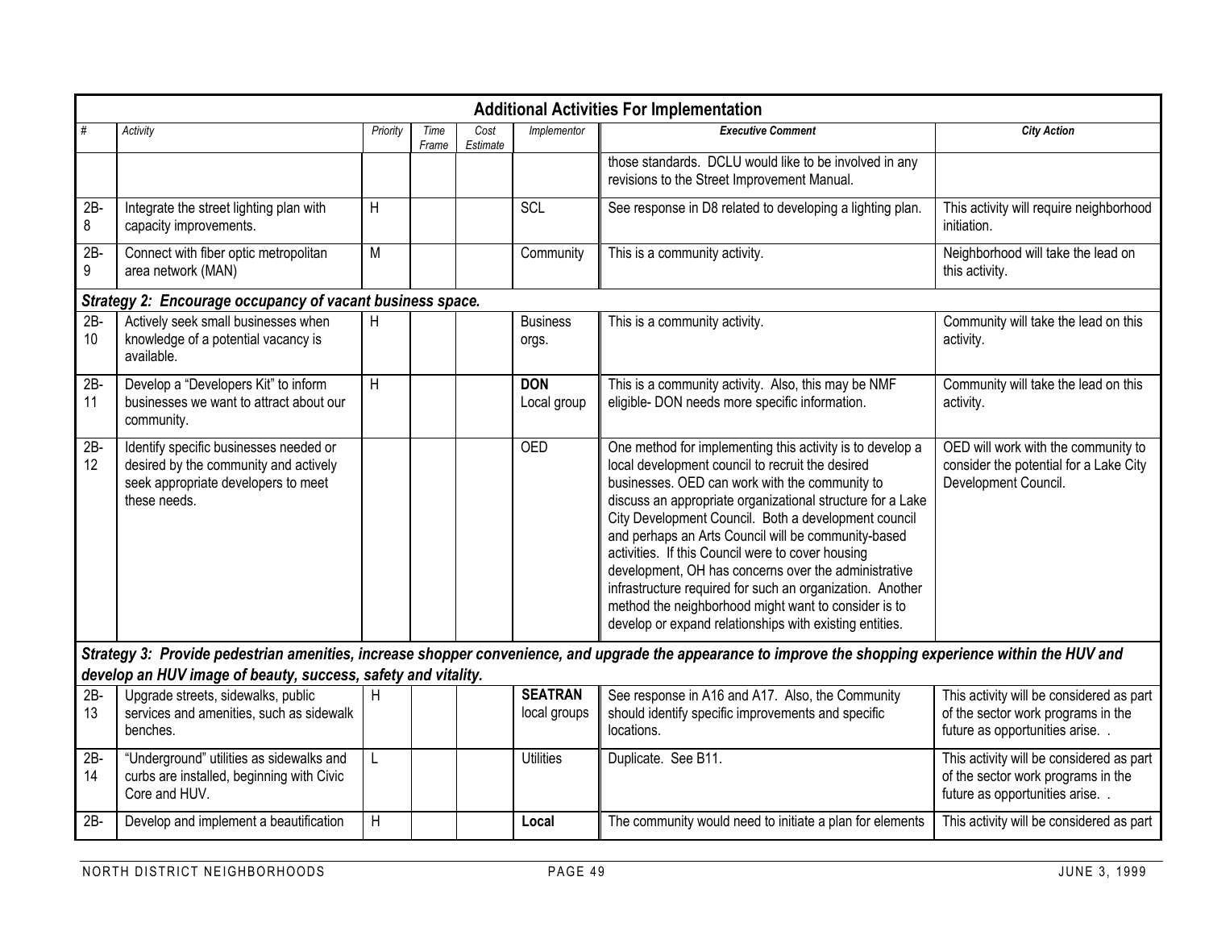| Additional Activities For Implementation | | | | | | | |
|---|---|---|---|---|---|---|---|
| # | Activity | Priority | Time Frame | Cost Estimate | Implementor | Executive Comment | City Action |
| | | | | | | those standards. DCLU would like to be involved in any revisions to the Street Improvement Manual. | |
| 2B-8 | Integrate the street lighting plan with capacity improvements. | H | | | SCL | See response in D8 related to developing a lighting plan. | This activity will require neighborhood initiation. |
| 2B-9 | Connect with fiber optic metropolitan area network (MAN) | M | | | Community | This is a community activity. | Neighborhood will take the lead on this activity. |
| ***Strategy 2: Encourage occupancy of vacant business space.*** | | | | | | | |
| 2B-10 | Actively seek small businesses when knowledge of a potential vacancy is available. | H | | | Business orgs. | This is a community activity. | Community will take the lead on this activity. |
| 2B-11 | Develop a "Developers Kit" to inform businesses we want to attract about our community. | H | | | **DON** Local group | This is a community activity. Also, this may be NMF eligible- DON needs more specific information. | Community will take the lead on this activity. |
| 2B-12 | Identify specific businesses needed or desired by the community and actively seek appropriate developers to meet these needs. | | | | OED | One method for implementing this activity is to develop a local development council to recruit the desired businesses. OED can work with the community to discuss an appropriate organizational structure for a Lake City Development Council. Both a development council and perhaps an Arts Council will be community-based activities. If this Council were to cover housing development, OH has concerns over the administrative infrastructure required for such an organization. Another method the neighborhood might want to consider is to develop or expand relationships with existing entities. | OED will work with the community to consider the potential for a Lake City Development Council. |
| ***Strategy 3: Provide pedestrian amenities, increase shopper convenience, and upgrade the appearance to improve the shopping experience within the HUV and develop an HUV image of beauty, success, safety and vitality.*** | | | | | | | |
| 2B-13 | Upgrade streets, sidewalks, public services and amenities, such as sidewalk benches. | H | | | **SEATRAN** local groups | See response in A16 and A17. Also, the Community should identify specific improvements and specific locations. | This activity will be considered as part of the sector work programs in the future as opportunities arise. . |
| 2B-14 | "Underground" utilities as sidewalks and curbs are installed, beginning with Civic Core and HUV. | L | | | Utilities | Duplicate. See B11. | This activity will be considered as part of the sector work programs in the future as opportunities arise. . |
| 2B- | Develop and implement a beautification | H | | | **Local** | The community would need to initiate a plan for elements | This activity will be considered as part |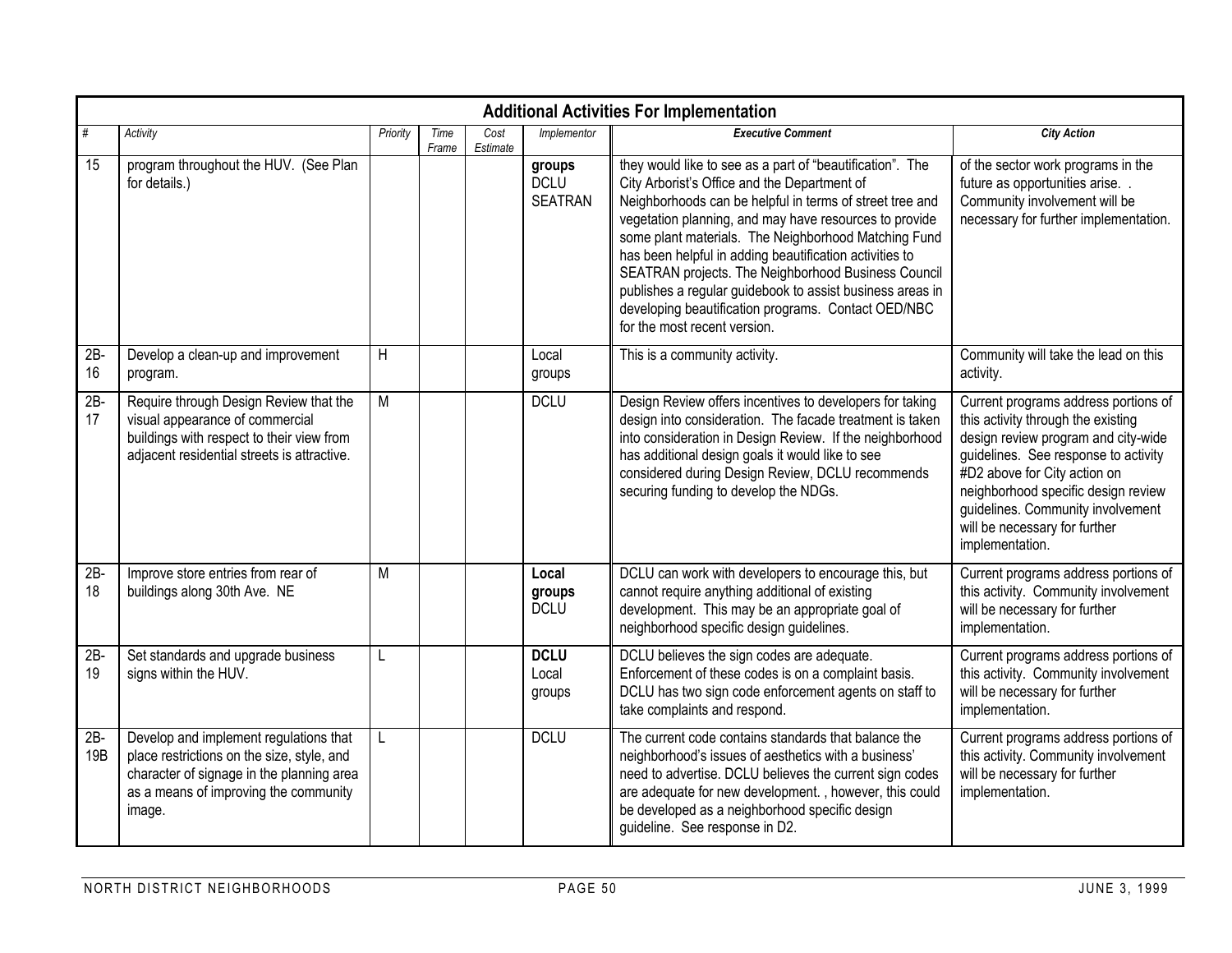| Additional Activities For Implementation | | | | | | | |
|---|---|---|---|---|---|---|---|
| *#* | *Activity* | *Priority* | *Time Frame* | *Cost Estimate* | *Implementor* | ***Executive Comment*** | ***City Action*** |
| 15 | program throughout the HUV. (See Plan for details.) | | | | **groups** DCLU SEATRAN | they would like to see as a part of "beautification". The City Arborist's Office and the Department of Neighborhoods can be helpful in terms of street tree and vegetation planning, and may have resources to provide some plant materials. The Neighborhood Matching Fund has been helpful in adding beautification activities to SEATRAN projects. The Neighborhood Business Council publishes a regular guidebook to assist business areas in developing beautification programs. Contact OED/NBC for the most recent version. | of the sector work programs in the future as opportunities arise. . Community involvement will be necessary for further implementation. |
| 2B-16 | Develop a clean-up and improvement program. | H | | | Local groups | This is a community activity. | Community will take the lead on this activity. |
| 2B-17 | Require through Design Review that the visual appearance of commercial buildings with respect to their view from adjacent residential streets is attractive. | M | | | DCLU | Design Review offers incentives to developers for taking design into consideration. The facade treatment is taken into consideration in Design Review. If the neighborhood has additional design goals it would like to see considered during Design Review, DCLU recommends securing funding to develop the NDGs. | Current programs address portions of this activity through the existing design review program and city-wide guidelines. See response to activity #D2 above for City action on neighborhood specific design review guidelines. Community involvement will be necessary for further implementation. |
| 2B-18 | Improve store entries from rear of buildings along 30th Ave. NE | M | | | **Local groups** DCLU | DCLU can work with developers to encourage this, but cannot require anything additional of existing development. This may be an appropriate goal of neighborhood specific design guidelines. | Current programs address portions of this activity. Community involvement will be necessary for further implementation. |
| 2B-19 | Set standards and upgrade business signs within the HUV. | L | | | **DCLU** Local groups | DCLU believes the sign codes are adequate. Enforcement of these codes is on a complaint basis. DCLU has two sign code enforcement agents on staff to take complaints and respond. | Current programs address portions of this activity. Community involvement will be necessary for further implementation. |
| 2B-19B | Develop and implement regulations that place restrictions on the size, style, and character of signage in the planning area as a means of improving the community image. | L | | | DCLU | The current code contains standards that balance the neighborhood's issues of aesthetics with a business' need to advertise. DCLU believes the current sign codes are adequate for new development. , however, this could be developed as a neighborhood specific design guideline. See response in D2. | Current programs address portions of this activity. Community involvement will be necessary for further implementation. |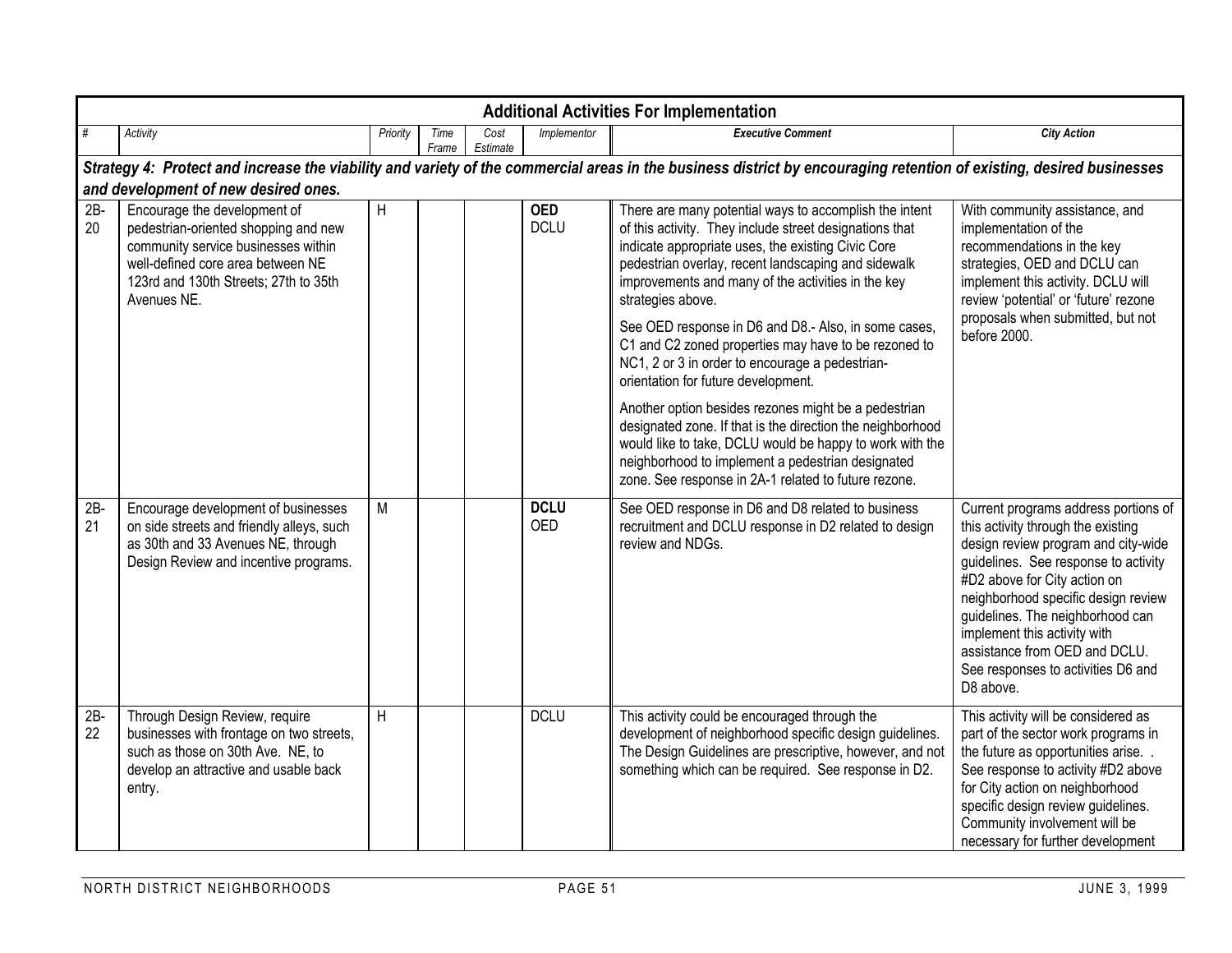## Additional Activities For Implementation

| # | Activity | Priority | Time Frame | Cost Estimate | Implementor | Executive Comment | City Action |
|---|---|---|---|---|---|---|---|
| ***Strategy 4: Protect and increase the viability and variety of the commercial areas in the business district by encouraging retention of existing, desired businesses and development of new desired ones.*** | | | | | | | |
| 2B-20 | Encourage the development of pedestrian-oriented shopping and new community service businesses within well-defined core area between NE 123rd and 130th Streets; 27th to 35th Avenues NE. | H | | | **OED** DCLU | There are many potential ways to accomplish the intent of this activity. They include street designations that indicate appropriate uses, the existing Civic Core pedestrian overlay, recent landscaping and sidewalk improvements and many of the activities in the key strategies above.<br><br>See OED response in D6 and D8.- Also, in some cases, C1 and C2 zoned properties may have to be rezoned to NC1, 2 or 3 in order to encourage a pedestrian-orientation for future development.<br><br>Another option besides rezones might be a pedestrian designated zone. If that is the direction the neighborhood would like to take, DCLU would be happy to work with the neighborhood to implement a pedestrian designated zone. See response in 2A-1 related to future rezone. | With community assistance, and implementation of the recommendations in the key strategies, OED and DCLU can implement this activity. DCLU will review 'potential' or 'future' rezone proposals when submitted, but not before 2000. |
| 2B-21 | Encourage development of businesses on side streets and friendly alleys, such as 30th and 33 Avenues NE, through Design Review and incentive programs. | M | | | **DCLU** OED | See OED response in D6 and D8 related to business recruitment and DCLU response in D2 related to design review and NDGs. | Current programs address portions of this activity through the existing design review program and city-wide guidelines. See response to activity #D2 above for City action on neighborhood specific design review guidelines. The neighborhood can implement this activity with assistance from OED and DCLU. See responses to activities D6 and D8 above. |
| 2B-22 | Through Design Review, require businesses with frontage on two streets, such as those on 30th Ave. NE, to develop an attractive and usable back entry. | H | | | DCLU | This activity could be encouraged through the development of neighborhood specific design guidelines. The Design Guidelines are prescriptive, however, and not something which can be required. See response in D2. | This activity will be considered as part of the sector work programs in the future as opportunities arise. . See response to activity #D2 above for City action on neighborhood specific design review guidelines. Community involvement will be necessary for further development |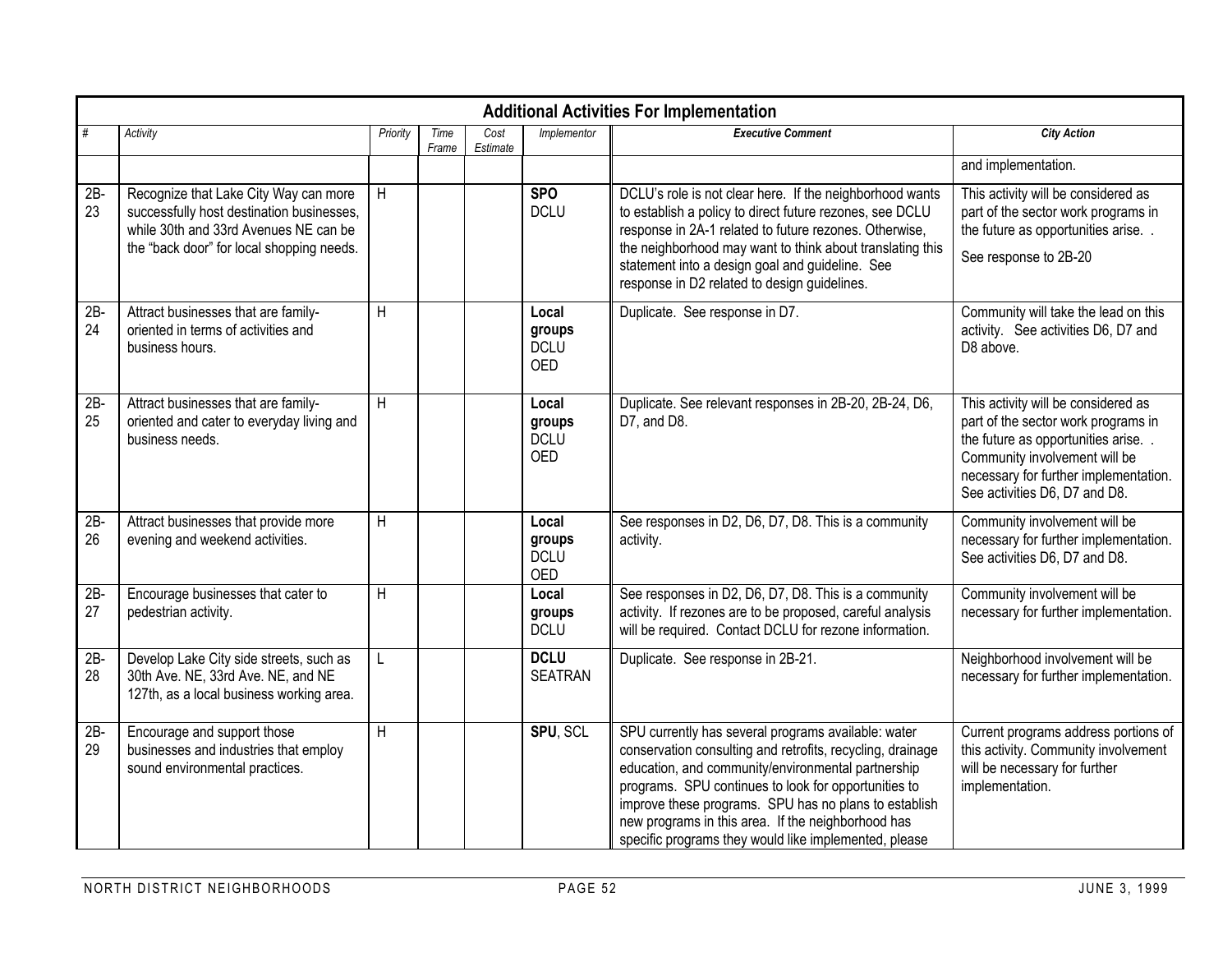| Additional Activities For Implementation | | | | | | | |
|---|---|---|---|---|---|---|---|
| # | Activity | Priority | Time Frame | Cost Estimate | Implementor | Executive Comment | City Action |
| | | | | | | | and implementation. |
| 2B-23 | Recognize that Lake City Way can more successfully host destination businesses, while 30th and 33rd Avenues NE can be the "back door" for local shopping needs. | H | | | **SPO** DCLU | DCLU's role is not clear here. If the neighborhood wants to establish a policy to direct future rezones, see DCLU response in 2A-1 related to future rezones. Otherwise, the neighborhood may want to think about translating this statement into a design goal and guideline. See response in D2 related to design guidelines. | This activity will be considered as part of the sector work programs in the future as opportunities arise. . See response to 2B-20 |
| 2B-24 | Attract businesses that are family-oriented in terms of activities and business hours. | H | | | **Local groups** DCLU OED | Duplicate. See response in D7. | Community will take the lead on this activity. See activities D6, D7 and D8 above. |
| 2B-25 | Attract businesses that are family-oriented and cater to everyday living and business needs. | H | | | **Local groups** DCLU OED | Duplicate. See relevant responses in 2B-20, 2B-24, D6, D7, and D8. | This activity will be considered as part of the sector work programs in the future as opportunities arise. . Community involvement will be necessary for further implementation. See activities D6, D7 and D8. |
| 2B-26 | Attract businesses that provide more evening and weekend activities. | H | | | **Local groups** DCLU OED | See responses in D2, D6, D7, D8. This is a community activity. | Community involvement will be necessary for further implementation. See activities D6, D7 and D8. |
| 2B-27 | Encourage businesses that cater to pedestrian activity. | H | | | **Local groups** DCLU | See responses in D2, D6, D7, D8. This is a community activity. If rezones are to be proposed, careful analysis will be required. Contact DCLU for rezone information. | Community involvement will be necessary for further implementation. |
| 2B-28 | Develop Lake City side streets, such as 30th Ave. NE, 33rd Ave. NE, and NE 127th, as a local business working area. | L | | | **DCLU** SEATRAN | Duplicate. See response in 2B-21. | Neighborhood involvement will be necessary for further implementation. |
| 2B-29 | Encourage and support those businesses and industries that employ sound environmental practices. | H | | | **SPU**, SCL | SPU currently has several programs available: water conservation consulting and retrofits, recycling, drainage education, and community/environmental partnership programs. SPU continues to look for opportunities to improve these programs. SPU has no plans to establish new programs in this area. If the neighborhood has specific programs they would like implemented, please | Current programs address portions of this activity. Community involvement will be necessary for further implementation. |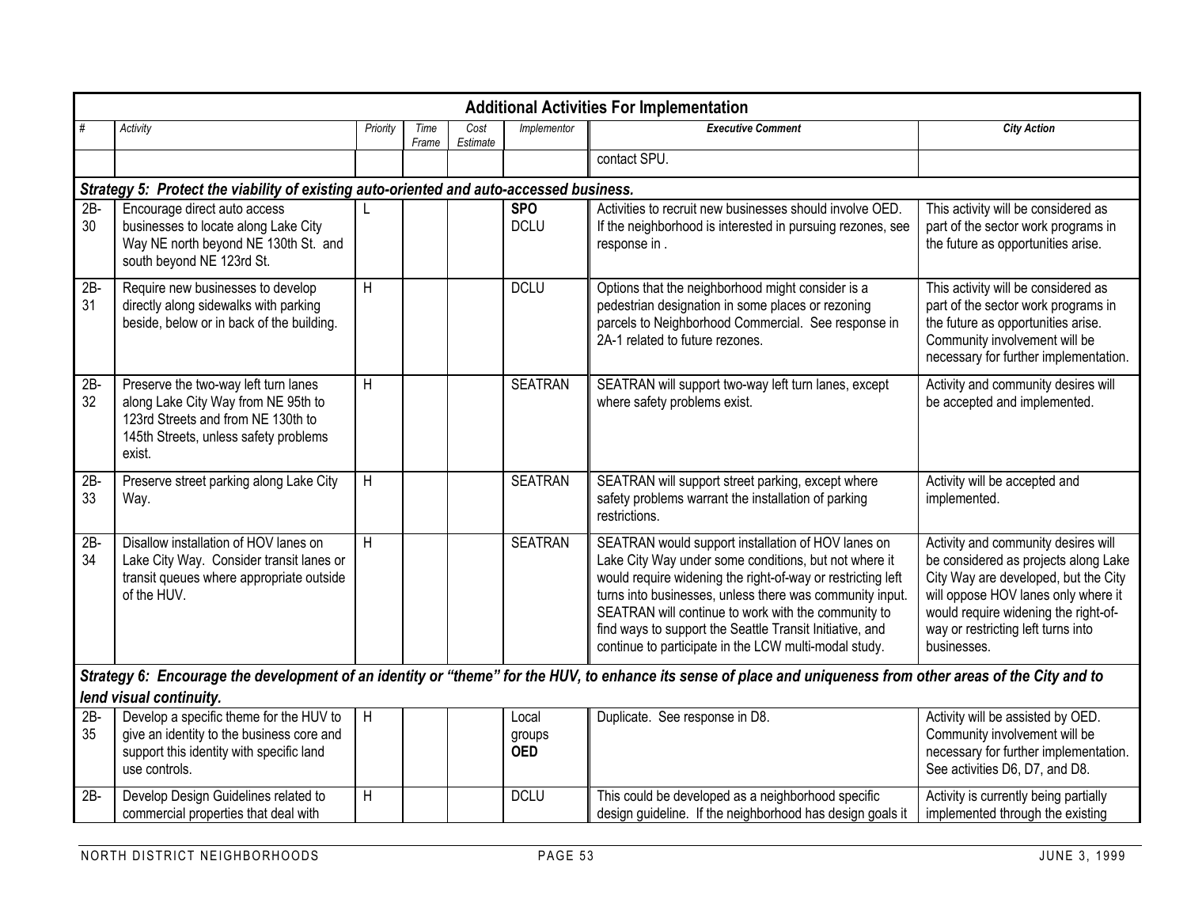| Additional Activities For Implementation | | | | | | | |
|---|---|---|---|---|---|---|---|
| # | Activity | Priority | Time Frame | Cost Estimate | Implementor | Executive Comment | City Action |
| | | | | | | contact SPU. | |
| ***Strategy 5: Protect the viability of existing auto-oriented and auto-accessed business.*** | | | | | | | |
| 2B-30 | Encourage direct auto access businesses to locate along Lake City Way NE north beyond NE 130th St. and south beyond NE 123rd St. | L | | | **SPO** DCLU | Activities to recruit new businesses should involve OED. If the neighborhood is interested in pursuing rezones, see response in . | This activity will be considered as part of the sector work programs in the future as opportunities arise. |
| 2B-31 | Require new businesses to develop directly along sidewalks with parking beside, below or in back of the building. | H | | | DCLU | Options that the neighborhood might consider is a pedestrian designation in some places or rezoning parcels to Neighborhood Commercial. See response in 2A-1 related to future rezones. | This activity will be considered as part of the sector work programs in the future as opportunities arise. Community involvement will be necessary for further implementation. |
| 2B-32 | Preserve the two-way left turn lanes along Lake City Way from NE 95th to 123rd Streets and from NE 130th to 145th Streets, unless safety problems exist. | H | | | SEATRAN | SEATRAN will support two-way left turn lanes, except where safety problems exist. | Activity and community desires will be accepted and implemented. |
| 2B-33 | Preserve street parking along Lake City Way. | H | | | SEATRAN | SEATRAN will support street parking, except where safety problems warrant the installation of parking restrictions. | Activity will be accepted and implemented. |
| 2B-34 | Disallow installation of HOV lanes on Lake City Way. Consider transit lanes or transit queues where appropriate outside of the HUV. | H | | | SEATRAN | SEATRAN would support installation of HOV lanes on Lake City Way under some conditions, but not where it would require widening the right-of-way or restricting left turns into businesses, unless there was community input. SEATRAN will continue to work with the community to find ways to support the Seattle Transit Initiative, and continue to participate in the LCW multi-modal study. | Activity and community desires will be considered as projects along Lake City Way are developed, but the City will oppose HOV lanes only where it would require widening the right-of-way or restricting left turns into businesses. |
| ***Strategy 6: Encourage the development of an identity or "theme" for the HUV, to enhance its sense of place and uniqueness from other areas of the City and to lend visual continuity.*** | | | | | | | |
| 2B-35 | Develop a specific theme for the HUV to give an identity to the business core and support this identity with specific land use controls. | H | | | Local groups **OED** | Duplicate. See response in D8. | Activity will be assisted by OED. Community involvement will be necessary for further implementation. See activities D6, D7, and D8. |
| 2B- | Develop Design Guidelines related to commercial properties that deal with | H | | | DCLU | This could be developed as a neighborhood specific design guideline. If the neighborhood has design goals it | Activity is currently being partially implemented through the existing |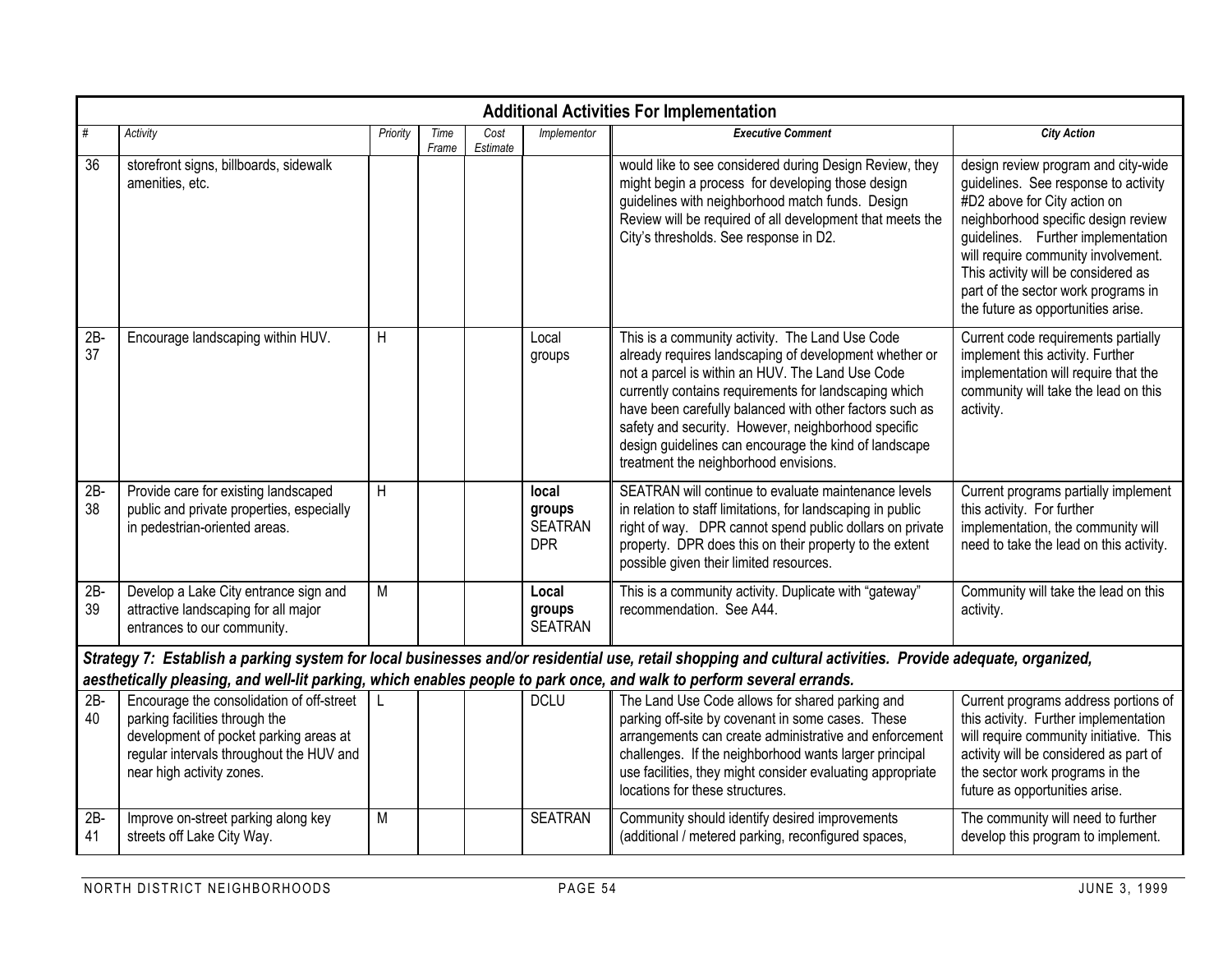| Additional Activities For Implementation | | | | | | | |
|---|---|---|---|---|---|---|---|
| # | *Activity* | *Priority* | *Time Frame* | *Cost Estimate* | *Implementor* | ***Executive Comment*** | ***City Action*** |
| 36 | storefront signs, billboards, sidewalk amenities, etc. | | | | | would like to see considered during Design Review, they might begin a process for developing those design guidelines with neighborhood match funds. Design Review will be required of all development that meets the City's thresholds. See response in D2. | design review program and city-wide guidelines. See response to activity #D2 above for City action on neighborhood specific design review guidelines. Further implementation will require community involvement. This activity will be considered as part of the sector work programs in the future as opportunities arise. |
| 2B-37 | Encourage landscaping within HUV. | H | | | Local groups | This is a community activity. The Land Use Code already requires landscaping of development whether or not a parcel is within an HUV. The Land Use Code currently contains requirements for landscaping which have been carefully balanced with other factors such as safety and security. However, neighborhood specific design guidelines can encourage the kind of landscape treatment the neighborhood envisions. | Current code requirements partially implement this activity. Further implementation will require that the community will take the lead on this activity. |
| 2B-38 | Provide care for existing landscaped public and private properties, especially in pedestrian-oriented areas. | H | | | **local groups SEATRAN** DPR | SEATRAN will continue to evaluate maintenance levels in relation to staff limitations, for landscaping in public right of way. DPR cannot spend public dollars on private property. DPR does this on their property to the extent possible given their limited resources. | Current programs partially implement this activity. For further implementation, the community will need to take the lead on this activity. |
| 2B-39 | Develop a Lake City entrance sign and attractive landscaping for all major entrances to our community. | M | | | **Local groups** SEATRAN | This is a community activity. Duplicate with "gateway" recommendation. See A44. | Community will take the lead on this activity. |
| ***Strategy 7: Establish a parking system for local businesses and/or residential use, retail shopping and cultural activities. Provide adequate, organized, aesthetically pleasing, and well-lit parking, which enables people to park once, and walk to perform several errands.*** | | | | | | | |
| 2B-40 | Encourage the consolidation of off-street parking facilities through the development of pocket parking areas at regular intervals throughout the HUV and near high activity zones. | L | | | DCLU | The Land Use Code allows for shared parking and parking off-site by covenant in some cases. These arrangements can create administrative and enforcement challenges. If the neighborhood wants larger principal use facilities, they might consider evaluating appropriate locations for these structures. | Current programs address portions of this activity. Further implementation will require community initiative. This activity will be considered as part of the sector work programs in the future as opportunities arise. |
| 2B-41 | Improve on-street parking along key streets off Lake City Way. | M | | | SEATRAN | Community should identify desired improvements (additional / metered parking, reconfigured spaces, | The community will need to further develop this program to implement. |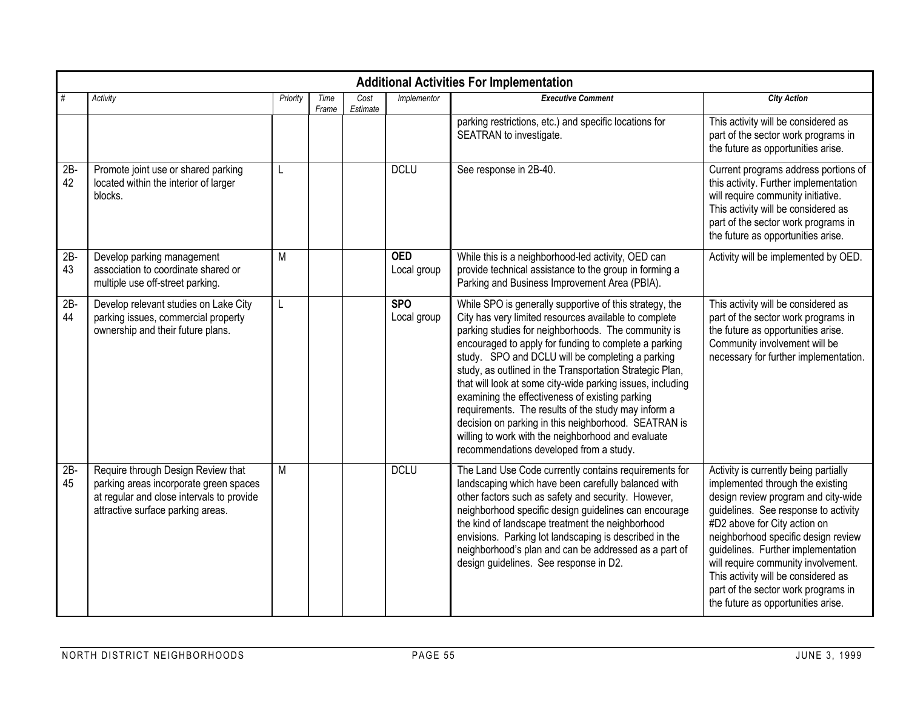## Additional Activities For Implementation

| # | Activity | Priority | Time Frame | Cost Estimate | Implementor | Executive Comment | City Action |
|---|---|---|---|---|---|---|---|
| | | | | | | parking restrictions, etc.) and specific locations for SEATRAN to investigate. | This activity will be considered as part of the sector work programs in the future as opportunities arise. |
| 2B-42 | Promote joint use or shared parking located within the interior of larger blocks. | L | | | DCLU | See response in 2B-40. | Current programs address portions of this activity. Further implementation will require community initiative. This activity will be considered as part of the sector work programs in the future as opportunities arise. |
| 2B-43 | Develop parking management association to coordinate shared or multiple use off-street parking. | M | | | **OED** Local group | While this is a neighborhood-led activity, OED can provide technical assistance to the group in forming a Parking and Business Improvement Area (PBIA). | Activity will be implemented by OED. |
| 2B-44 | Develop relevant studies on Lake City parking issues, commercial property ownership and their future plans. | L | | | **SPO** Local group | While SPO is generally supportive of this strategy, the City has very limited resources available to complete parking studies for neighborhoods. The community is encouraged to apply for funding to complete a parking study. SPO and DCLU will be completing a parking study, as outlined in the Transportation Strategic Plan, that will look at some city-wide parking issues, including examining the effectiveness of existing parking requirements. The results of the study may inform a decision on parking in this neighborhood. SEATRAN is willing to work with the neighborhood and evaluate recommendations developed from a study. | This activity will be considered as part of the sector work programs in the future as opportunities arise. Community involvement will be necessary for further implementation. |
| 2B-45 | Require through Design Review that parking areas incorporate green spaces at regular and close intervals to provide attractive surface parking areas. | M | | | DCLU | The Land Use Code currently contains requirements for landscaping which have been carefully balanced with other factors such as safety and security. However, neighborhood specific design guidelines can encourage the kind of landscape treatment the neighborhood envisions. Parking lot landscaping is described in the neighborhood's plan and can be addressed as a part of design guidelines. See response in D2. | Activity is currently being partially implemented through the existing design review program and city-wide guidelines. See response to activity #D2 above for City action on neighborhood specific design review guidelines. Further implementation will require community involvement. This activity will be considered as part of the sector work programs in the future as opportunities arise. |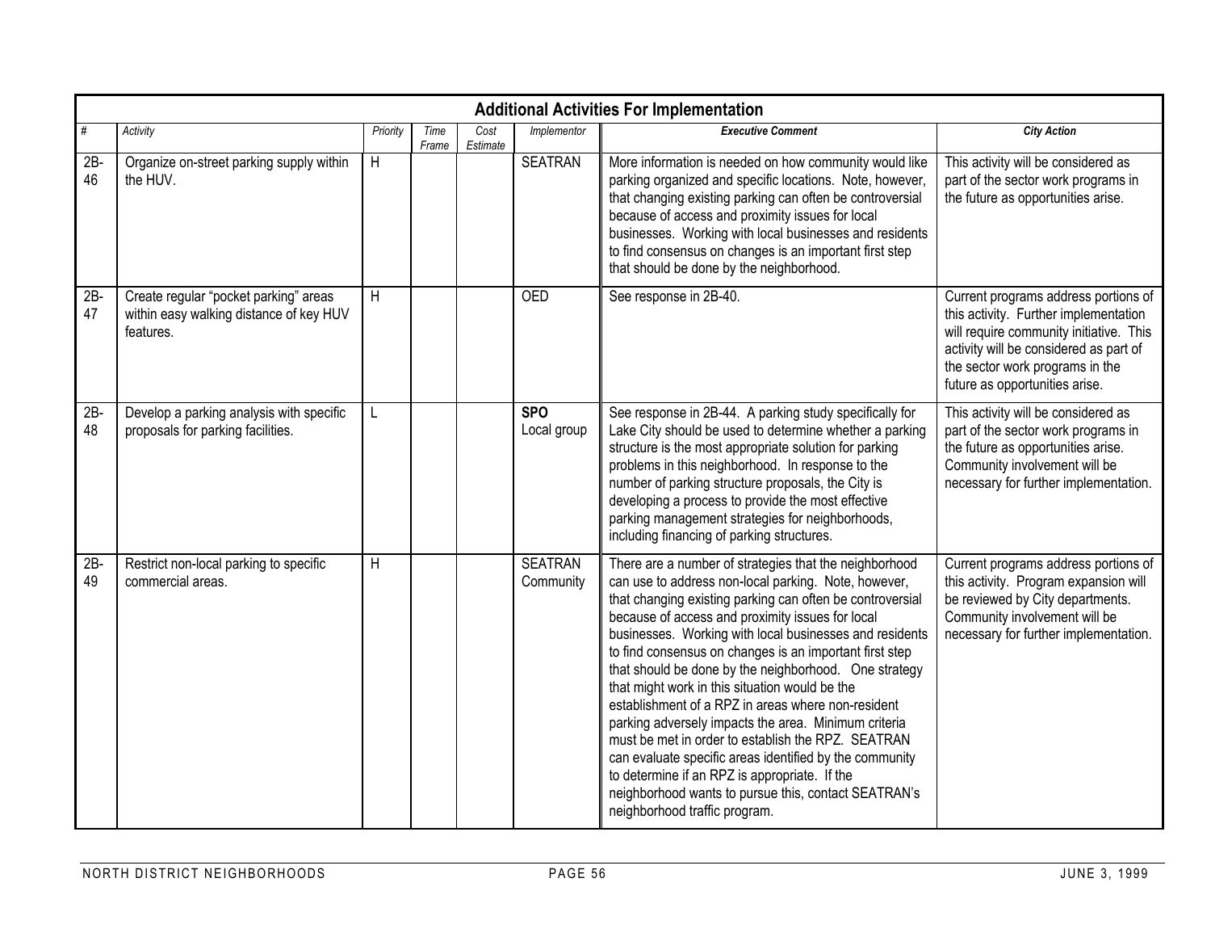## Additional Activities For Implementation

| # | Activity | Priority | Time Frame | Cost Estimate | Implementor | Executive Comment | City Action |
|---|---|---|---|---|---|---|---|
| 2B-46 | Organize on-street parking supply within the HUV. | H | | | SEATRAN | More information is needed on how community would like parking organized and specific locations. Note, however, that changing existing parking can often be controversial because of access and proximity issues for local businesses. Working with local businesses and residents to find consensus on changes is an important first step that should be done by the neighborhood. | This activity will be considered as part of the sector work programs in the future as opportunities arise. |
| 2B-47 | Create regular "pocket parking" areas within easy walking distance of key HUV features. | H | | | OED | See response in 2B-40. | Current programs address portions of this activity. Further implementation will require community initiative. This activity will be considered as part of the sector work programs in the future as opportunities arise. |
| 2B-48 | Develop a parking analysis with specific proposals for parking facilities. | L | | | **SPO** Local group | See response in 2B-44. A parking study specifically for Lake City should be used to determine whether a parking structure is the most appropriate solution for parking problems in this neighborhood. In response to the number of parking structure proposals, the City is developing a process to provide the most effective parking management strategies for neighborhoods, including financing of parking structures. | This activity will be considered as part of the sector work programs in the future as opportunities arise. Community involvement will be necessary for further implementation. |
| 2B-49 | Restrict non-local parking to specific commercial areas. | H | | | SEATRAN Community | There are a number of strategies that the neighborhood can use to address non-local parking. Note, however, that changing existing parking can often be controversial because of access and proximity issues for local businesses. Working with local businesses and residents to find consensus on changes is an important first step that should be done by the neighborhood. One strategy that might work in this situation would be the establishment of a RPZ in areas where non-resident parking adversely impacts the area. Minimum criteria must be met in order to establish the RPZ. SEATRAN can evaluate specific areas identified by the community to determine if an RPZ is appropriate. If the neighborhood wants to pursue this, contact SEATRAN's neighborhood traffic program. | Current programs address portions of this activity. Program expansion will be reviewed by City departments. Community involvement will be necessary for further implementation. |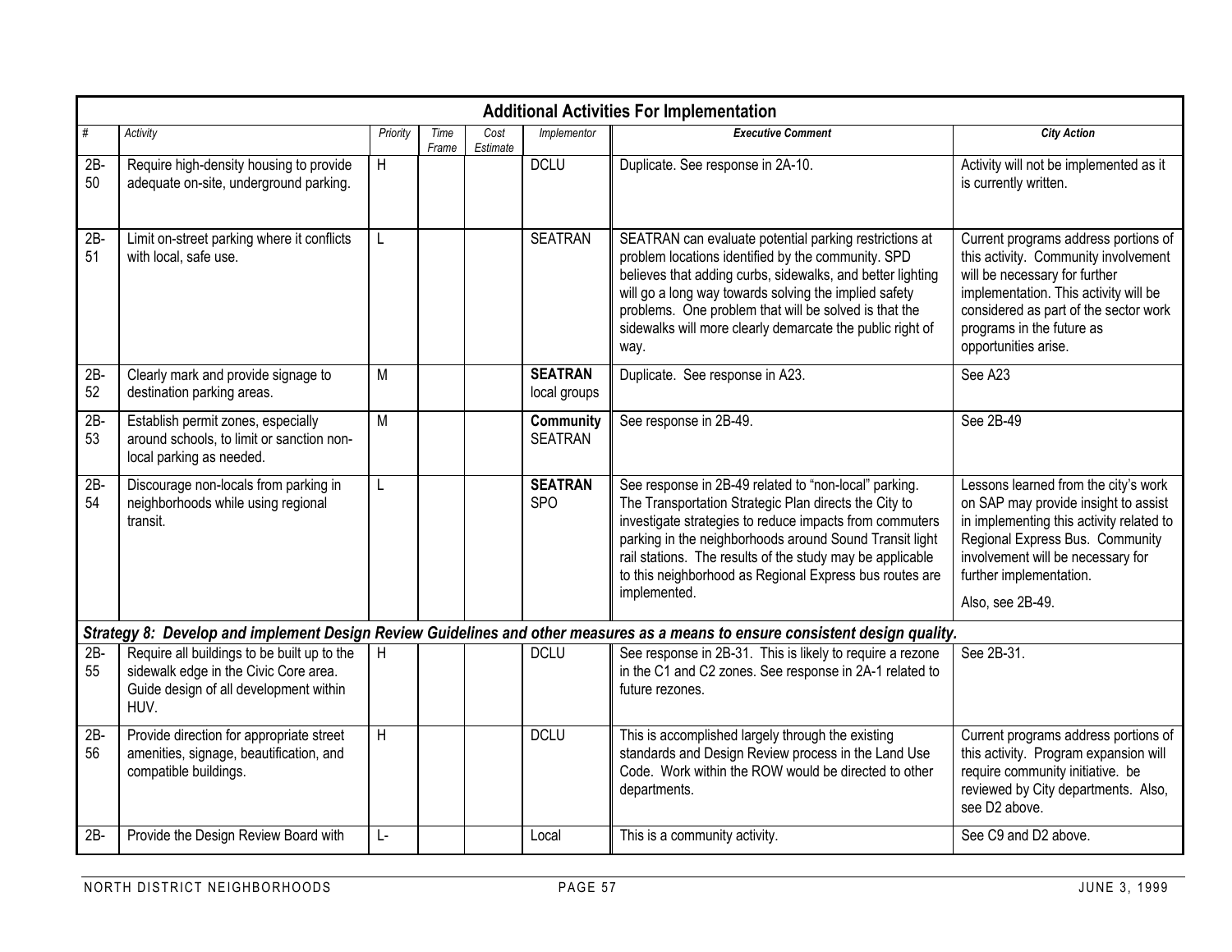| Additional Activities For Implementation | | | | | | | |
|---|---|---|---|---|---|---|---|
| # | *Activity* | *Priority* | *Time Frame* | *Cost Estimate* | *Implementor* | ***Executive Comment*** | ***City Action*** |
| 2B-50 | Require high-density housing to provide adequate on-site, underground parking. | H | | | DCLU | Duplicate. See response in 2A-10. | Activity will not be implemented as it is currently written. |
| 2B-51 | Limit on-street parking where it conflicts with local, safe use. | L | | | SEATRAN | SEATRAN can evaluate potential parking restrictions at problem locations identified by the community. SPD believes that adding curbs, sidewalks, and better lighting will go a long way towards solving the implied safety problems. One problem that will be solved is that the sidewalks will more clearly demarcate the public right of way. | Current programs address portions of this activity. Community involvement will be necessary for further implementation. This activity will be considered as part of the sector work programs in the future as opportunities arise. |
| 2B-52 | Clearly mark and provide signage to destination parking areas. | M | | | **SEATRAN** local groups | Duplicate. See response in A23. | See A23 |
| 2B-53 | Establish permit zones, especially around schools, to limit or sanction non-local parking as needed. | M | | | **Community** SEATRAN | See response in 2B-49. | See 2B-49 |
| 2B-54 | Discourage non-locals from parking in neighborhoods while using regional transit. | L | | | **SEATRAN** SPO | See response in 2B-49 related to "non-local" parking. The Transportation Strategic Plan directs the City to investigate strategies to reduce impacts from commuters parking in the neighborhoods around Sound Transit light rail stations. The results of the study may be applicable to this neighborhood as Regional Express bus routes are implemented. | Lessons learned from the city's work on SAP may provide insight to assist in implementing this activity related to Regional Express Bus. Community involvement will be necessary for further implementation. Also, see 2B-49. |
| ***Strategy 8: Develop and implement Design Review Guidelines and other measures as a means to ensure consistent design quality.*** | | | | | | | |
| 2B-55 | Require all buildings to be built up to the sidewalk edge in the Civic Core area. Guide design of all development within HUV. | H | | | DCLU | See response in 2B-31. This is likely to require a rezone in the C1 and C2 zones. See response in 2A-1 related to future rezones. | See 2B-31. |
| 2B-56 | Provide direction for appropriate street amenities, signage, beautification, and compatible buildings. | H | | | DCLU | This is accomplished largely through the existing standards and Design Review process in the Land Use Code. Work within the ROW would be directed to other departments. | Current programs address portions of this activity. Program expansion will require community initiative. be reviewed by City departments. Also, see D2 above. |
| 2B- | Provide the Design Review Board with | L- | | | Local | This is a community activity. | See C9 and D2 above. |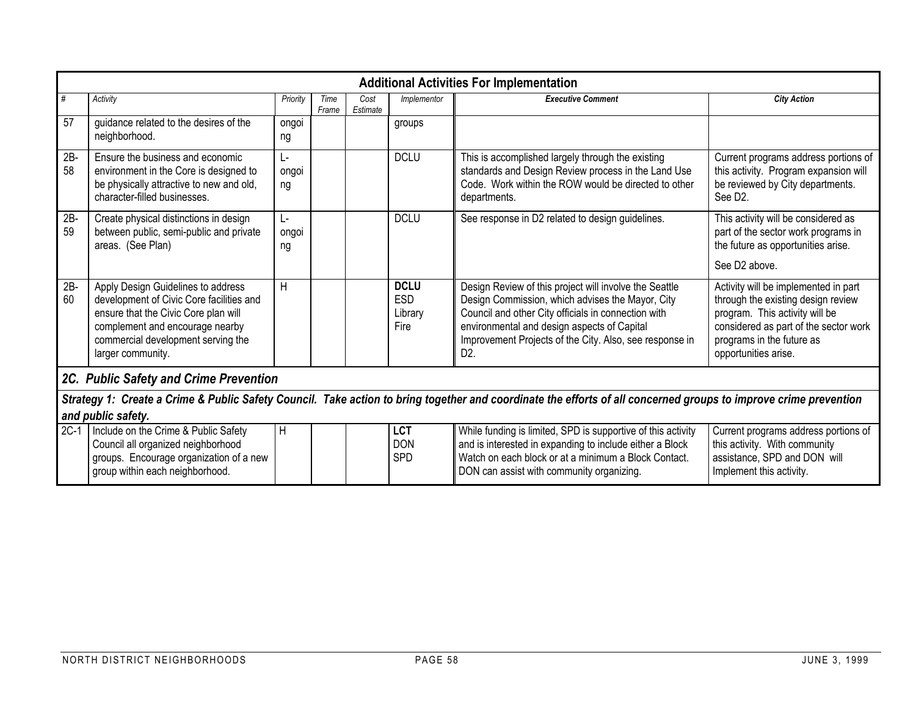| Additional Activities For Implementation | | | | | | | |
|---|---|---|---|---|---|---|---|
| # | Activity | Priority | Time Frame | Cost Estimate | Implementor | Executive Comment | City Action |
| 57 | guidance related to the desires of the neighborhood. | ongoing | | | groups | | |
| 2B-58 | Ensure the business and economic environment in the Core is designed to be physically attractive to new and old, character-filled businesses. | L-ongoing | | | DCLU | This is accomplished largely through the existing standards and Design Review process in the Land Use Code. Work within the ROW would be directed to other departments. | Current programs address portions of this activity. Program expansion will be reviewed by City departments. See D2. |
| 2B-59 | Create physical distinctions in design between public, semi-public and private areas. (See Plan) | L-ongoing | | | DCLU | See response in D2 related to design guidelines. | This activity will be considered as part of the sector work programs in the future as opportunities arise. See D2 above. |
| 2B-60 | Apply Design Guidelines to address development of Civic Core facilities and ensure that the Civic Core plan will complement and encourage nearby commercial development serving the larger community. | H | | | **DCLU** ESD Library Fire | Design Review of this project will involve the Seattle Design Commission, which advises the Mayor, City Council and other City officials in connection with environmental and design aspects of Capital Improvement Projects of the City. Also, see response in D2. | Activity will be implemented in part through the existing design review program. This activity will be considered as part of the sector work programs in the future as opportunities arise. |
| ***2C. Public Safety and Crime Prevention*** | | | | | | | |
| ***Strategy 1: Create a Crime & Public Safety Council. Take action to bring together and coordinate the efforts of all concerned groups to improve crime prevention and public safety.*** | | | | | | | |
| 2C-1 | Include on the Crime & Public Safety Council all organized neighborhood groups. Encourage organization of a new group within each neighborhood. | H | | | **LCT** DON SPD | While funding is limited, SPD is supportive of this activity and is interested in expanding to include either a Block Watch on each block or at a minimum a Block Contact. DON can assist with community organizing. | Current programs address portions of this activity. With community assistance, SPD and DON will Implement this activity. |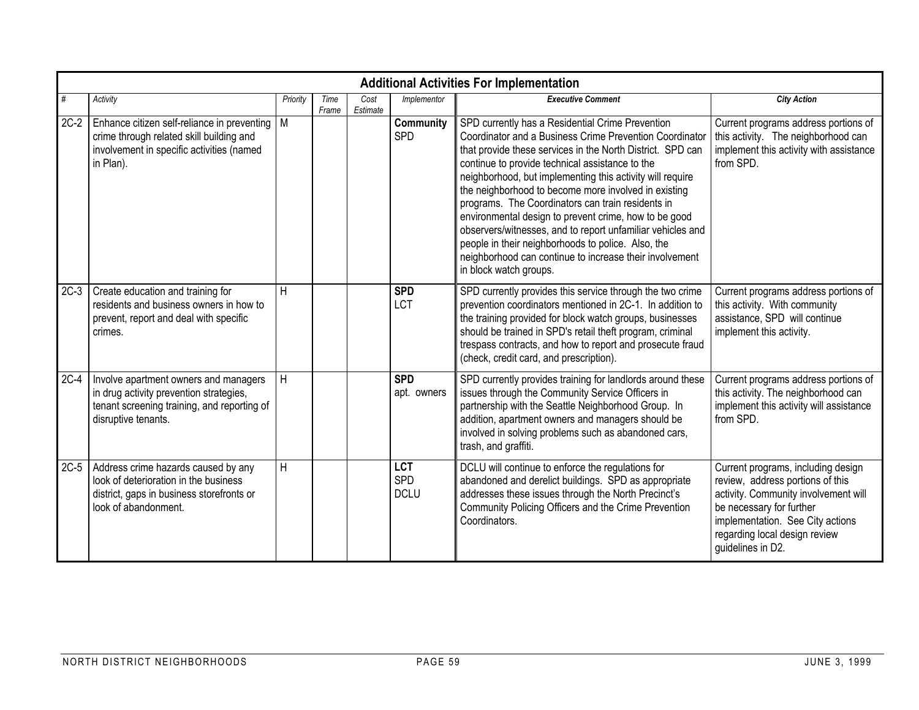| Additional Activities For Implementation | | | | | | | |
|---|---|---|---|---|---|---|---|
| *#* | *Activity* | *Priority* | *Time Frame* | *Cost Estimate* | *Implementor* | ***Executive Comment*** | ***City Action*** |
| 2C-2 | Enhance citizen self-reliance in preventing crime through related skill building and involvement in specific activities (named in Plan). | M | | | **Community** SPD | SPD currently has a Residential Crime Prevention Coordinator and a Business Crime Prevention Coordinator that provide these services in the North District. SPD can continue to provide technical assistance to the neighborhood, but implementing this activity will require the neighborhood to become more involved in existing programs. The Coordinators can train residents in environmental design to prevent crime, how to be good observers/witnesses, and to report unfamiliar vehicles and people in their neighborhoods to police. Also, the neighborhood can continue to increase their involvement in block watch groups. | Current programs address portions of this activity. The neighborhood can implement this activity with assistance from SPD. |
| 2C-3 | Create education and training for residents and business owners in how to prevent, report and deal with specific crimes. | H | | | **SPD** LCT | SPD currently provides this service through the two crime prevention coordinators mentioned in 2C-1. In addition to the training provided for block watch groups, businesses should be trained in SPD's retail theft program, criminal trespass contracts, and how to report and prosecute fraud (check, credit card, and prescription). | Current programs address portions of this activity. With community assistance, SPD will continue implement this activity. |
| 2C-4 | Involve apartment owners and managers in drug activity prevention strategies, tenant screening training, and reporting of disruptive tenants. | H | | | **SPD** apt. owners | SPD currently provides training for landlords around these issues through the Community Service Officers in partnership with the Seattle Neighborhood Group. In addition, apartment owners and managers should be involved in solving problems such as abandoned cars, trash, and graffiti. | Current programs address portions of this activity. The neighborhood can implement this activity will assistance from SPD. |
| 2C-5 | Address crime hazards caused by any look of deterioration in the business district, gaps in business storefronts or look of abandonment. | H | | | **LCT** SPD DCLU | DCLU will continue to enforce the regulations for abandoned and derelict buildings. SPD as appropriate addresses these issues through the North Precinct's Community Policing Officers and the Crime Prevention Coordinators. | Current programs, including design review, address portions of this activity. Community involvement will be necessary for further implementation. See City actions regarding local design review guidelines in D2. |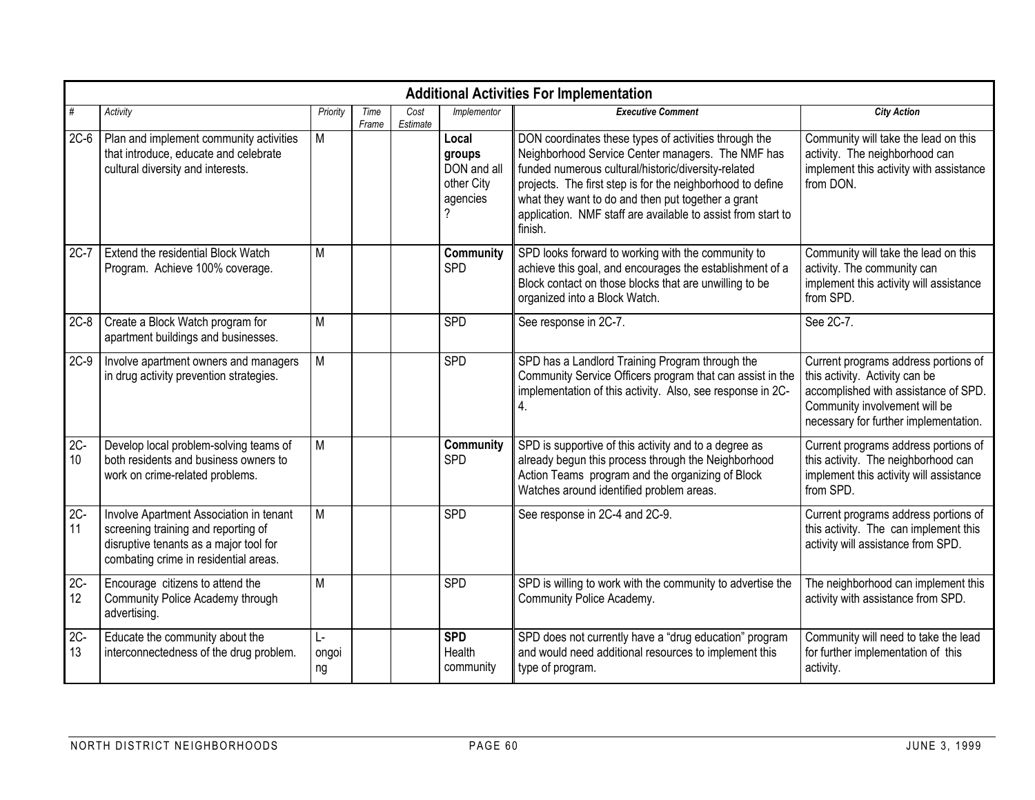| Additional Activities For Implementation | | | | | | | |
|---|---|---|---|---|---|---|---|
| *#* | *Activity* | *Priority* | *Time Frame* | *Cost Estimate* | *Implementor* | ***Executive Comment*** | ***City Action*** |
| 2C-6 | Plan and implement community activities that introduce, educate and celebrate cultural diversity and interests. | M | | | **Local groups** DON and all other City agencies ? | DON coordinates these types of activities through the Neighborhood Service Center managers. The NMF has funded numerous cultural/historic/diversity-related projects. The first step is for the neighborhood to define what they want to do and then put together a grant application. NMF staff are available to assist from start to finish. | Community will take the lead on this activity. The neighborhood can implement this activity with assistance from DON. |
| 2C-7 | Extend the residential Block Watch Program. Achieve 100% coverage. | M | | | **Community** SPD | SPD looks forward to working with the community to achieve this goal, and encourages the establishment of a Block contact on those blocks that are unwilling to be organized into a Block Watch. | Community will take the lead on this activity. The community can implement this activity will assistance from SPD. |
| 2C-8 | Create a Block Watch program for apartment buildings and businesses. | M | | | SPD | See response in 2C-7. | See 2C-7. |
| 2C-9 | Involve apartment owners and managers in drug activity prevention strategies. | M | | | SPD | SPD has a Landlord Training Program through the Community Service Officers program that can assist in the implementation of this activity. Also, see response in 2C-4. | Current programs address portions of this activity. Activity can be accomplished with assistance of SPD. Community involvement will be necessary for further implementation. |
| 2C-10 | Develop local problem-solving teams of both residents and business owners to work on crime-related problems. | M | | | **Community** SPD | SPD is supportive of this activity and to a degree as already begun this process through the Neighborhood Action Teams program and the organizing of Block Watches around identified problem areas. | Current programs address portions of this activity. The neighborhood can implement this activity will assistance from SPD. |
| 2C-11 | Involve Apartment Association in tenant screening training and reporting of disruptive tenants as a major tool for combating crime in residential areas. | M | | | SPD | See response in 2C-4 and 2C-9. | Current programs address portions of this activity. The can implement this activity will assistance from SPD. |
| 2C-12 | Encourage citizens to attend the Community Police Academy through advertising. | M | | | SPD | SPD is willing to work with the community to advertise the Community Police Academy. | The neighborhood can implement this activity with assistance from SPD. |
| 2C-13 | Educate the community about the interconnectedness of the drug problem. | L-ongoing | | | **SPD** Health community | SPD does not currently have a "drug education" program and would need additional resources to implement this type of program. | Community will need to take the lead for further implementation of this activity. |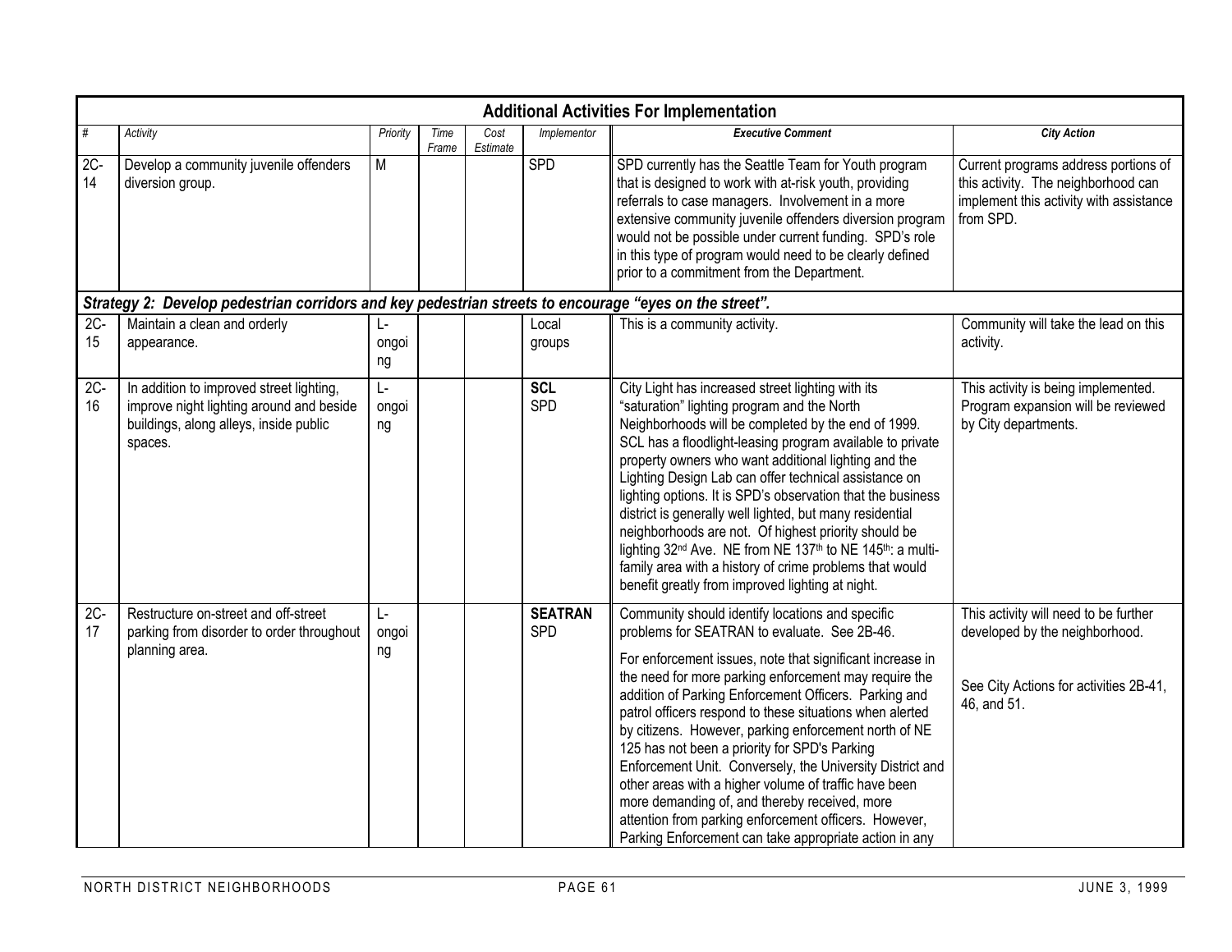| Additional Activities For Implementation | | | | | | | |
|---|---|---|---|---|---|---|---|
| *#* | *Activity* | *Priority* | *Time Frame* | *Cost Estimate* | *Implementor* | ***Executive Comment*** | ***City Action*** |
| 2C-14 | Develop a community juvenile offenders diversion group. | M | | | SPD | SPD currently has the Seattle Team for Youth program that is designed to work with at-risk youth, providing referrals to case managers. Involvement in a more extensive community juvenile offenders diversion program would not be possible under current funding. SPD's role in this type of program would need to be clearly defined prior to a commitment from the Department. | Current programs address portions of this activity. The neighborhood can implement this activity with assistance from SPD. |
| ***Strategy 2: Develop pedestrian corridors and key pedestrian streets to encourage "eyes on the street".*** | | | | | | | |
| 2C-15 | Maintain a clean and orderly appearance. | L-ongoing | | | Local groups | This is a community activity. | Community will take the lead on this activity. |
| 2C-16 | In addition to improved street lighting, improve night lighting around and beside buildings, along alleys, inside public spaces. | L-ongoing | | | **SCL** SPD | City Light has increased street lighting with its "saturation" lighting program and the North Neighborhoods will be completed by the end of 1999. SCL has a floodlight-leasing program available to private property owners who want additional lighting and the Lighting Design Lab can offer technical assistance on lighting options. It is SPD's observation that the business district is generally well lighted, but many residential neighborhoods are not. Of highest priority should be lighting 32nd Ave. NE from NE 137th to NE 145th: a multi-family area with a history of crime problems that would benefit greatly from improved lighting at night. | This activity is being implemented. Program expansion will be reviewed by City departments. |
| 2C-17 | Restructure on-street and off-street parking from disorder to order throughout planning area. | L-ongoing | | | **SEATRAN** SPD | Community should identify locations and specific problems for SEATRAN to evaluate. See 2B-46.<br><br>For enforcement issues, note that significant increase in the need for more parking enforcement may require the addition of Parking Enforcement Officers. Parking and patrol officers respond to these situations when alerted by citizens. However, parking enforcement north of NE 125 has not been a priority for SPD's Parking Enforcement Unit. Conversely, the University District and other areas with a higher volume of traffic have been more demanding of, and thereby received, more attention from parking enforcement officers. However, Parking Enforcement can take appropriate action in any | This activity will need to be further developed by the neighborhood.<br><br>See City Actions for activities 2B-41, 46, and 51. |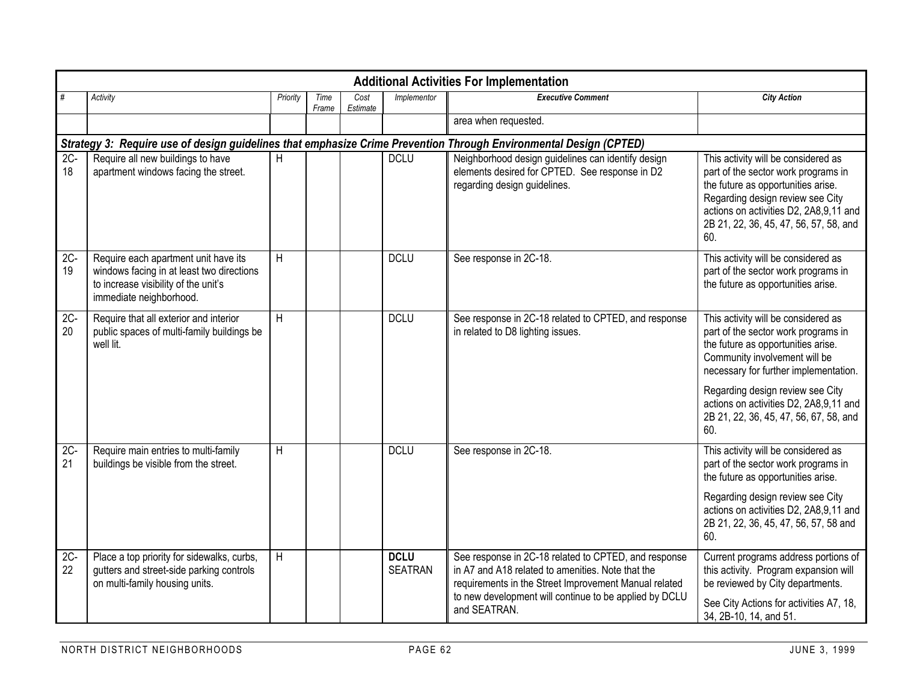## Additional Activities For Implementation

| # | Activity | Priority | Time Frame | Cost Estimate | Implementor | Executive Comment | City Action |
|---|---|---|---|---|---|---|---|
| | | | | | | area when requested. | |
| ***Strategy 3: Require use of design guidelines that emphasize Crime Prevention Through Environmental Design (CPTED)*** | | | | | | | |
| 2C-18 | Require all new buildings to have apartment windows facing the street. | H | | | DCLU | Neighborhood design guidelines can identify design elements desired for CPTED. See response in D2 regarding design guidelines. | This activity will be considered as part of the sector work programs in the future as opportunities arise. Regarding design review see City actions on activities D2, 2A8,9,11 and 2B 21, 22, 36, 45, 47, 56, 57, 58, and 60. |
| 2C-19 | Require each apartment unit have its windows facing in at least two directions to increase visibility of the unit's immediate neighborhood. | H | | | DCLU | See response in 2C-18. | This activity will be considered as part of the sector work programs in the future as opportunities arise. |
| 2C-20 | Require that all exterior and interior public spaces of multi-family buildings be well lit. | H | | | DCLU | See response in 2C-18 related to CPTED, and response in related to D8 lighting issues. | This activity will be considered as part of the sector work programs in the future as opportunities arise. Community involvement will be necessary for further implementation.<br><br>Regarding design review see City actions on activities D2, 2A8,9,11 and 2B 21, 22, 36, 45, 47, 56, 67, 58, and 60. |
| 2C-21 | Require main entries to multi-family buildings be visible from the street. | H | | | DCLU | See response in 2C-18. | This activity will be considered as part of the sector work programs in the future as opportunities arise.<br><br>Regarding design review see City actions on activities D2, 2A8,9,11 and 2B 21, 22, 36, 45, 47, 56, 57, 58 and 60. |
| 2C-22 | Place a top priority for sidewalks, curbs, gutters and street-side parking controls on multi-family housing units. | H | | | **DCLU** SEATRAN | See response in 2C-18 related to CPTED, and response in A7 and A18 related to amenities. Note that the requirements in the Street Improvement Manual related to new development will continue to be applied by DCLU and SEATRAN. | Current programs address portions of this activity. Program expansion will be reviewed by City departments.<br><br>See City Actions for activities A7, 18, 34, 2B-10, 14, and 51. |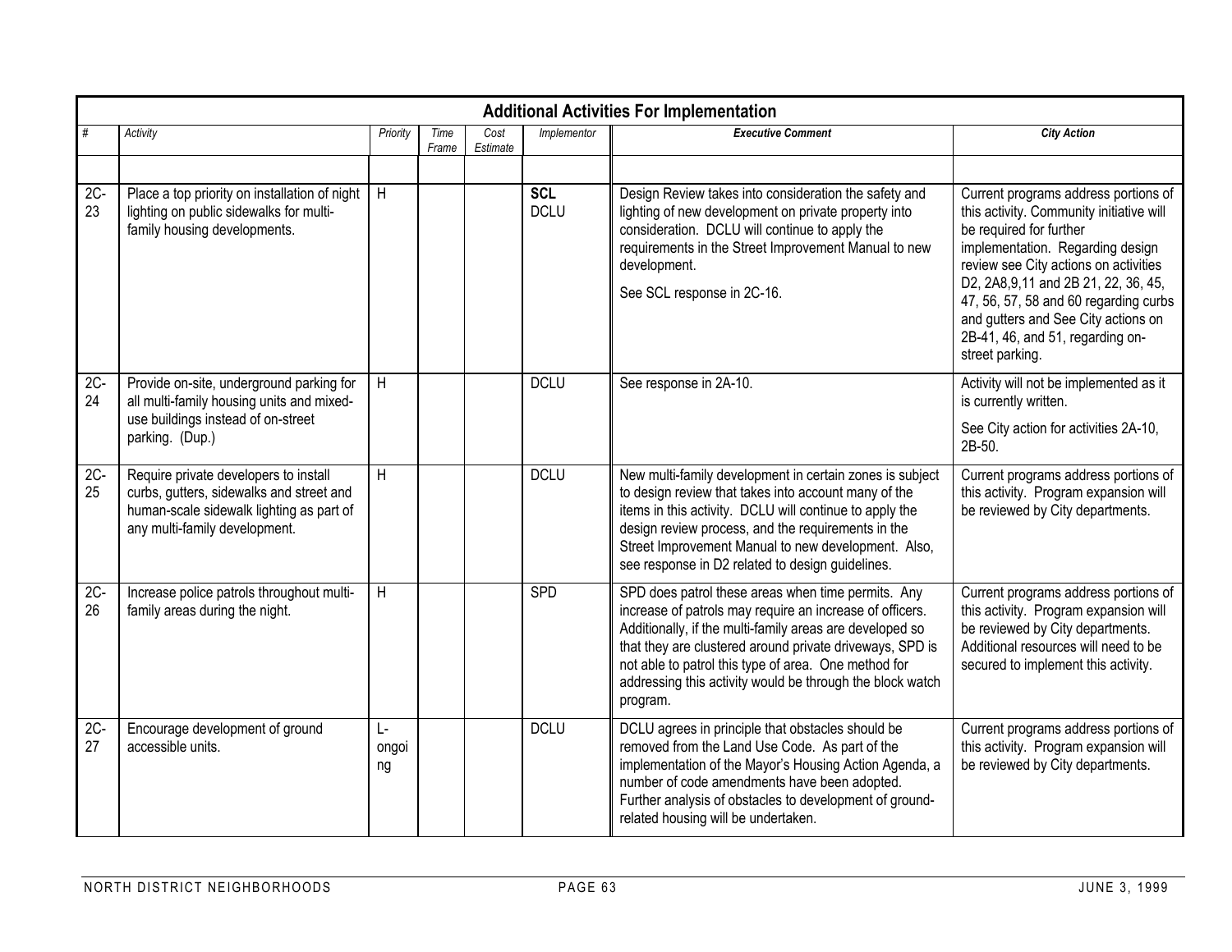## Additional Activities For Implementation

| # | Activity | Priority | Time Frame | Cost Estimate | Implementor | Executive Comment | City Action |
|---|---|---|---|---|---|---|---|
| | | | | | | | |
| 2C-23 | Place a top priority on installation of night lighting on public sidewalks for multi-family housing developments. | H | | | **SCL** DCLU | Design Review takes into consideration the safety and lighting of new development on private property into consideration. DCLU will continue to apply the requirements in the Street Improvement Manual to new development. See SCL response in 2C-16. | Current programs address portions of this activity. Community initiative will be required for further implementation. Regarding design review see City actions on activities D2, 2A8,9,11 and 2B 21, 22, 36, 45, 47, 56, 57, 58 and 60 regarding curbs and gutters and See City actions on 2B-41, 46, and 51, regarding on-street parking. |
| 2C-24 | Provide on-site, underground parking for all multi-family housing units and mixed-use buildings instead of on-street parking. (Dup.) | H | | | DCLU | See response in 2A-10. | Activity will not be implemented as it is currently written. See City action for activities 2A-10, 2B-50. |
| 2C-25 | Require private developers to install curbs, gutters, sidewalks and street and human-scale sidewalk lighting as part of any multi-family development. | H | | | DCLU | New multi-family development in certain zones is subject to design review that takes into account many of the items in this activity. DCLU will continue to apply the design review process, and the requirements in the Street Improvement Manual to new development. Also, see response in D2 related to design guidelines. | Current programs address portions of this activity. Program expansion will be reviewed by City departments. |
| 2C-26 | Increase police patrols throughout multi-family areas during the night. | H | | | SPD | SPD does patrol these areas when time permits. Any increase of patrols may require an increase of officers. Additionally, if the multi-family areas are developed so that they are clustered around private driveways, SPD is not able to patrol this type of area. One method for addressing this activity would be through the block watch program. | Current programs address portions of this activity. Program expansion will be reviewed by City departments. Additional resources will need to be secured to implement this activity. |
| 2C-27 | Encourage development of ground accessible units. | L-ongoing | | | DCLU | DCLU agrees in principle that obstacles should be removed from the Land Use Code. As part of the implementation of the Mayor's Housing Action Agenda, a number of code amendments have been adopted. Further analysis of obstacles to development of ground-related housing will be undertaken. | Current programs address portions of this activity. Program expansion will be reviewed by City departments. |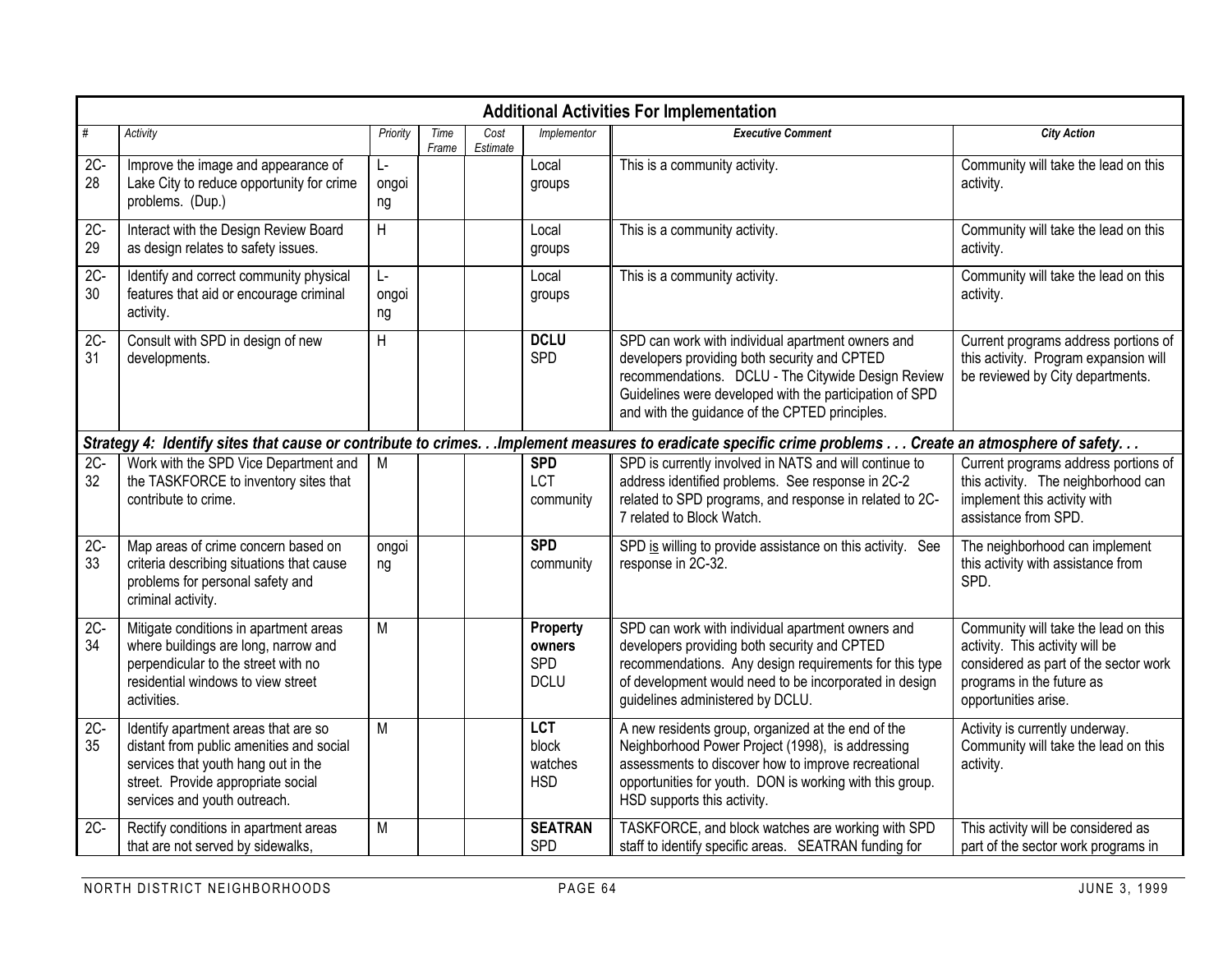## Additional Activities For Implementation

| # | Activity | Priority | Time Frame | Cost Estimate | Implementor | Executive Comment | City Action |
|---|---|---|---|---|---|---|---|
| 2C-28 | Improve the image and appearance of Lake City to reduce opportunity for crime problems. (Dup.) | L-ongoing | | | Local groups | This is a community activity. | Community will take the lead on this activity. |
| 2C-29 | Interact with the Design Review Board as design relates to safety issues. | H | | | Local groups | This is a community activity. | Community will take the lead on this activity. |
| 2C-30 | Identify and correct community physical features that aid or encourage criminal activity. | L-ongoing | | | Local groups | This is a community activity. | Community will take the lead on this activity. |
| 2C-31 | Consult with SPD in design of new developments. | H | | | **DCLU** SPD | SPD can work with individual apartment owners and developers providing both security and CPTED recommendations. DCLU - The Citywide Design Review Guidelines were developed with the participation of SPD and with the guidance of the CPTED principles. | Current programs address portions of this activity. Program expansion will be reviewed by City departments. |
| ***Strategy 4: Identify sites that cause or contribute to crimes. . .Implement measures to eradicate specific crime problems . . . Create an atmosphere of safety. . .*** | | | | | | | |
| 2C-32 | Work with the SPD Vice Department and the TASKFORCE to inventory sites that contribute to crime. | M | | | **SPD** LCT community | SPD is currently involved in NATS and will continue to address identified problems. See response in 2C-2 related to SPD programs, and response in related to 2C-7 related to Block Watch. | Current programs address portions of this activity. The neighborhood can implement this activity with assistance from SPD. |
| 2C-33 | Map areas of crime concern based on criteria describing situations that cause problems for personal safety and criminal activity. | ongoing | | | **SPD** community | SPD is willing to provide assistance on this activity. See response in 2C-32. | The neighborhood can implement this activity with assistance from SPD. |
| 2C-34 | Mitigate conditions in apartment areas where buildings are long, narrow and perpendicular to the street with no residential windows to view street activities. | M | | | **Property owners** SPD DCLU | SPD can work with individual apartment owners and developers providing both security and CPTED recommendations. Any design requirements for this type of development would need to be incorporated in design guidelines administered by DCLU. | Community will take the lead on this activity. This activity will be considered as part of the sector work programs in the future as opportunities arise. |
| 2C-35 | Identify apartment areas that are so distant from public amenities and social services that youth hang out in the street. Provide appropriate social services and youth outreach. | M | | | **LCT** block watches HSD | A new residents group, organized at the end of the Neighborhood Power Project (1998), is addressing assessments to discover how to improve recreational opportunities for youth. DON is working with this group. HSD supports this activity. | Activity is currently underway. Community will take the lead on this activity. |
| 2C- | Rectify conditions in apartment areas that are not served by sidewalks, | M | | | **SEATRAN** SPD | TASKFORCE, and block watches are working with SPD staff to identify specific areas. SEATRAN funding for | This activity will be considered as part of the sector work programs in |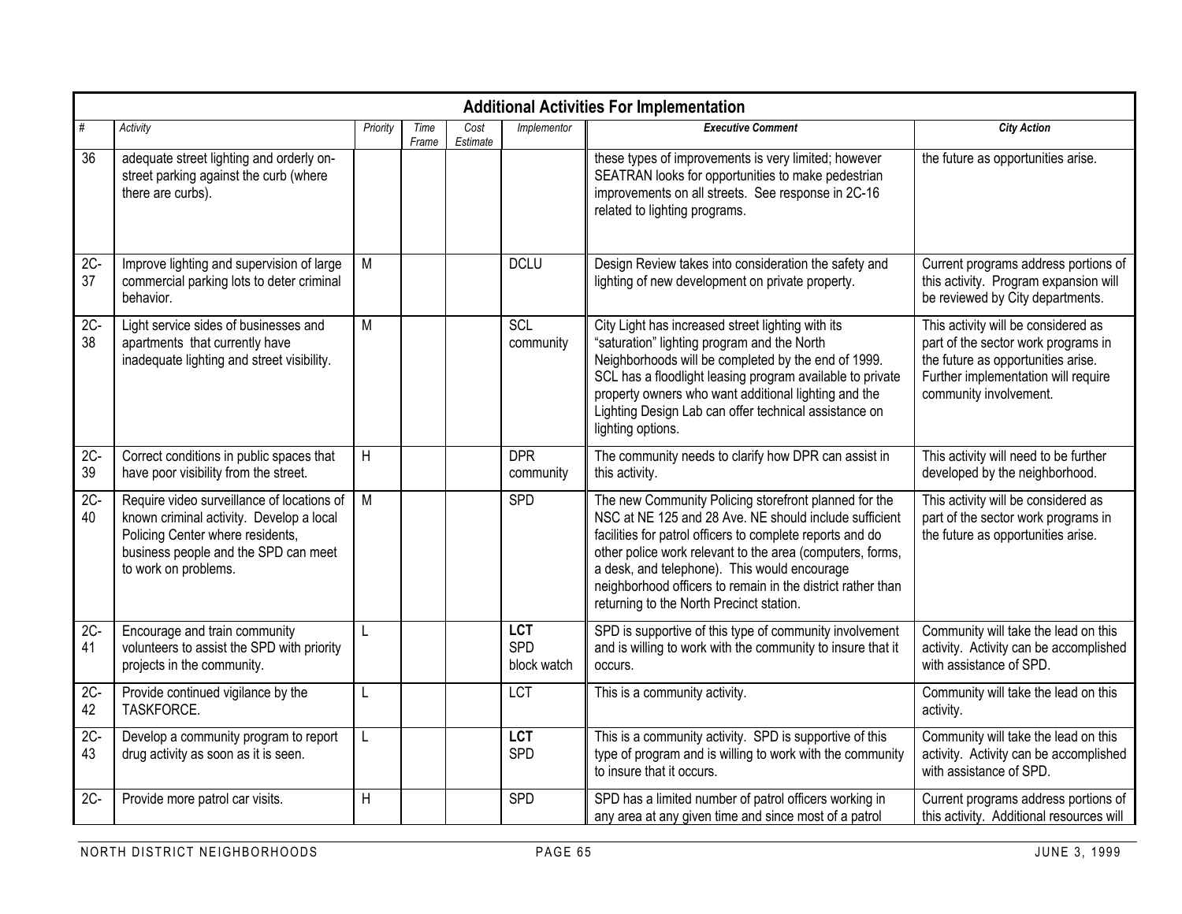| Additional Activities For Implementation | | | | | | | |
|---|---|---|---|---|---|---|---|
| # | *Activity* | *Priority* | *Time Frame* | *Cost Estimate* | *Implementor* | ***Executive Comment*** | ***City Action*** |
| 36 | adequate street lighting and orderly on-street parking against the curb (where there are curbs). | | | | | these types of improvements is very limited; however SEATRAN looks for opportunities to make pedestrian improvements on all streets. See response in 2C-16 related to lighting programs. | the future as opportunities arise. |
| 2C-37 | Improve lighting and supervision of large commercial parking lots to deter criminal behavior. | M | | | DCLU | Design Review takes into consideration the safety and lighting of new development on private property. | Current programs address portions of this activity. Program expansion will be reviewed by City departments. |
| 2C-38 | Light service sides of businesses and apartments that currently have inadequate lighting and street visibility. | M | | | SCL community | City Light has increased street lighting with its "saturation" lighting program and the North Neighborhoods will be completed by the end of 1999. SCL has a floodlight leasing program available to private property owners who want additional lighting and the Lighting Design Lab can offer technical assistance on lighting options. | This activity will be considered as part of the sector work programs in the future as opportunities arise. Further implementation will require community involvement. |
| 2C-39 | Correct conditions in public spaces that have poor visibility from the street. | H | | | DPR community | The community needs to clarify how DPR can assist in this activity. | This activity will need to be further developed by the neighborhood. |
| 2C-40 | Require video surveillance of locations of known criminal activity. Develop a local Policing Center where residents, business people and the SPD can meet to work on problems. | M | | | SPD | The new Community Policing storefront planned for the NSC at NE 125 and 28 Ave. NE should include sufficient facilities for patrol officers to complete reports and do other police work relevant to the area (computers, forms, a desk, and telephone). This would encourage neighborhood officers to remain in the district rather than returning to the North Precinct station. | This activity will be considered as part of the sector work programs in the future as opportunities arise. |
| 2C-41 | Encourage and train community volunteers to assist the SPD with priority projects in the community. | L | | | **LCT** SPD block watch | SPD is supportive of this type of community involvement and is willing to work with the community to insure that it occurs. | Community will take the lead on this activity. Activity can be accomplished with assistance of SPD. |
| 2C-42 | Provide continued vigilance by the TASKFORCE. | L | | | LCT | This is a community activity. | Community will take the lead on this activity. |
| 2C-43 | Develop a community program to report drug activity as soon as it is seen. | L | | | **LCT** SPD | This is a community activity. SPD is supportive of this type of program and is willing to work with the community to insure that it occurs. | Community will take the lead on this activity. Activity can be accomplished with assistance of SPD. |
| 2C- | Provide more patrol car visits. | H | | | SPD | SPD has a limited number of patrol officers working in any area at any given time and since most of a patrol | Current programs address portions of this activity. Additional resources will |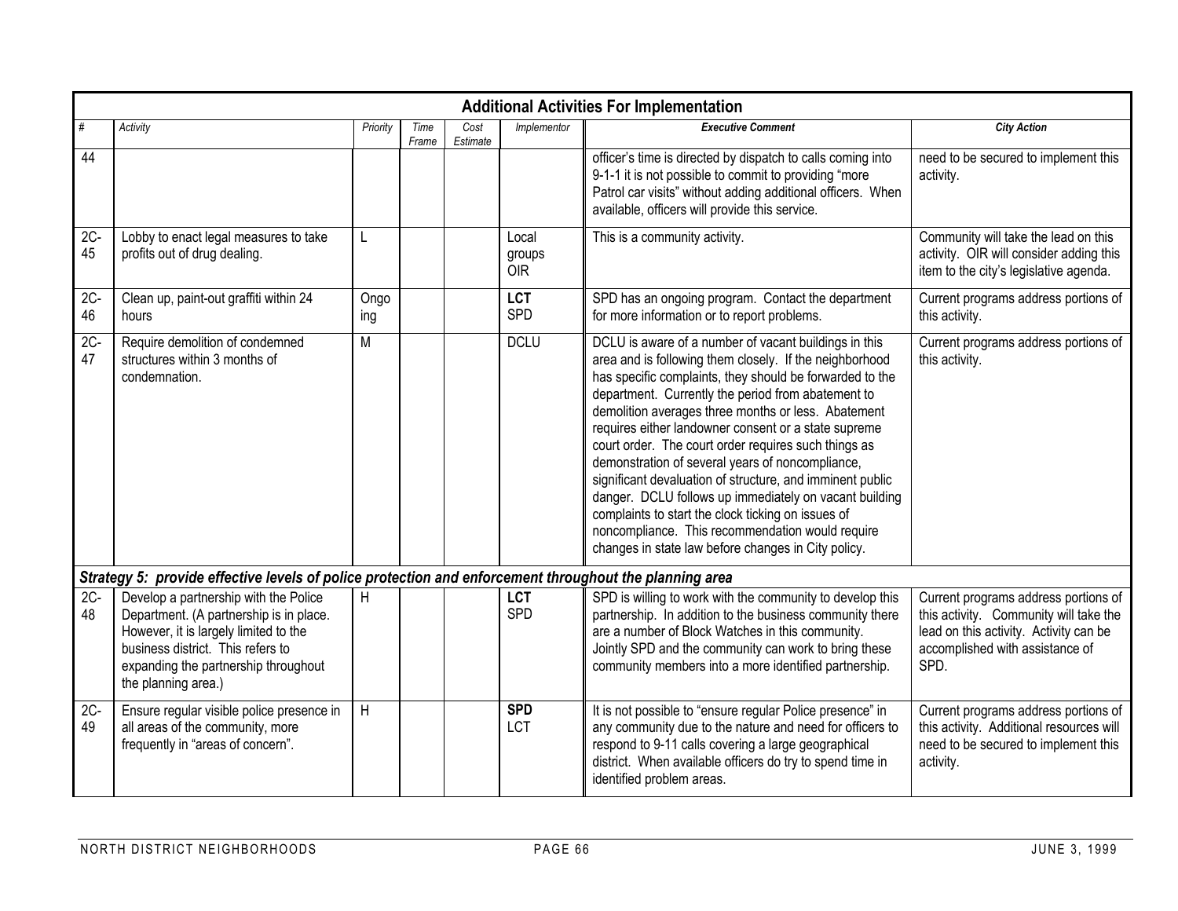| Additional Activities For Implementation | | | | | | | |
|---|---|---|---|---|---|---|---|
| # | Activity | Priority | Time Frame | Cost Estimate | Implementor | Executive Comment | City Action |
| 44 | | | | | | officer's time is directed by dispatch to calls coming into 9-1-1 it is not possible to commit to providing "more Patrol car visits" without adding additional officers. When available, officers will provide this service. | need to be secured to implement this activity. |
| 2C-45 | Lobby to enact legal measures to take profits out of drug dealing. | L | | | Local groups OIR | This is a community activity. | Community will take the lead on this activity. OIR will consider adding this item to the city's legislative agenda. |
| 2C-46 | Clean up, paint-out graffiti within 24 hours | Ongoing | | | **LCT** SPD | SPD has an ongoing program. Contact the department for more information or to report problems. | Current programs address portions of this activity. |
| 2C-47 | Require demolition of condemned structures within 3 months of condemnation. | M | | | DCLU | DCLU is aware of a number of vacant buildings in this area and is following them closely. If the neighborhood has specific complaints, they should be forwarded to the department. Currently the period from abatement to demolition averages three months or less. Abatement requires either landowner consent or a state supreme court order. The court order requires such things as demonstration of several years of noncompliance, significant devaluation of structure, and imminent public danger. DCLU follows up immediately on vacant building complaints to start the clock ticking on issues of noncompliance. This recommendation would require changes in state law before changes in City policy. | Current programs address portions of this activity. |
| ***Strategy 5: provide effective levels of police protection and enforcement throughout the planning area*** | | | | | | | |
| 2C-48 | Develop a partnership with the Police Department. (A partnership is in place. However, it is largely limited to the business district. This refers to expanding the partnership throughout the planning area.) | H | | | **LCT** SPD | SPD is willing to work with the community to develop this partnership. In addition to the business community there are a number of Block Watches in this community. Jointly SPD and the community can work to bring these community members into a more identified partnership. | Current programs address portions of this activity. Community will take the lead on this activity. Activity can be accomplished with assistance of SPD. |
| 2C-49 | Ensure regular visible police presence in all areas of the community, more frequently in "areas of concern". | H | | | **SPD** LCT | It is not possible to "ensure regular Police presence" in any community due to the nature and need for officers to respond to 9-11 calls covering a large geographical district. When available officers do try to spend time in identified problem areas. | Current programs address portions of this activity. Additional resources will need to be secured to implement this activity. |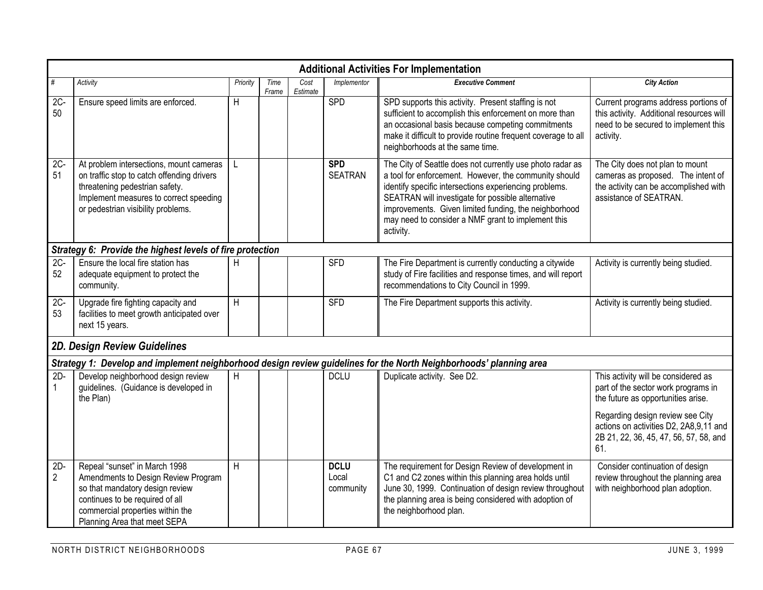| Additional Activities For Implementation | | | | | | | |
|---|---|---|---|---|---|---|---|
| # | Activity | Priority | Time Frame | Cost Estimate | Implementor | Executive Comment | City Action |
| 2C-50 | Ensure speed limits are enforced. | H | | | SPD | SPD supports this activity. Present staffing is not sufficient to accomplish this enforcement on more than an occasional basis because competing commitments make it difficult to provide routine frequent coverage to all neighborhoods at the same time. | Current programs address portions of this activity. Additional resources will need to be secured to implement this activity. |
| 2C-51 | At problem intersections, mount cameras on traffic stop to catch offending drivers threatening pedestrian safety. Implement measures to correct speeding or pedestrian visibility problems. | L | | | **SPD** SEATRAN | The City of Seattle does not currently use photo radar as a tool for enforcement. However, the community should identify specific intersections experiencing problems. SEATRAN will investigate for possible alternative improvements. Given limited funding, the neighborhood may need to consider a NMF grant to implement this activity. | The City does not plan to mount cameras as proposed. The intent of the activity can be accomplished with assistance of SEATRAN. |
| ***Strategy 6: Provide the highest levels of fire protection*** | | | | | | | |
| 2C-52 | Ensure the local fire station has adequate equipment to protect the community. | H | | | SFD | The Fire Department is currently conducting a citywide study of Fire facilities and response times, and will report recommendations to City Council in 1999. | Activity is currently being studied. |
| 2C-53 | Upgrade fire fighting capacity and facilities to meet growth anticipated over next 15 years. | H | | | SFD | The Fire Department supports this activity. | Activity is currently being studied. |
| ***2D. Design Review Guidelines*** | | | | | | | |
| ***Strategy 1: Develop and implement neighborhood design review guidelines for the North Neighborhoods' planning area*** | | | | | | | |
| 2D-1 | Develop neighborhood design review guidelines. (Guidance is developed in the Plan) | H | | | DCLU | Duplicate activity. See D2. | This activity will be considered as part of the sector work programs in the future as opportunities arise.<br><br>Regarding design review see City actions on activities D2, 2A8,9,11 and 2B 21, 22, 36, 45, 47, 56, 57, 58, and 61. |
| 2D-2 | Repeal "sunset" in March 1998 Amendments to Design Review Program so that mandatory design review continues to be required of all commercial properties within the Planning Area that meet SEPA | H | | | **DCLU** Local community | The requirement for Design Review of development in C1 and C2 zones within this planning area holds until June 30, 1999. Continuation of design review throughout the planning area is being considered with adoption of the neighborhood plan. | Consider continuation of design review throughout the planning area with neighborhood plan adoption. |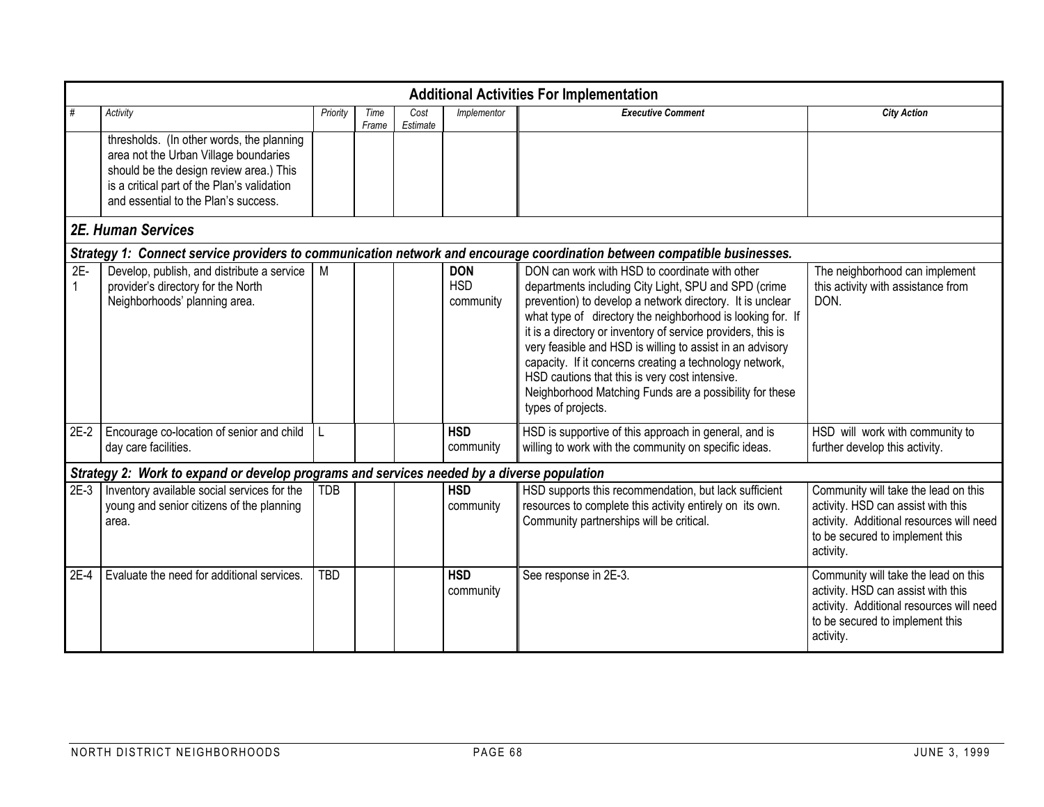## Additional Activities For Implementation

| # | Activity | Priority | Time Frame | Cost Estimate | Implementor | Executive Comment | City Action |
|---|---|---|---|---|---|---|---|
| | thresholds. (In other words, the planning area not the Urban Village boundaries should be the design review area.) This is a critical part of the Plan's validation and essential to the Plan's success. | | | | | | |
| ***2E. Human Services*** | | | | | | | |
| ***Strategy 1: Connect service providers to communication network and encourage coordination between compatible businesses.*** | | | | | | | |
| 2E-1 | Develop, publish, and distribute a service provider's directory for the North Neighborhoods' planning area. | M | | | **DON** **HSD** community | DON can work with HSD to coordinate with other departments including City Light, SPU and SPD (crime prevention) to develop a network directory. It is unclear what type of directory the neighborhood is looking for. If it is a directory or inventory of service providers, this is very feasible and HSD is willing to assist in an advisory capacity. If it concerns creating a technology network, HSD cautions that this is very cost intensive. Neighborhood Matching Funds are a possibility for these types of projects. | The neighborhood can implement this activity with assistance from DON. |
| 2E-2 | Encourage co-location of senior and child day care facilities. | L | | | **HSD** community | HSD is supportive of this approach in general, and is willing to work with the community on specific ideas. | HSD will work with community to further develop this activity. |
| ***Strategy 2: Work to expand or develop programs and services needed by a diverse population*** | | | | | | | |
| 2E-3 | Inventory available social services for the young and senior citizens of the planning area. | TDB | | | **HSD** community | HSD supports this recommendation, but lack sufficient resources to complete this activity entirely on its own. Community partnerships will be critical. | Community will take the lead on this activity. HSD can assist with this activity. Additional resources will need to be secured to implement this activity. |
| 2E-4 | Evaluate the need for additional services. | TBD | | | **HSD** community | See response in 2E-3. | Community will take the lead on this activity. HSD can assist with this activity. Additional resources will need to be secured to implement this activity. |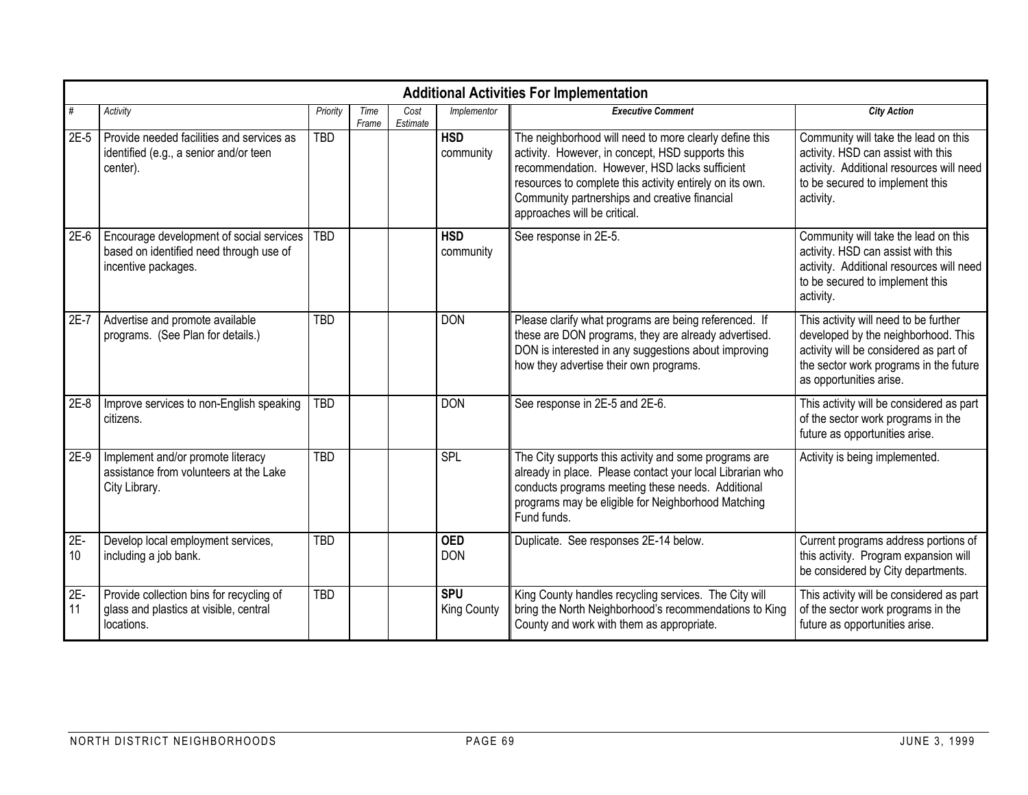| Additional Activities For Implementation | | | | | | | |
|---|---|---|---|---|---|---|---|
| *#* | *Activity* | *Priority* | *Time Frame* | *Cost Estimate* | *Implementor* | ***Executive Comment*** | ***City Action*** |
| 2E-5 | Provide needed facilities and services as identified (e.g., a senior and/or teen center). | TBD | | | **HSD** community | The neighborhood will need to more clearly define this activity. However, in concept, HSD supports this recommendation. However, HSD lacks sufficient resources to complete this activity entirely on its own. Community partnerships and creative financial approaches will be critical. | Community will take the lead on this activity. HSD can assist with this activity. Additional resources will need to be secured to implement this activity. |
| 2E-6 | Encourage development of social services based on identified need through use of incentive packages. | TBD | | | **HSD** community | See response in 2E-5. | Community will take the lead on this activity. HSD can assist with this activity. Additional resources will need to be secured to implement this activity. |
| 2E-7 | Advertise and promote available programs. (See Plan for details.) | TBD | | | DON | Please clarify what programs are being referenced. If these are DON programs, they are already advertised. DON is interested in any suggestions about improving how they advertise their own programs. | This activity will need to be further developed by the neighborhood. This activity will be considered as part of the sector work programs in the future as opportunities arise. |
| 2E-8 | Improve services to non-English speaking citizens. | TBD | | | DON | See response in 2E-5 and 2E-6. | This activity will be considered as part of the sector work programs in the future as opportunities arise. |
| 2E-9 | Implement and/or promote literacy assistance from volunteers at the Lake City Library. | TBD | | | SPL | The City supports this activity and some programs are already in place. Please contact your local Librarian who conducts programs meeting these needs. Additional programs may be eligible for Neighborhood Matching Fund funds. | Activity is being implemented. |
| 2E-10 | Develop local employment services, including a job bank. | TBD | | | **OED** DON | Duplicate. See responses 2E-14 below. | Current programs address portions of this activity. Program expansion will be considered by City departments. |
| 2E-11 | Provide collection bins for recycling of glass and plastics at visible, central locations. | TBD | | | **SPU** King County | King County handles recycling services. The City will bring the North Neighborhood's recommendations to King County and work with them as appropriate. | This activity will be considered as part of the sector work programs in the future as opportunities arise. |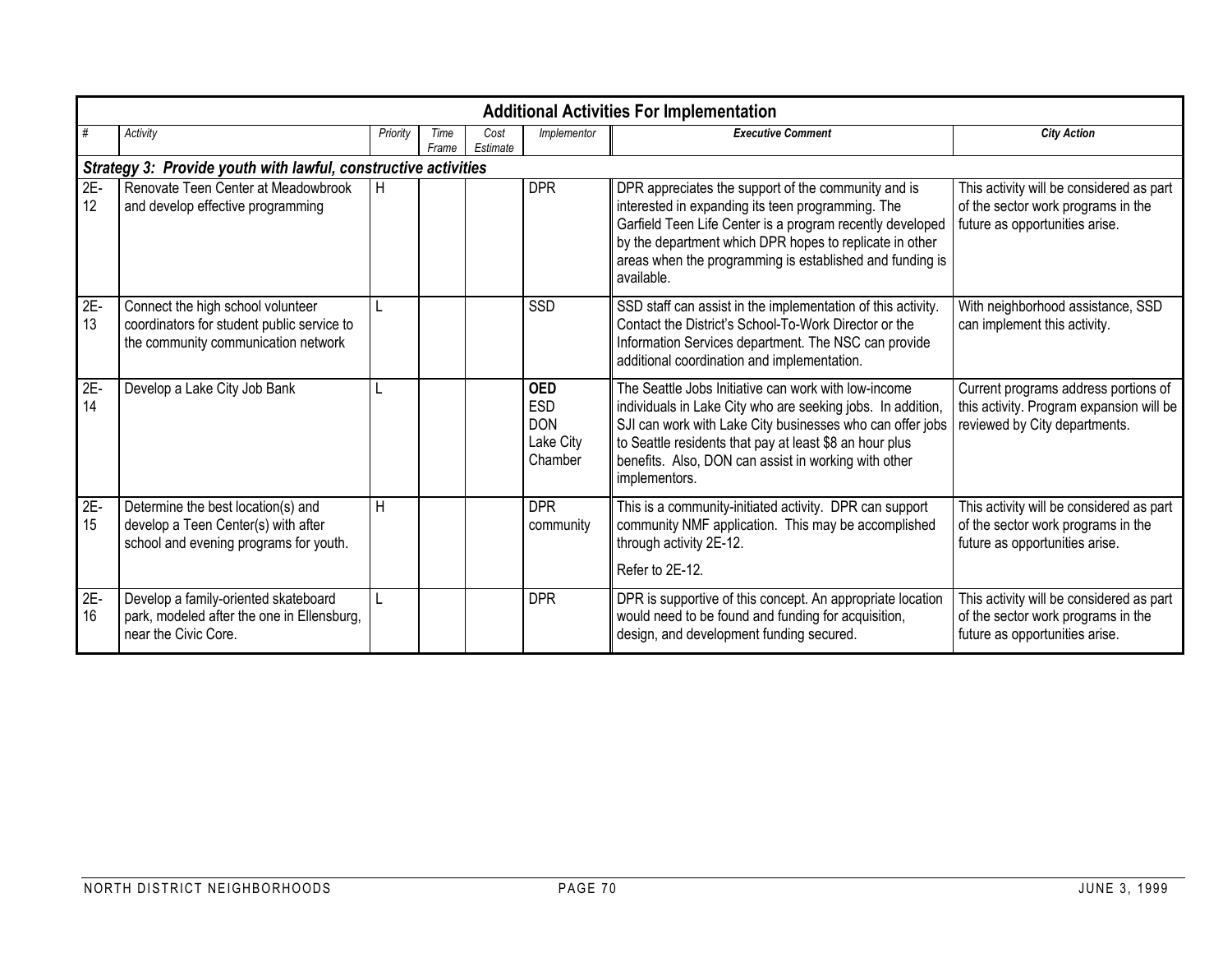| Additional Activities For Implementation | | | | | | | |
|---|---|---|---|---|---|---|---|
| # | Activity | Priority | Time Frame | Cost Estimate | Implementor | Executive Comment | City Action |
| ***Strategy 3: Provide youth with lawful, constructive activities*** | | | | | | | |
| 2E-12 | Renovate Teen Center at Meadowbrook and develop effective programming | H | | | DPR | DPR appreciates the support of the community and is interested in expanding its teen programming. The Garfield Teen Life Center is a program recently developed by the department which DPR hopes to replicate in other areas when the programming is established and funding is available. | This activity will be considered as part of the sector work programs in the future as opportunities arise. |
| 2E-13 | Connect the high school volunteer coordinators for student public service to the community communication network | L | | | SSD | SSD staff can assist in the implementation of this activity. Contact the District's School-To-Work Director or the Information Services department. The NSC can provide additional coordination and implementation. | With neighborhood assistance, SSD can implement this activity. |
| 2E-14 | Develop a Lake City Job Bank | L | | | **OED** ESD DON Lake City Chamber | The Seattle Jobs Initiative can work with low-income individuals in Lake City who are seeking jobs. In addition, SJI can work with Lake City businesses who can offer jobs to Seattle residents that pay at least $8 an hour plus benefits. Also, DON can assist in working with other implementors. | Current programs address portions of this activity. Program expansion will be reviewed by City departments. |
| 2E-15 | Determine the best location(s) and develop a Teen Center(s) with after school and evening programs for youth. | H | | | DPR community | This is a community-initiated activity. DPR can support community NMF application. This may be accomplished through activity 2E-12. Refer to 2E-12. | This activity will be considered as part of the sector work programs in the future as opportunities arise. |
| 2E-16 | Develop a family-oriented skateboard park, modeled after the one in Ellensburg, near the Civic Core. | L | | | DPR | DPR is supportive of this concept. An appropriate location would need to be found and funding for acquisition, design, and development funding secured. | This activity will be considered as part of the sector work programs in the future as opportunities arise. |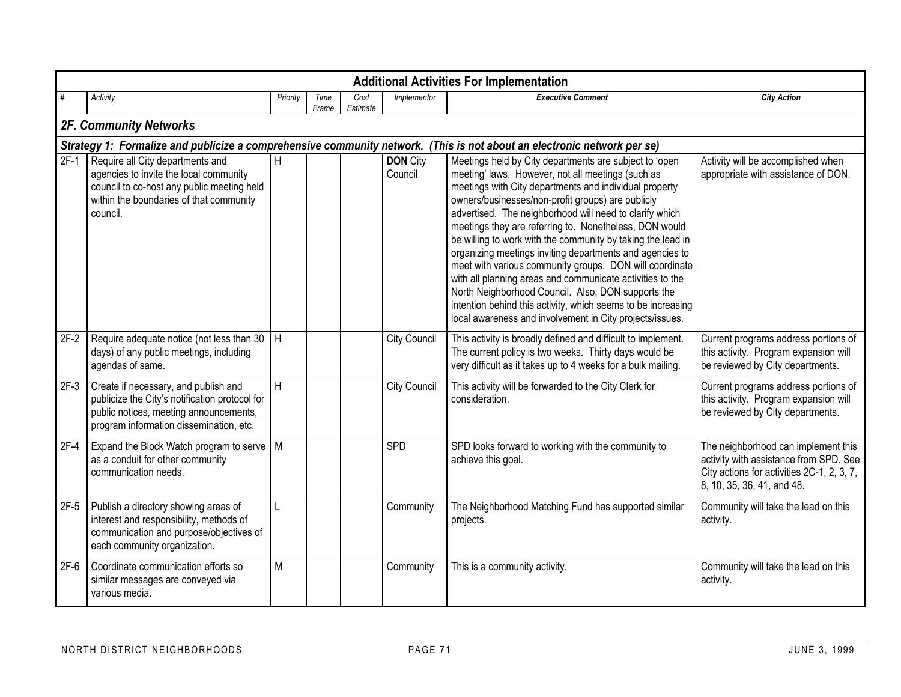## Additional Activities For Implementation

| # | Activity | Priority | Time Frame | Cost Estimate | Implementor | Executive Comment | City Action |
|---|---|---|---|---|---|---|---|
| **2F. Community Networks** | | | | | | | |
| ***Strategy 1: Formalize and publicize a comprehensive community network. (This is not about an electronic network per se)*** | | | | | | | |
| 2F-1 | Require all City departments and agencies to invite the local community council to co-host any public meeting held within the boundaries of that community council. | H | | | **DON** City Council | Meetings held by City departments are subject to 'open meeting' laws. However, not all meetings (such as meetings with City departments and individual property owners/businesses/non-profit groups) are publicly advertised. The neighborhood will need to clarify which meetings they are referring to. Nonetheless, DON would be willing to work with the community by taking the lead in organizing meetings inviting departments and agencies to meet with various community groups. DON will coordinate with all planning areas and communicate activities to the North Neighborhood Council. Also, DON supports the intention behind this activity, which seems to be increasing local awareness and involvement in City projects/issues. | Activity will be accomplished when appropriate with assistance of DON. |
| 2F-2 | Require adequate notice (not less than 30 days) of any public meetings, including agendas of same. | H | | | City Council | This activity is broadly defined and difficult to implement. The current policy is two weeks. Thirty days would be very difficult as it takes up to 4 weeks for a bulk mailing. | Current programs address portions of this activity. Program expansion will be reviewed by City departments. |
| 2F-3 | Create if necessary, and publish and publicize the City's notification protocol for public notices, meeting announcements, program information dissemination, etc. | H | | | City Council | This activity will be forwarded to the City Clerk for consideration. | Current programs address portions of this activity. Program expansion will be reviewed by City departments. |
| 2F-4 | Expand the Block Watch program to serve as a conduit for other community communication needs. | M | | | SPD | SPD looks forward to working with the community to achieve this goal. | The neighborhood can implement this activity with assistance from SPD. See City actions for activities 2C-1, 2, 3, 7, 8, 10, 35, 36, 41, and 48. |
| 2F-5 | Publish a directory showing areas of interest and responsibility, methods of communication and purpose/objectives of each community organization. | L | | | Community | The Neighborhood Matching Fund has supported similar projects. | Community will take the lead on this activity. |
| 2F-6 | Coordinate communication efforts so similar messages are conveyed via various media. | M | | | Community | This is a community activity. | Community will take the lead on this activity. |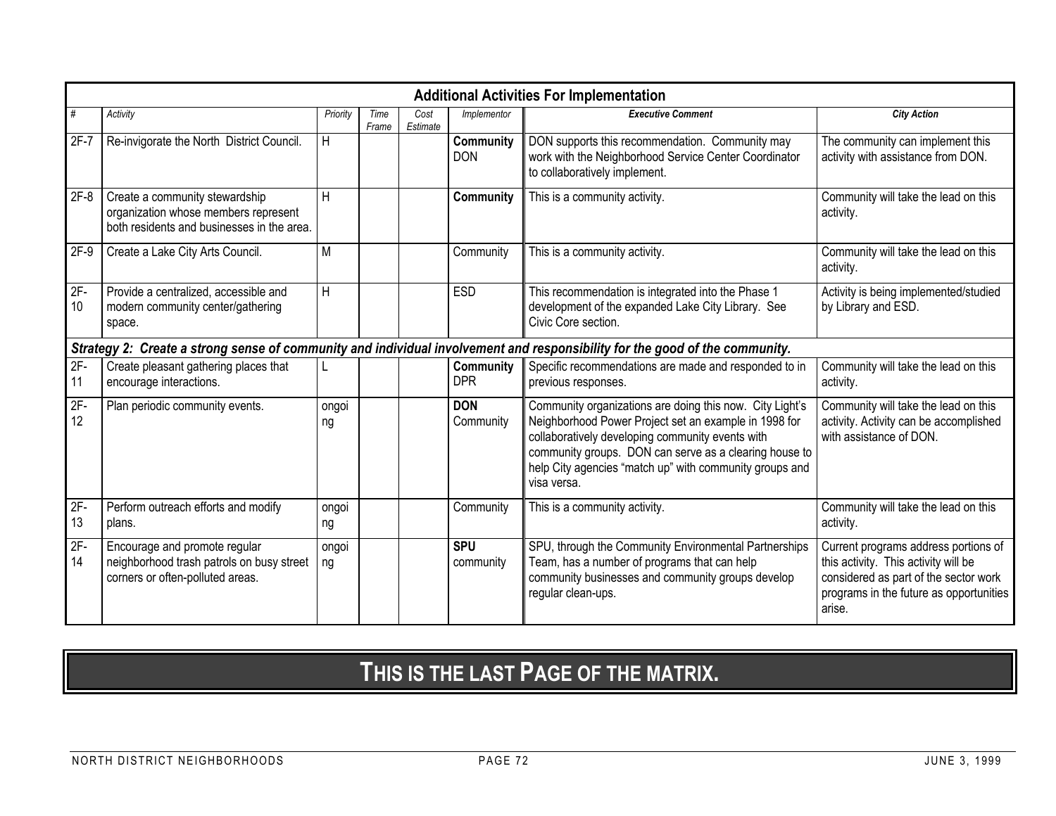| Additional Activities For Implementation | | | | | | | |
|---|---|---|---|---|---|---|---|
| # | Activity | Priority | Time Frame | Cost Estimate | Implementor | Executive Comment | City Action |
| 2F-7 | Re-invigorate the North District Council. | H | | | **Community** DON | DON supports this recommendation. Community may work with the Neighborhood Service Center Coordinator to collaboratively implement. | The community can implement this activity with assistance from DON. |
| 2F-8 | Create a community stewardship organization whose members represent both residents and businesses in the area. | H | | | **Community** | This is a community activity. | Community will take the lead on this activity. |
| 2F-9 | Create a Lake City Arts Council. | M | | | Community | This is a community activity. | Community will take the lead on this activity. |
| 2F-10 | Provide a centralized, accessible and modern community center/gathering space. | H | | | ESD | This recommendation is integrated into the Phase 1 development of the expanded Lake City Library. See Civic Core section. | Activity is being implemented/studied by Library and ESD. |
| ***Strategy 2: Create a strong sense of community and individual involvement and responsibility for the good of the community.*** | | | | | | | |
| 2F-11 | Create pleasant gathering places that encourage interactions. | L | | | **Community** DPR | Specific recommendations are made and responded to in previous responses. | Community will take the lead on this activity. |
| 2F-12 | Plan periodic community events. | ongoing | | | **DON** Community | Community organizations are doing this now. City Light's Neighborhood Power Project set an example in 1998 for collaboratively developing community events with community groups. DON can serve as a clearing house to help City agencies "match up" with community groups and visa versa. | Community will take the lead on this activity. Activity can be accomplished with assistance of DON. |
| 2F-13 | Perform outreach efforts and modify plans. | ongoing | | | Community | This is a community activity. | Community will take the lead on this activity. |
| 2F-14 | Encourage and promote regular neighborhood trash patrols on busy street corners or often-polluted areas. | ongoing | | | **SPU** community | SPU, through the Community Environmental Partnerships Team, has a number of programs that can help community businesses and community groups develop regular clean-ups. | Current programs address portions of this activity. This activity will be considered as part of the sector work programs in the future as opportunities arise. |

# THIS IS THE LAST PAGE OF THE MATRIX.